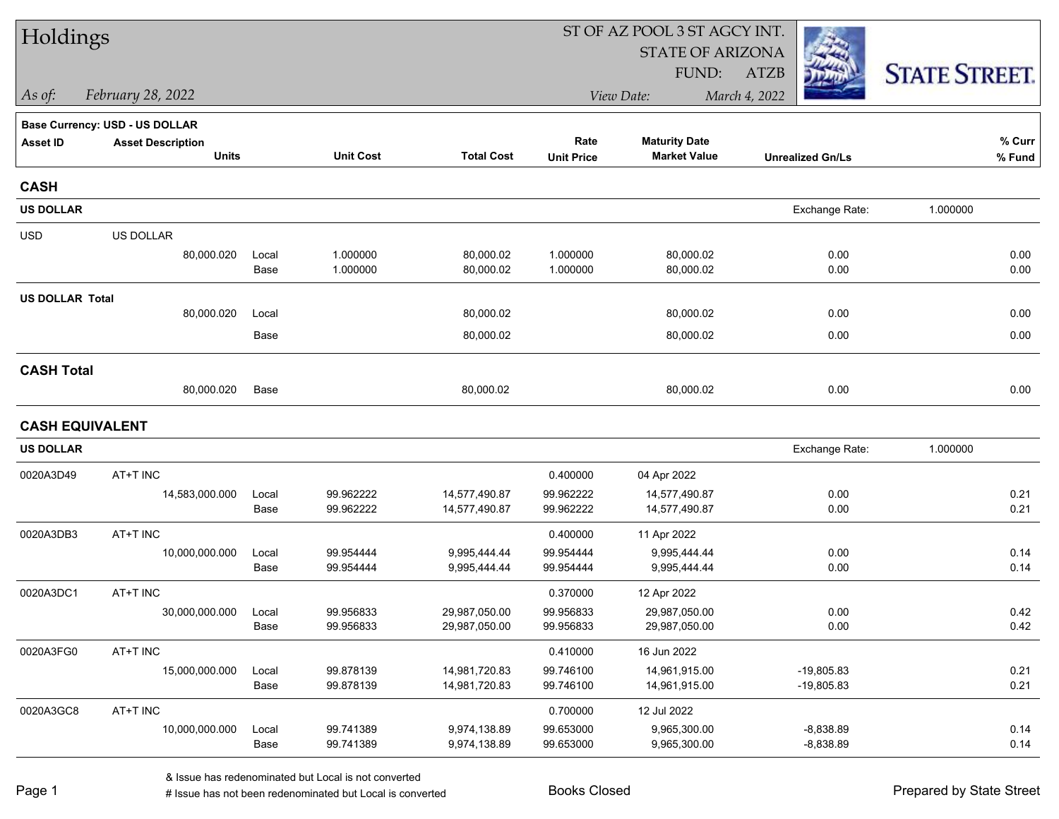# Holdings

ST OF AZ POOL 3 ST AGCY INT.
STATE OF ARIZONA
FUND: ATZB

*As of:* *February 28, 2022*

*View Date:* *March 4, 2022*

STATE STREET.

**Base Currency: USD - US DOLLAR**

| Asset ID | Asset Description / Units | | Unit Cost | Total Cost | Rate / Unit Price | Maturity Date / Market Value | Unrealized Gn/Ls | % Curr / % Fund |
|---|---|---|---|---|---|---|---|---|
| **CASH** | | | | | | | | |
| **US DOLLAR** | | | | | | | Exchange Rate: 1.000000 | |
| USD | US DOLLAR | | | | | | | |
| | 80,000.020 | Local | 1.000000 | 80,000.02 | 1.000000 | 80,000.02 | 0.00 | 0.00 |
| | | Base | 1.000000 | 80,000.02 | 1.000000 | 80,000.02 | 0.00 | 0.00 |
| **US DOLLAR Total** | | | | | | | | |
| | 80,000.020 | Local | | 80,000.02 | | 80,000.02 | 0.00 | 0.00 |
| | | Base | | 80,000.02 | | 80,000.02 | 0.00 | 0.00 |
| **CASH Total** | | | | | | | | |
| | 80,000.020 | Base | | 80,000.02 | | 80,000.02 | 0.00 | 0.00 |
| **CASH EQUIVALENT** | | | | | | | | |
| **US DOLLAR** | | | | | | | Exchange Rate: 1.000000 | |
| 0020A3D49 | AT+T INC | | | | 0.400000 | 04 Apr 2022 | | |
| | 14,583,000.000 | Local | 99.962222 | 14,577,490.87 | 99.962222 | 14,577,490.87 | 0.00 | 0.21 |
| | | Base | 99.962222 | 14,577,490.87 | 99.962222 | 14,577,490.87 | 0.00 | 0.21 |
| 0020A3DB3 | AT+T INC | | | | 0.400000 | 11 Apr 2022 | | |
| | 10,000,000.000 | Local | 99.954444 | 9,995,444.44 | 99.954444 | 9,995,444.44 | 0.00 | 0.14 |
| | | Base | 99.954444 | 9,995,444.44 | 99.954444 | 9,995,444.44 | 0.00 | 0.14 |
| 0020A3DC1 | AT+T INC | | | | 0.370000 | 12 Apr 2022 | | |
| | 30,000,000.000 | Local | 99.956833 | 29,987,050.00 | 99.956833 | 29,987,050.00 | 0.00 | 0.42 |
| | | Base | 99.956833 | 29,987,050.00 | 99.956833 | 29,987,050.00 | 0.00 | 0.42 |
| 0020A3FG0 | AT+T INC | | | | 0.410000 | 16 Jun 2022 | | |
| | 15,000,000.000 | Local | 99.878139 | 14,981,720.83 | 99.746100 | 14,961,915.00 | -19,805.83 | 0.21 |
| | | Base | 99.878139 | 14,981,720.83 | 99.746100 | 14,961,915.00 | -19,805.83 | 0.21 |
| 0020A3GC8 | AT+T INC | | | | 0.700000 | 12 Jul 2022 | | |
| | 10,000,000.000 | Local | 99.741389 | 9,974,138.89 | 99.653000 | 9,965,300.00 | -8,838.89 | 0.14 |
| | | Base | 99.741389 | 9,974,138.89 | 99.653000 | 9,965,300.00 | -8,838.89 | 0.14 |

& Issue has redenominated but Local is not converted
# Issue has not been redenominated but Local is converted

Books Closed

Prepared by State Street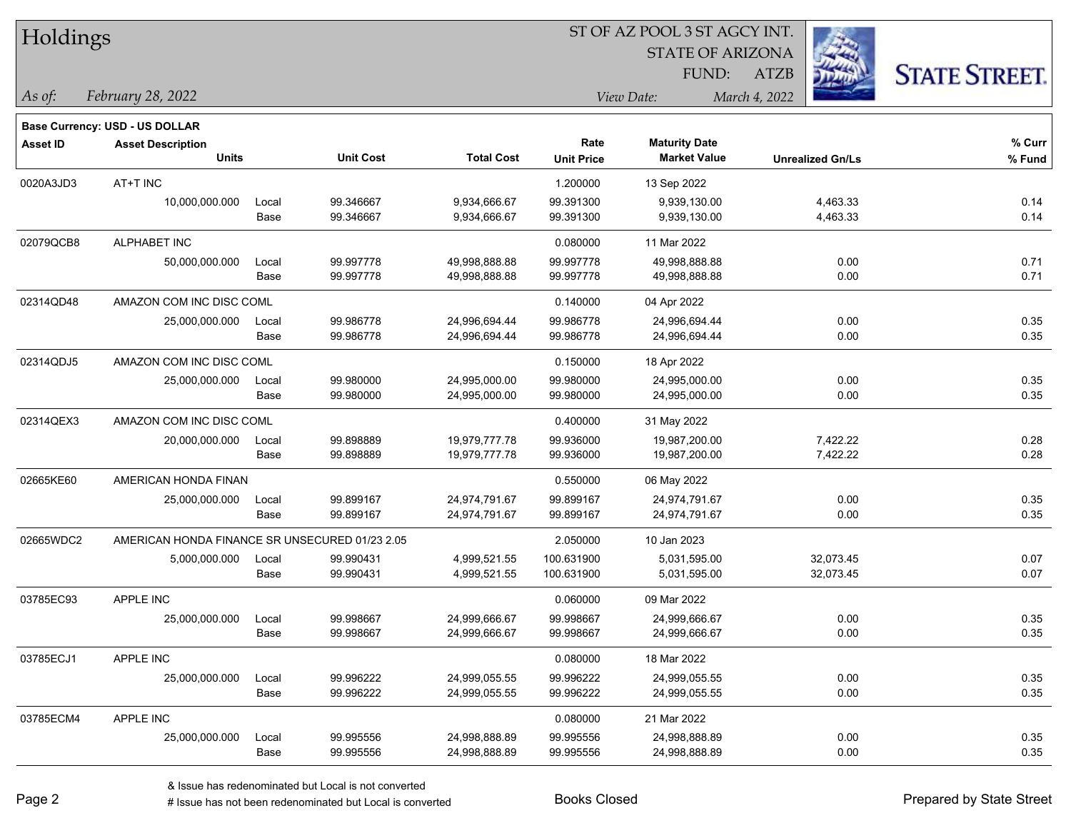# Holdings

ST OF AZ POOL 3 ST AGCY INT.
STATE OF ARIZONA
FUND: ATZB

*As of:* *February 28, 2022*
*View Date:* *March 4, 2022*

**Base Currency: USD - US DOLLAR**

| Asset ID | Asset Description / Units | | Unit Cost | Total Cost | Rate / Unit Price | Maturity Date / Market Value | Unrealized Gn/Ls | % Curr / % Fund |
|---|---|---|---|---|---|---|---|---|
| 0020A3JD3 | AT+T INC | | | | 1.200000 | 13 Sep 2022 | | |
| | 10,000,000.000 | Local | 99.346667 | 9,934,666.67 | 99.391300 | 9,939,130.00 | 4,463.33 | 0.14 |
| | | Base | 99.346667 | 9,934,666.67 | 99.391300 | 9,939,130.00 | 4,463.33 | 0.14 |
| 02079QCB8 | ALPHABET INC | | | | 0.080000 | 11 Mar 2022 | | |
| | 50,000,000.000 | Local | 99.997778 | 49,998,888.88 | 99.997778 | 49,998,888.88 | 0.00 | 0.71 |
| | | Base | 99.997778 | 49,998,888.88 | 99.997778 | 49,998,888.88 | 0.00 | 0.71 |
| 02314QD48 | AMAZON COM INC DISC COML | | | | 0.140000 | 04 Apr 2022 | | |
| | 25,000,000.000 | Local | 99.986778 | 24,996,694.44 | 99.986778 | 24,996,694.44 | 0.00 | 0.35 |
| | | Base | 99.986778 | 24,996,694.44 | 99.986778 | 24,996,694.44 | 0.00 | 0.35 |
| 02314QDJ5 | AMAZON COM INC DISC COML | | | | 0.150000 | 18 Apr 2022 | | |
| | 25,000,000.000 | Local | 99.980000 | 24,995,000.00 | 99.980000 | 24,995,000.00 | 0.00 | 0.35 |
| | | Base | 99.980000 | 24,995,000.00 | 99.980000 | 24,995,000.00 | 0.00 | 0.35 |
| 02314QEX3 | AMAZON COM INC DISC COML | | | | 0.400000 | 31 May 2022 | | |
| | 20,000,000.000 | Local | 99.898889 | 19,979,777.78 | 99.936000 | 19,987,200.00 | 7,422.22 | 0.28 |
| | | Base | 99.898889 | 19,979,777.78 | 99.936000 | 19,987,200.00 | 7,422.22 | 0.28 |
| 02665KE60 | AMERICAN HONDA FINAN | | | | 0.550000 | 06 May 2022 | | |
| | 25,000,000.000 | Local | 99.899167 | 24,974,791.67 | 99.899167 | 24,974,791.67 | 0.00 | 0.35 |
| | | Base | 99.899167 | 24,974,791.67 | 99.899167 | 24,974,791.67 | 0.00 | 0.35 |
| 02665WDC2 | AMERICAN HONDA FINANCE SR UNSECURED 01/23 2.05 | | | | 2.050000 | 10 Jan 2023 | | |
| | 5,000,000.000 | Local | 99.990431 | 4,999,521.55 | 100.631900 | 5,031,595.00 | 32,073.45 | 0.07 |
| | | Base | 99.990431 | 4,999,521.55 | 100.631900 | 5,031,595.00 | 32,073.45 | 0.07 |
| 03785EC93 | APPLE INC | | | | 0.060000 | 09 Mar 2022 | | |
| | 25,000,000.000 | Local | 99.998667 | 24,999,666.67 | 99.998667 | 24,999,666.67 | 0.00 | 0.35 |
| | | Base | 99.998667 | 24,999,666.67 | 99.998667 | 24,999,666.67 | 0.00 | 0.35 |
| 03785ECJ1 | APPLE INC | | | | 0.080000 | 18 Mar 2022 | | |
| | 25,000,000.000 | Local | 99.996222 | 24,999,055.55 | 99.996222 | 24,999,055.55 | 0.00 | 0.35 |
| | | Base | 99.996222 | 24,999,055.55 | 99.996222 | 24,999,055.55 | 0.00 | 0.35 |
| 03785ECM4 | APPLE INC | | | | 0.080000 | 21 Mar 2022 | | |
| | 25,000,000.000 | Local | 99.995556 | 24,998,888.89 | 99.995556 | 24,998,888.89 | 0.00 | 0.35 |
| | | Base | 99.995556 | 24,998,888.89 | 99.995556 | 24,998,888.89 | 0.00 | 0.35 |

& Issue has redenominated but Local is not converted
# Issue has not been redenominated but Local is converted

Books Closed

Prepared by State Street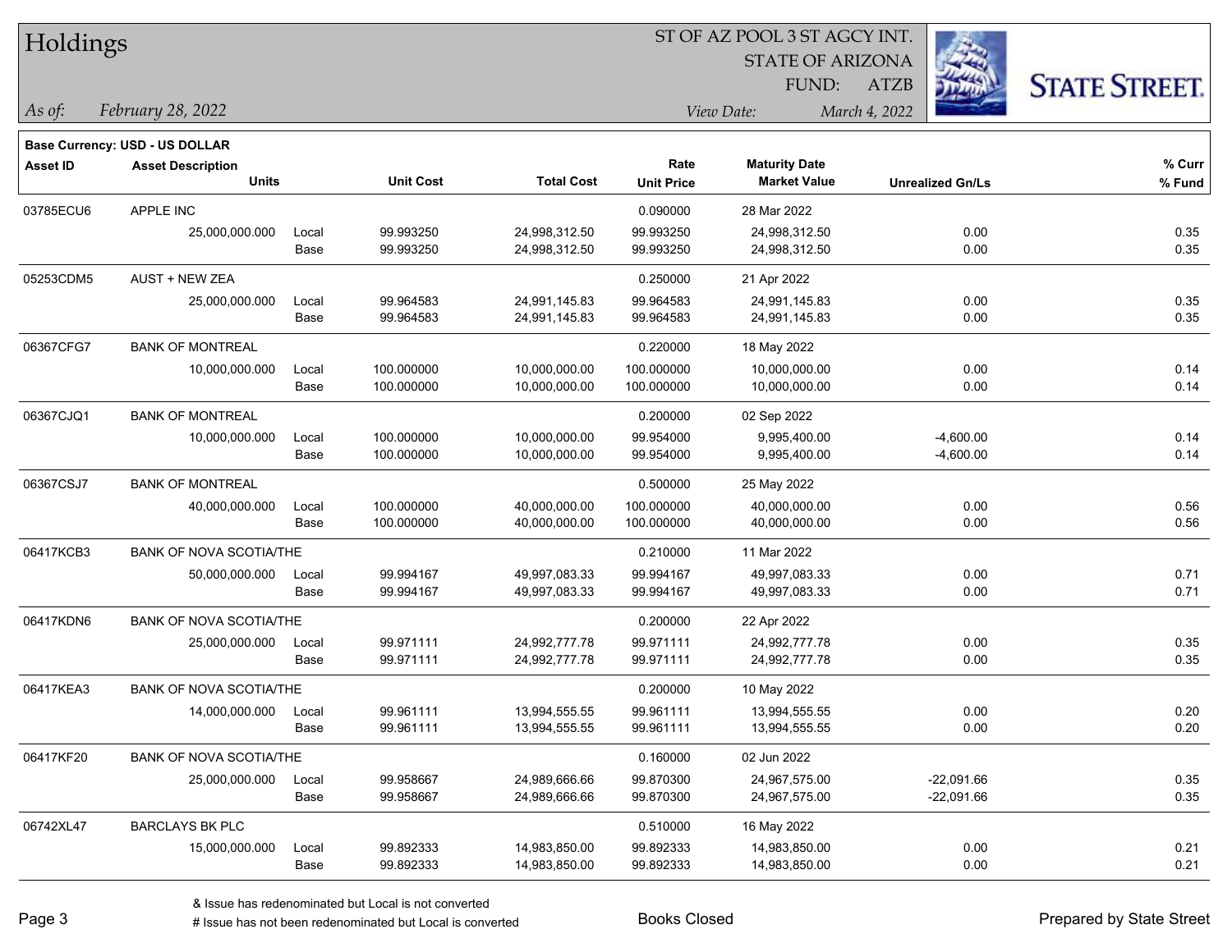# Holdings

ST OF AZ POOL 3 ST AGCY INT.
STATE OF ARIZONA
FUND: ATZB

*As of:* *February 28, 2022*

*View Date:* *March 4, 2022*

**Base Currency: USD - US DOLLAR**

| Asset ID | Asset Description / Units | | Unit Cost | Total Cost | Rate / Unit Price | Maturity Date / Market Value | Unrealized Gn/Ls | % Curr / % Fund |
|---|---|---|---|---|---|---|---|---|
| 03785ECU6 | APPLE INC | | | | 0.090000 | 28 Mar 2022 | | |
| | 25,000,000.000 | Local | 99.993250 | 24,998,312.50 | 99.993250 | 24,998,312.50 | 0.00 | 0.35 |
| | | Base | 99.993250 | 24,998,312.50 | 99.993250 | 24,998,312.50 | 0.00 | 0.35 |
| 05253CDM5 | AUST + NEW ZEA | | | | 0.250000 | 21 Apr 2022 | | |
| | 25,000,000.000 | Local | 99.964583 | 24,991,145.83 | 99.964583 | 24,991,145.83 | 0.00 | 0.35 |
| | | Base | 99.964583 | 24,991,145.83 | 99.964583 | 24,991,145.83 | 0.00 | 0.35 |
| 06367CFG7 | BANK OF MONTREAL | | | | 0.220000 | 18 May 2022 | | |
| | 10,000,000.000 | Local | 100.000000 | 10,000,000.00 | 100.000000 | 10,000,000.00 | 0.00 | 0.14 |
| | | Base | 100.000000 | 10,000,000.00 | 100.000000 | 10,000,000.00 | 0.00 | 0.14 |
| 06367CJQ1 | BANK OF MONTREAL | | | | 0.200000 | 02 Sep 2022 | | |
| | 10,000,000.000 | Local | 100.000000 | 10,000,000.00 | 99.954000 | 9,995,400.00 | -4,600.00 | 0.14 |
| | | Base | 100.000000 | 10,000,000.00 | 99.954000 | 9,995,400.00 | -4,600.00 | 0.14 |
| 06367CSJ7 | BANK OF MONTREAL | | | | 0.500000 | 25 May 2022 | | |
| | 40,000,000.000 | Local | 100.000000 | 40,000,000.00 | 100.000000 | 40,000,000.00 | 0.00 | 0.56 |
| | | Base | 100.000000 | 40,000,000.00 | 100.000000 | 40,000,000.00 | 0.00 | 0.56 |
| 06417KCB3 | BANK OF NOVA SCOTIA/THE | | | | 0.210000 | 11 Mar 2022 | | |
| | 50,000,000.000 | Local | 99.994167 | 49,997,083.33 | 99.994167 | 49,997,083.33 | 0.00 | 0.71 |
| | | Base | 99.994167 | 49,997,083.33 | 99.994167 | 49,997,083.33 | 0.00 | 0.71 |
| 06417KDN6 | BANK OF NOVA SCOTIA/THE | | | | 0.200000 | 22 Apr 2022 | | |
| | 25,000,000.000 | Local | 99.971111 | 24,992,777.78 | 99.971111 | 24,992,777.78 | 0.00 | 0.35 |
| | | Base | 99.971111 | 24,992,777.78 | 99.971111 | 24,992,777.78 | 0.00 | 0.35 |
| 06417KEA3 | BANK OF NOVA SCOTIA/THE | | | | 0.200000 | 10 May 2022 | | |
| | 14,000,000.000 | Local | 99.961111 | 13,994,555.55 | 99.961111 | 13,994,555.55 | 0.00 | 0.20 |
| | | Base | 99.961111 | 13,994,555.55 | 99.961111 | 13,994,555.55 | 0.00 | 0.20 |
| 06417KF20 | BANK OF NOVA SCOTIA/THE | | | | 0.160000 | 02 Jun 2022 | | |
| | 25,000,000.000 | Local | 99.958667 | 24,989,666.66 | 99.870300 | 24,967,575.00 | -22,091.66 | 0.35 |
| | | Base | 99.958667 | 24,989,666.66 | 99.870300 | 24,967,575.00 | -22,091.66 | 0.35 |
| 06742XL47 | BARCLAYS BK PLC | | | | 0.510000 | 16 May 2022 | | |
| | 15,000,000.000 | Local | 99.892333 | 14,983,850.00 | 99.892333 | 14,983,850.00 | 0.00 | 0.21 |
| | | Base | 99.892333 | 14,983,850.00 | 99.892333 | 14,983,850.00 | 0.00 | 0.21 |

& Issue has redenominated but Local is not converted
# Issue has not been redenominated but Local is converted

Books Closed

Prepared by State Street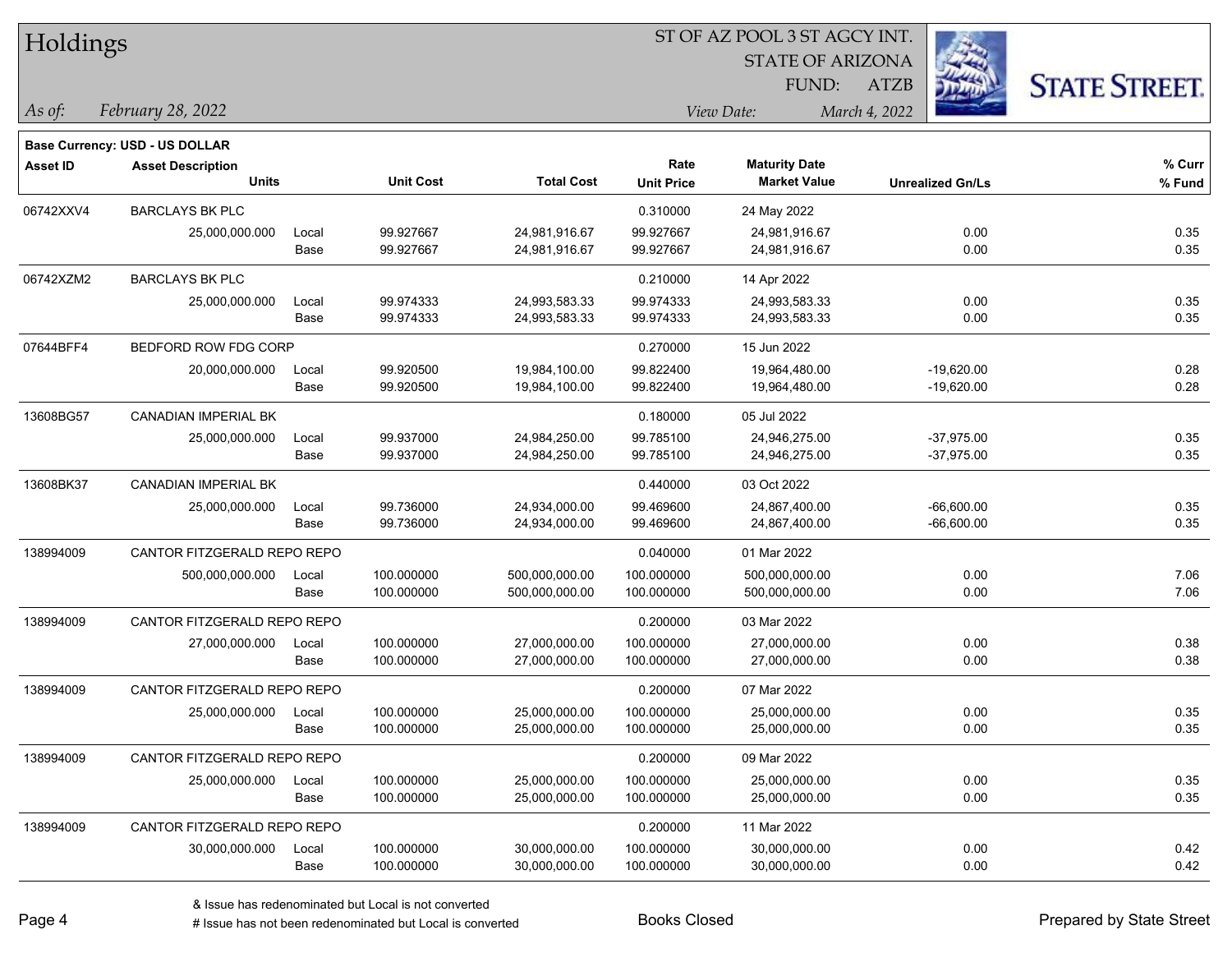# Holdings

ST OF AZ POOL 3 ST AGCY INT.
STATE OF ARIZONA
FUND: ATZB

*As of:* *February 28, 2022*
*View Date:* *March 4, 2022*

**Base Currency: USD - US DOLLAR**

| Asset ID | Asset Description / Units | | Unit Cost | Total Cost | Rate / Unit Price | Maturity Date / Market Value | Unrealized Gn/Ls | % Curr / % Fund |
|---|---|---|---|---|---|---|---|---|
| 06742XXV4 | BARCLAYS BK PLC | | | | 0.310000 | 24 May 2022 | | |
| | 25,000,000.000 | Local | 99.927667 | 24,981,916.67 | 99.927667 | 24,981,916.67 | 0.00 | 0.35 |
| | | Base | 99.927667 | 24,981,916.67 | 99.927667 | 24,981,916.67 | 0.00 | 0.35 |
| 06742XZM2 | BARCLAYS BK PLC | | | | 0.210000 | 14 Apr 2022 | | |
| | 25,000,000.000 | Local | 99.974333 | 24,993,583.33 | 99.974333 | 24,993,583.33 | 0.00 | 0.35 |
| | | Base | 99.974333 | 24,993,583.33 | 99.974333 | 24,993,583.33 | 0.00 | 0.35 |
| 07644BFF4 | BEDFORD ROW FDG CORP | | | | 0.270000 | 15 Jun 2022 | | |
| | 20,000,000.000 | Local | 99.920500 | 19,984,100.00 | 99.822400 | 19,964,480.00 | -19,620.00 | 0.28 |
| | | Base | 99.920500 | 19,984,100.00 | 99.822400 | 19,964,480.00 | -19,620.00 | 0.28 |
| 13608BG57 | CANADIAN IMPERIAL BK | | | | 0.180000 | 05 Jul 2022 | | |
| | 25,000,000.000 | Local | 99.937000 | 24,984,250.00 | 99.785100 | 24,946,275.00 | -37,975.00 | 0.35 |
| | | Base | 99.937000 | 24,984,250.00 | 99.785100 | 24,946,275.00 | -37,975.00 | 0.35 |
| 13608BK37 | CANADIAN IMPERIAL BK | | | | 0.440000 | 03 Oct 2022 | | |
| | 25,000,000.000 | Local | 99.736000 | 24,934,000.00 | 99.469600 | 24,867,400.00 | -66,600.00 | 0.35 |
| | | Base | 99.736000 | 24,934,000.00 | 99.469600 | 24,867,400.00 | -66,600.00 | 0.35 |
| 138994009 | CANTOR FITZGERALD REPO REPO | | | | 0.040000 | 01 Mar 2022 | | |
| | 500,000,000.000 | Local | 100.000000 | 500,000,000.00 | 100.000000 | 500,000,000.00 | 0.00 | 7.06 |
| | | Base | 100.000000 | 500,000,000.00 | 100.000000 | 500,000,000.00 | 0.00 | 7.06 |
| 138994009 | CANTOR FITZGERALD REPO REPO | | | | 0.200000 | 03 Mar 2022 | | |
| | 27,000,000.000 | Local | 100.000000 | 27,000,000.00 | 100.000000 | 27,000,000.00 | 0.00 | 0.38 |
| | | Base | 100.000000 | 27,000,000.00 | 100.000000 | 27,000,000.00 | 0.00 | 0.38 |
| 138994009 | CANTOR FITZGERALD REPO REPO | | | | 0.200000 | 07 Mar 2022 | | |
| | 25,000,000.000 | Local | 100.000000 | 25,000,000.00 | 100.000000 | 25,000,000.00 | 0.00 | 0.35 |
| | | Base | 100.000000 | 25,000,000.00 | 100.000000 | 25,000,000.00 | 0.00 | 0.35 |
| 138994009 | CANTOR FITZGERALD REPO REPO | | | | 0.200000 | 09 Mar 2022 | | |
| | 25,000,000.000 | Local | 100.000000 | 25,000,000.00 | 100.000000 | 25,000,000.00 | 0.00 | 0.35 |
| | | Base | 100.000000 | 25,000,000.00 | 100.000000 | 25,000,000.00 | 0.00 | 0.35 |
| 138994009 | CANTOR FITZGERALD REPO REPO | | | | 0.200000 | 11 Mar 2022 | | |
| | 30,000,000.000 | Local | 100.000000 | 30,000,000.00 | 100.000000 | 30,000,000.00 | 0.00 | 0.42 |
| | | Base | 100.000000 | 30,000,000.00 | 100.000000 | 30,000,000.00 | 0.00 | 0.42 |

& Issue has redenominated but Local is not converted
# Issue has not been redenominated but Local is converted

Books Closed

Prepared by State Street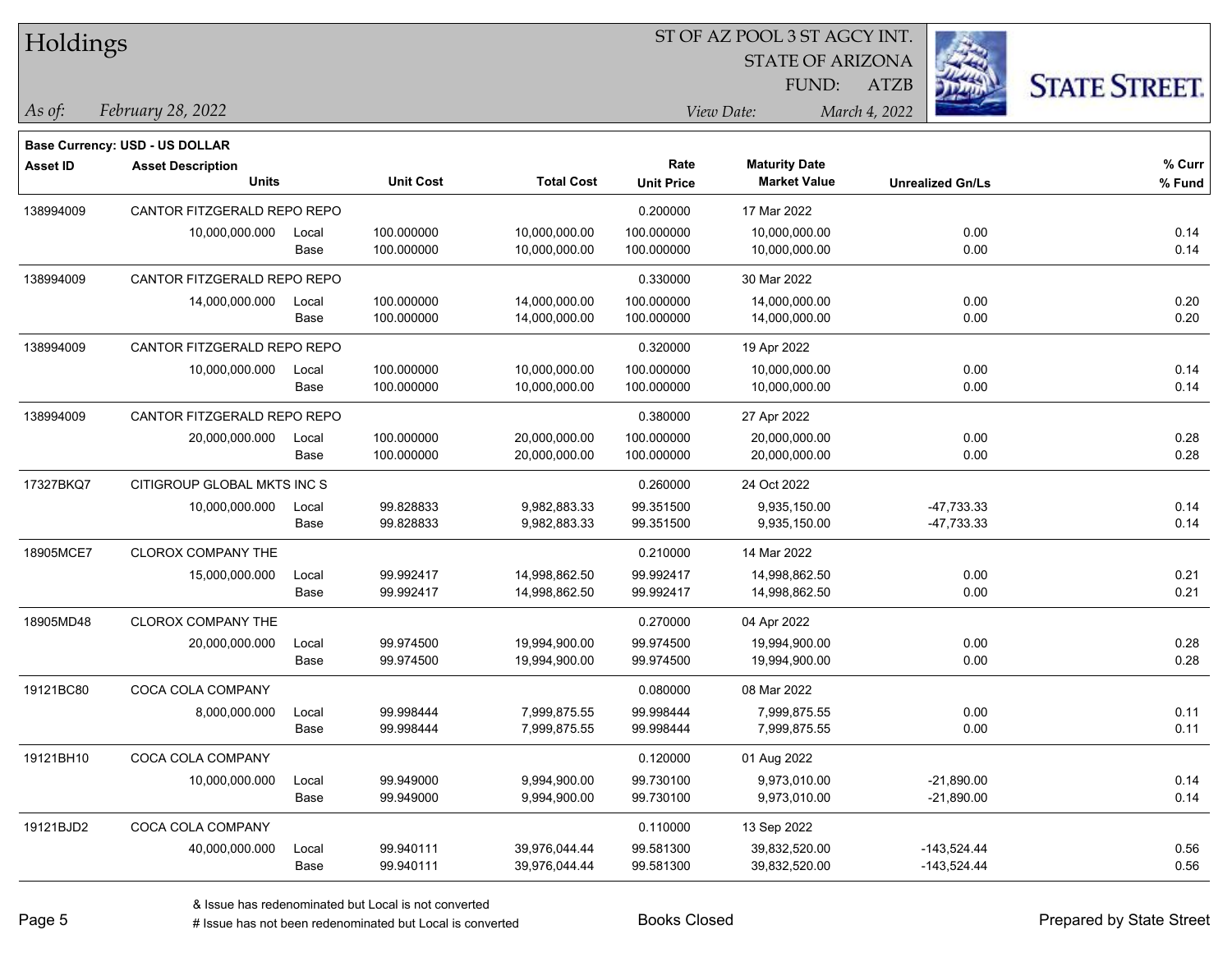# Holdings

ST OF AZ POOL 3 ST AGCY INT.
STATE OF ARIZONA
FUND: ATZB

*As of:* *February 28, 2022*

*View Date:* *March 4, 2022*

**Base Currency: USD - US DOLLAR**

| Asset ID | Asset Description / Units | | Unit Cost | Total Cost | Rate / Unit Price | Maturity Date / Market Value | Unrealized Gn/Ls | % Curr / % Fund |
|---|---|---|---|---|---|---|---|---|
| 138994009 | CANTOR FITZGERALD REPO REPO | | | | 0.200000 | 17 Mar 2022 | | |
| | 10,000,000.000 | Local | 100.000000 | 10,000,000.00 | 100.000000 | 10,000,000.00 | 0.00 | 0.14 |
| | | Base | 100.000000 | 10,000,000.00 | 100.000000 | 10,000,000.00 | 0.00 | 0.14 |
| 138994009 | CANTOR FITZGERALD REPO REPO | | | | 0.330000 | 30 Mar 2022 | | |
| | 14,000,000.000 | Local | 100.000000 | 14,000,000.00 | 100.000000 | 14,000,000.00 | 0.00 | 0.20 |
| | | Base | 100.000000 | 14,000,000.00 | 100.000000 | 14,000,000.00 | 0.00 | 0.20 |
| 138994009 | CANTOR FITZGERALD REPO REPO | | | | 0.320000 | 19 Apr 2022 | | |
| | 10,000,000.000 | Local | 100.000000 | 10,000,000.00 | 100.000000 | 10,000,000.00 | 0.00 | 0.14 |
| | | Base | 100.000000 | 10,000,000.00 | 100.000000 | 10,000,000.00 | 0.00 | 0.14 |
| 138994009 | CANTOR FITZGERALD REPO REPO | | | | 0.380000 | 27 Apr 2022 | | |
| | 20,000,000.000 | Local | 100.000000 | 20,000,000.00 | 100.000000 | 20,000,000.00 | 0.00 | 0.28 |
| | | Base | 100.000000 | 20,000,000.00 | 100.000000 | 20,000,000.00 | 0.00 | 0.28 |
| 17327BKQ7 | CITIGROUP GLOBAL MKTS INC S | | | | 0.260000 | 24 Oct 2022 | | |
| | 10,000,000.000 | Local | 99.828833 | 9,982,883.33 | 99.351500 | 9,935,150.00 | -47,733.33 | 0.14 |
| | | Base | 99.828833 | 9,982,883.33 | 99.351500 | 9,935,150.00 | -47,733.33 | 0.14 |
| 18905MCE7 | CLOROX COMPANY THE | | | | 0.210000 | 14 Mar 2022 | | |
| | 15,000,000.000 | Local | 99.992417 | 14,998,862.50 | 99.992417 | 14,998,862.50 | 0.00 | 0.21 |
| | | Base | 99.992417 | 14,998,862.50 | 99.992417 | 14,998,862.50 | 0.00 | 0.21 |
| 18905MD48 | CLOROX COMPANY THE | | | | 0.270000 | 04 Apr 2022 | | |
| | 20,000,000.000 | Local | 99.974500 | 19,994,900.00 | 99.974500 | 19,994,900.00 | 0.00 | 0.28 |
| | | Base | 99.974500 | 19,994,900.00 | 99.974500 | 19,994,900.00 | 0.00 | 0.28 |
| 19121BC80 | COCA COLA COMPANY | | | | 0.080000 | 08 Mar 2022 | | |
| | 8,000,000.000 | Local | 99.998444 | 7,999,875.55 | 99.998444 | 7,999,875.55 | 0.00 | 0.11 |
| | | Base | 99.998444 | 7,999,875.55 | 99.998444 | 7,999,875.55 | 0.00 | 0.11 |
| 19121BH10 | COCA COLA COMPANY | | | | 0.120000 | 01 Aug 2022 | | |
| | 10,000,000.000 | Local | 99.949000 | 9,994,900.00 | 99.730100 | 9,973,010.00 | -21,890.00 | 0.14 |
| | | Base | 99.949000 | 9,994,900.00 | 99.730100 | 9,973,010.00 | -21,890.00 | 0.14 |
| 19121BJD2 | COCA COLA COMPANY | | | | 0.110000 | 13 Sep 2022 | | |
| | 40,000,000.000 | Local | 99.940111 | 39,976,044.44 | 99.581300 | 39,832,520.00 | -143,524.44 | 0.56 |
| | | Base | 99.940111 | 39,976,044.44 | 99.581300 | 39,832,520.00 | -143,524.44 | 0.56 |

& Issue has redenominated but Local is not converted
# Issue has not been redenominated but Local is converted

Books Closed

Prepared by State Street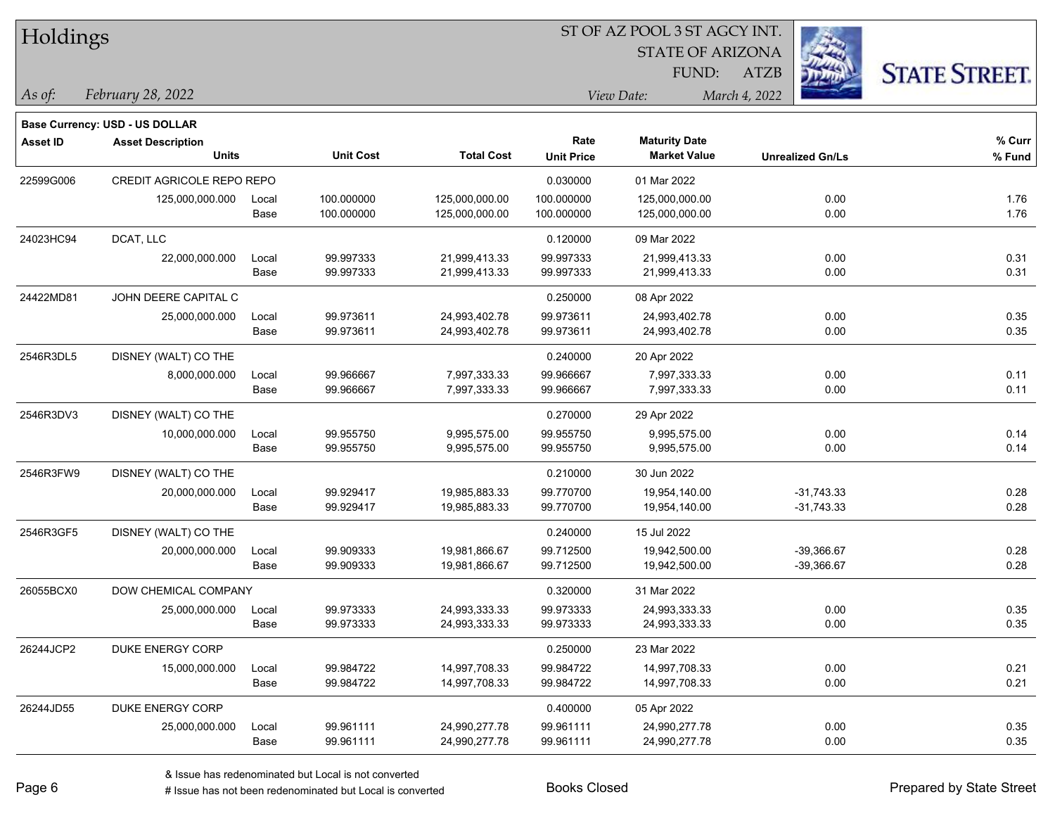# Holdings

ST OF AZ POOL 3 ST AGCY INT.
STATE OF ARIZONA
FUND: ATZB

*As of:* *February 28, 2022*

*View Date:* *March 4, 2022*

**Base Currency: USD - US DOLLAR**

| Asset ID | Asset Description / Units | | Unit Cost | Total Cost | Rate / Unit Price | Maturity Date / Market Value | Unrealized Gn/Ls | % Curr / % Fund |
|---|---|---|---|---|---|---|---|---|
| 22599G006 | CREDIT AGRICOLE REPO REPO | | | | 0.030000 | 01 Mar 2022 | | |
| | 125,000,000.000 | Local | 100.000000 | 125,000,000.00 | 100.000000 | 125,000,000.00 | 0.00 | 1.76 |
| | | Base | 100.000000 | 125,000,000.00 | 100.000000 | 125,000,000.00 | 0.00 | 1.76 |
| 24023HC94 | DCAT, LLC | | | | 0.120000 | 09 Mar 2022 | | |
| | 22,000,000.000 | Local | 99.997333 | 21,999,413.33 | 99.997333 | 21,999,413.33 | 0.00 | 0.31 |
| | | Base | 99.997333 | 21,999,413.33 | 99.997333 | 21,999,413.33 | 0.00 | 0.31 |
| 24422MD81 | JOHN DEERE CAPITAL C | | | | 0.250000 | 08 Apr 2022 | | |
| | 25,000,000.000 | Local | 99.973611 | 24,993,402.78 | 99.973611 | 24,993,402.78 | 0.00 | 0.35 |
| | | Base | 99.973611 | 24,993,402.78 | 99.973611 | 24,993,402.78 | 0.00 | 0.35 |
| 2546R3DL5 | DISNEY (WALT) CO THE | | | | 0.240000 | 20 Apr 2022 | | |
| | 8,000,000.000 | Local | 99.966667 | 7,997,333.33 | 99.966667 | 7,997,333.33 | 0.00 | 0.11 |
| | | Base | 99.966667 | 7,997,333.33 | 99.966667 | 7,997,333.33 | 0.00 | 0.11 |
| 2546R3DV3 | DISNEY (WALT) CO THE | | | | 0.270000 | 29 Apr 2022 | | |
| | 10,000,000.000 | Local | 99.955750 | 9,995,575.00 | 99.955750 | 9,995,575.00 | 0.00 | 0.14 |
| | | Base | 99.955750 | 9,995,575.00 | 99.955750 | 9,995,575.00 | 0.00 | 0.14 |
| 2546R3FW9 | DISNEY (WALT) CO THE | | | | 0.210000 | 30 Jun 2022 | | |
| | 20,000,000.000 | Local | 99.929417 | 19,985,883.33 | 99.770700 | 19,954,140.00 | -31,743.33 | 0.28 |
| | | Base | 99.929417 | 19,985,883.33 | 99.770700 | 19,954,140.00 | -31,743.33 | 0.28 |
| 2546R3GF5 | DISNEY (WALT) CO THE | | | | 0.240000 | 15 Jul 2022 | | |
| | 20,000,000.000 | Local | 99.909333 | 19,981,866.67 | 99.712500 | 19,942,500.00 | -39,366.67 | 0.28 |
| | | Base | 99.909333 | 19,981,866.67 | 99.712500 | 19,942,500.00 | -39,366.67 | 0.28 |
| 26055BCX0 | DOW CHEMICAL COMPANY | | | | 0.320000 | 31 Mar 2022 | | |
| | 25,000,000.000 | Local | 99.973333 | 24,993,333.33 | 99.973333 | 24,993,333.33 | 0.00 | 0.35 |
| | | Base | 99.973333 | 24,993,333.33 | 99.973333 | 24,993,333.33 | 0.00 | 0.35 |
| 26244JCP2 | DUKE ENERGY CORP | | | | 0.250000 | 23 Mar 2022 | | |
| | 15,000,000.000 | Local | 99.984722 | 14,997,708.33 | 99.984722 | 14,997,708.33 | 0.00 | 0.21 |
| | | Base | 99.984722 | 14,997,708.33 | 99.984722 | 14,997,708.33 | 0.00 | 0.21 |
| 26244JD55 | DUKE ENERGY CORP | | | | 0.400000 | 05 Apr 2022 | | |
| | 25,000,000.000 | Local | 99.961111 | 24,990,277.78 | 99.961111 | 24,990,277.78 | 0.00 | 0.35 |
| | | Base | 99.961111 | 24,990,277.78 | 99.961111 | 24,990,277.78 | 0.00 | 0.35 |

& Issue has redenominated but Local is not converted
# Issue has not been redenominated but Local is converted

Books Closed

Prepared by State Street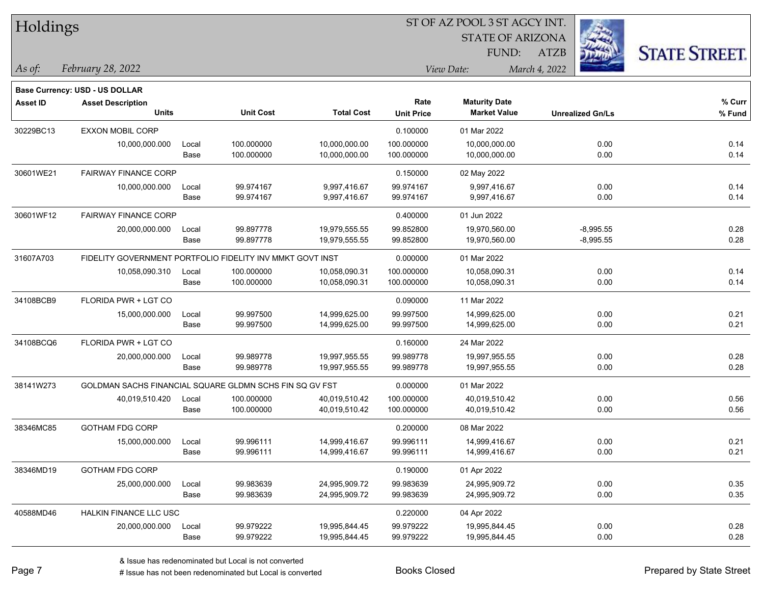**Base Currency: USD - US DOLLAR**

| Asset ID | Asset Description / Units | | Unit Cost | Total Cost | Rate / Unit Price | Maturity Date / Market Value | Unrealized Gn/Ls | % Curr / % Fund |
|---|---|---|---|---|---|---|---|---|
| 30229BC13 | EXXON MOBIL CORP | | | | 0.100000 | 01 Mar 2022 | | |
| | 10,000,000.000 | Local | 100.000000 | 10,000,000.00 | 100.000000 | 10,000,000.00 | 0.00 | 0.14 |
| | | Base | 100.000000 | 10,000,000.00 | 100.000000 | 10,000,000.00 | 0.00 | 0.14 |
| 30601WE21 | FAIRWAY FINANCE CORP | | | | 0.150000 | 02 May 2022 | | |
| | 10,000,000.000 | Local | 99.974167 | 9,997,416.67 | 99.974167 | 9,997,416.67 | 0.00 | 0.14 |
| | | Base | 99.974167 | 9,997,416.67 | 99.974167 | 9,997,416.67 | 0.00 | 0.14 |
| 30601WF12 | FAIRWAY FINANCE CORP | | | | 0.400000 | 01 Jun 2022 | | |
| | 20,000,000.000 | Local | 99.897778 | 19,979,555.55 | 99.852800 | 19,970,560.00 | -8,995.55 | 0.28 |
| | | Base | 99.897778 | 19,979,555.55 | 99.852800 | 19,970,560.00 | -8,995.55 | 0.28 |
| 31607A703 | FIDELITY GOVERNMENT PORTFOLIO FIDELITY INV MMKT GOVT INST | | | | 0.000000 | 01 Mar 2022 | | |
| | 10,058,090.310 | Local | 100.000000 | 10,058,090.31 | 100.000000 | 10,058,090.31 | 0.00 | 0.14 |
| | | Base | 100.000000 | 10,058,090.31 | 100.000000 | 10,058,090.31 | 0.00 | 0.14 |
| 34108BCB9 | FLORIDA PWR + LGT CO | | | | 0.090000 | 11 Mar 2022 | | |
| | 15,000,000.000 | Local | 99.997500 | 14,999,625.00 | 99.997500 | 14,999,625.00 | 0.00 | 0.21 |
| | | Base | 99.997500 | 14,999,625.00 | 99.997500 | 14,999,625.00 | 0.00 | 0.21 |
| 34108BCQ6 | FLORIDA PWR + LGT CO | | | | 0.160000 | 24 Mar 2022 | | |
| | 20,000,000.000 | Local | 99.989778 | 19,997,955.55 | 99.989778 | 19,997,955.55 | 0.00 | 0.28 |
| | | Base | 99.989778 | 19,997,955.55 | 99.989778 | 19,997,955.55 | 0.00 | 0.28 |
| 38141W273 | GOLDMAN SACHS FINANCIAL SQUARE GLDMN SCHS FIN SQ GV FST | | | | 0.000000 | 01 Mar 2022 | | |
| | 40,019,510.420 | Local | 100.000000 | 40,019,510.42 | 100.000000 | 40,019,510.42 | 0.00 | 0.56 |
| | | Base | 100.000000 | 40,019,510.42 | 100.000000 | 40,019,510.42 | 0.00 | 0.56 |
| 38346MC85 | GOTHAM FDG CORP | | | | 0.200000 | 08 Mar 2022 | | |
| | 15,000,000.000 | Local | 99.996111 | 14,999,416.67 | 99.996111 | 14,999,416.67 | 0.00 | 0.21 |
| | | Base | 99.996111 | 14,999,416.67 | 99.996111 | 14,999,416.67 | 0.00 | 0.21 |
| 38346MD19 | GOTHAM FDG CORP | | | | 0.190000 | 01 Apr 2022 | | |
| | 25,000,000.000 | Local | 99.983639 | 24,995,909.72 | 99.983639 | 24,995,909.72 | 0.00 | 0.35 |
| | | Base | 99.983639 | 24,995,909.72 | 99.983639 | 24,995,909.72 | 0.00 | 0.35 |
| 40588MD46 | HALKIN FINANCE LLC USC | | | | 0.220000 | 04 Apr 2022 | | |
| | 20,000,000.000 | Local | 99.979222 | 19,995,844.45 | 99.979222 | 19,995,844.45 | 0.00 | 0.28 |
| | | Base | 99.979222 | 19,995,844.45 | 99.979222 | 19,995,844.45 | 0.00 | 0.28 |

& Issue has redenominated but Local is not converted

# Issue has not been redenominated but Local is converted

Books Closed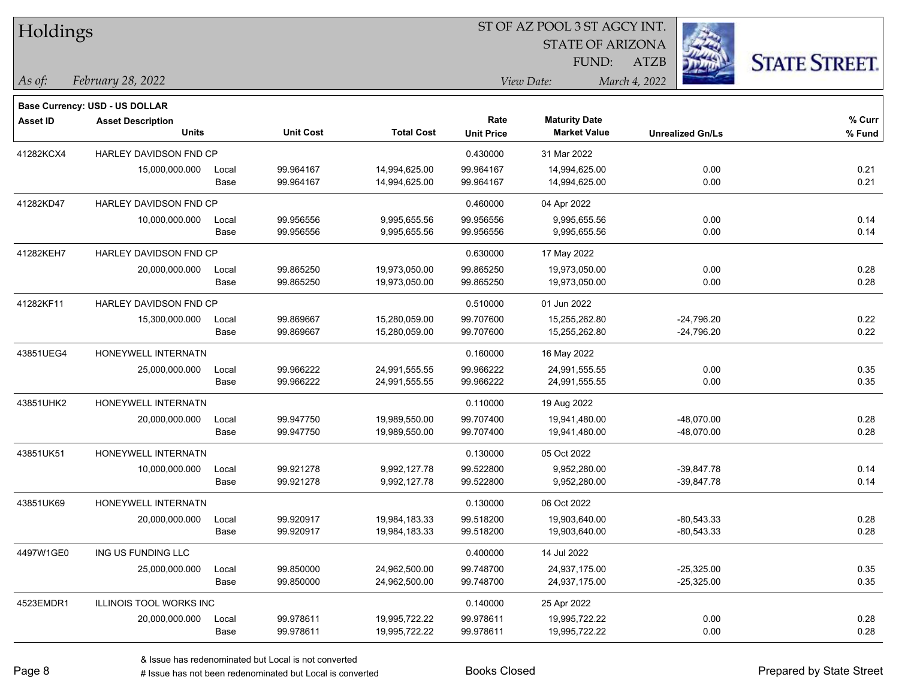# Holdings

ST OF AZ POOL 3 ST AGCY INT.
STATE OF ARIZONA
FUND: ATZB

*As of:* *February 28, 2022*

*View Date:* *March 4, 2022*

**Base Currency: USD - US DOLLAR**

| Asset ID | Asset Description / Units | | Unit Cost | Total Cost | Rate / Unit Price | Maturity Date / Market Value | Unrealized Gn/Ls | % Curr / % Fund |
|---|---|---|---|---|---|---|---|---|
| 41282KCX4 | HARLEY DAVIDSON FND CP | | | | 0.430000 | 31 Mar 2022 | | |
| | 15,000,000.000 | Local | 99.964167 | 14,994,625.00 | 99.964167 | 14,994,625.00 | 0.00 | 0.21 |
| | | Base | 99.964167 | 14,994,625.00 | 99.964167 | 14,994,625.00 | 0.00 | 0.21 |
| 41282KD47 | HARLEY DAVIDSON FND CP | | | | 0.460000 | 04 Apr 2022 | | |
| | 10,000,000.000 | Local | 99.956556 | 9,995,655.56 | 99.956556 | 9,995,655.56 | 0.00 | 0.14 |
| | | Base | 99.956556 | 9,995,655.56 | 99.956556 | 9,995,655.56 | 0.00 | 0.14 |
| 41282KEH7 | HARLEY DAVIDSON FND CP | | | | 0.630000 | 17 May 2022 | | |
| | 20,000,000.000 | Local | 99.865250 | 19,973,050.00 | 99.865250 | 19,973,050.00 | 0.00 | 0.28 |
| | | Base | 99.865250 | 19,973,050.00 | 99.865250 | 19,973,050.00 | 0.00 | 0.28 |
| 41282KF11 | HARLEY DAVIDSON FND CP | | | | 0.510000 | 01 Jun 2022 | | |
| | 15,300,000.000 | Local | 99.869667 | 15,280,059.00 | 99.707600 | 15,255,262.80 | -24,796.20 | 0.22 |
| | | Base | 99.869667 | 15,280,059.00 | 99.707600 | 15,255,262.80 | -24,796.20 | 0.22 |
| 43851UEG4 | HONEYWELL INTERNATN | | | | 0.160000 | 16 May 2022 | | |
| | 25,000,000.000 | Local | 99.966222 | 24,991,555.55 | 99.966222 | 24,991,555.55 | 0.00 | 0.35 |
| | | Base | 99.966222 | 24,991,555.55 | 99.966222 | 24,991,555.55 | 0.00 | 0.35 |
| 43851UHK2 | HONEYWELL INTERNATN | | | | 0.110000 | 19 Aug 2022 | | |
| | 20,000,000.000 | Local | 99.947750 | 19,989,550.00 | 99.707400 | 19,941,480.00 | -48,070.00 | 0.28 |
| | | Base | 99.947750 | 19,989,550.00 | 99.707400 | 19,941,480.00 | -48,070.00 | 0.28 |
| 43851UK51 | HONEYWELL INTERNATN | | | | 0.130000 | 05 Oct 2022 | | |
| | 10,000,000.000 | Local | 99.921278 | 9,992,127.78 | 99.522800 | 9,952,280.00 | -39,847.78 | 0.14 |
| | | Base | 99.921278 | 9,992,127.78 | 99.522800 | 9,952,280.00 | -39,847.78 | 0.14 |
| 43851UK69 | HONEYWELL INTERNATN | | | | 0.130000 | 06 Oct 2022 | | |
| | 20,000,000.000 | Local | 99.920917 | 19,984,183.33 | 99.518200 | 19,903,640.00 | -80,543.33 | 0.28 |
| | | Base | 99.920917 | 19,984,183.33 | 99.518200 | 19,903,640.00 | -80,543.33 | 0.28 |
| 4497W1GE0 | ING US FUNDING LLC | | | | 0.400000 | 14 Jul 2022 | | |
| | 25,000,000.000 | Local | 99.850000 | 24,962,500.00 | 99.748700 | 24,937,175.00 | -25,325.00 | 0.35 |
| | | Base | 99.850000 | 24,962,500.00 | 99.748700 | 24,937,175.00 | -25,325.00 | 0.35 |
| 4523EMDR1 | ILLINOIS TOOL WORKS INC | | | | 0.140000 | 25 Apr 2022 | | |
| | 20,000,000.000 | Local | 99.978611 | 19,995,722.22 | 99.978611 | 19,995,722.22 | 0.00 | 0.28 |
| | | Base | 99.978611 | 19,995,722.22 | 99.978611 | 19,995,722.22 | 0.00 | 0.28 |

& Issue has redenominated but Local is not converted
# Issue has not been redenominated but Local is converted

Books Closed

Prepared by State Street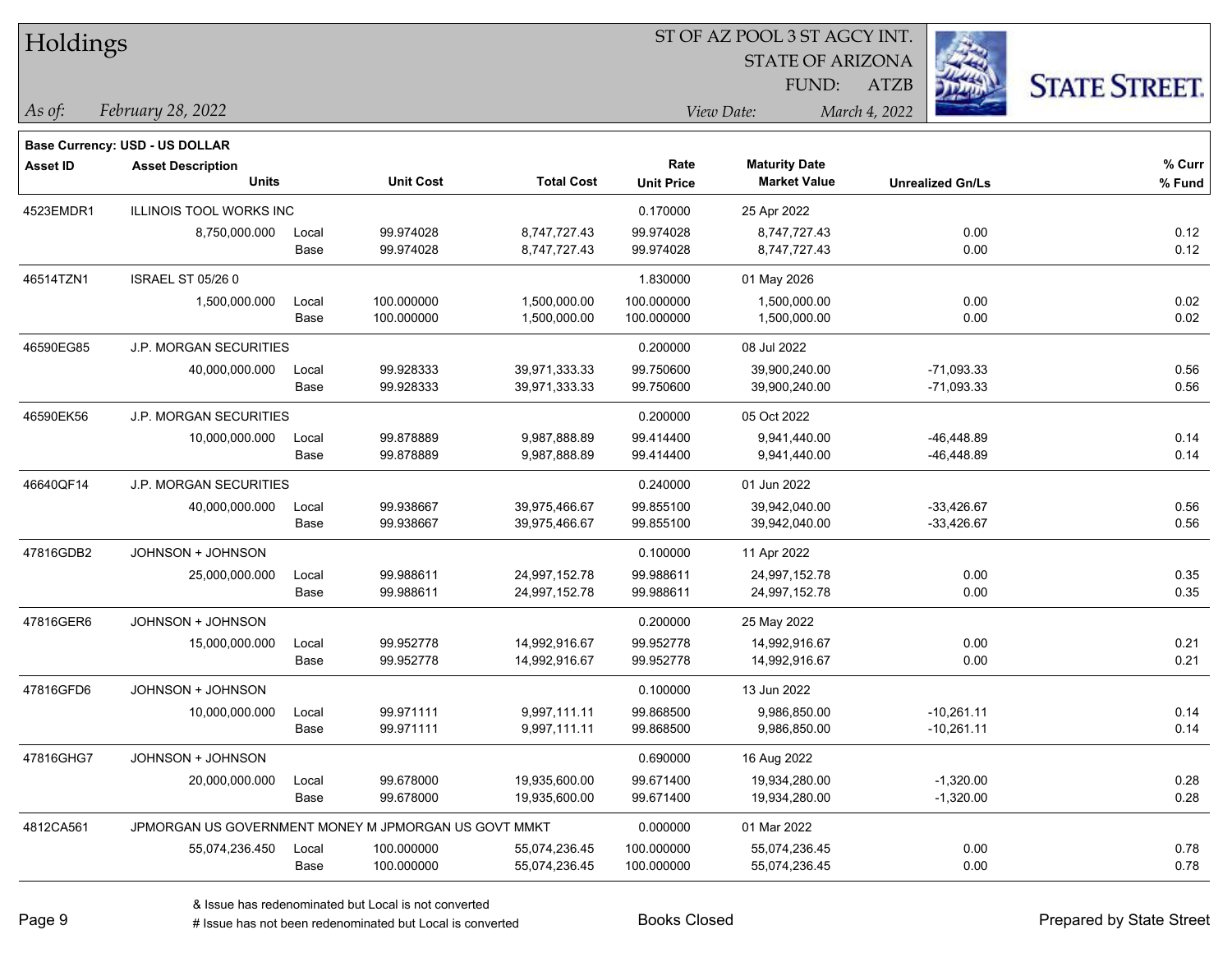# Holdings

ST OF AZ POOL 3 ST AGCY INT.
STATE OF ARIZONA
FUND: ATZB

*As of:* *February 28, 2022*
*View Date:* *March 4, 2022*

**Base Currency: USD - US DOLLAR**

| Asset ID | Asset Description / Units | | Unit Cost | Total Cost | Rate / Unit Price | Maturity Date / Market Value | Unrealized Gn/Ls | % Curr / % Fund |
|---|---|---|---|---|---|---|---|---|
| 4523EMDR1 | ILLINOIS TOOL WORKS INC | | | | 0.170000 | 25 Apr 2022 | | |
| | 8,750,000.000 | Local | 99.974028 | 8,747,727.43 | 99.974028 | 8,747,727.43 | 0.00 | 0.12 |
| | | Base | 99.974028 | 8,747,727.43 | 99.974028 | 8,747,727.43 | 0.00 | 0.12 |
| 46514TZN1 | ISRAEL ST 05/26 0 | | | | 1.830000 | 01 May 2026 | | |
| | 1,500,000.000 | Local | 100.000000 | 1,500,000.00 | 100.000000 | 1,500,000.00 | 0.00 | 0.02 |
| | | Base | 100.000000 | 1,500,000.00 | 100.000000 | 1,500,000.00 | 0.00 | 0.02 |
| 46590EG85 | J.P. MORGAN SECURITIES | | | | 0.200000 | 08 Jul 2022 | | |
| | 40,000,000.000 | Local | 99.928333 | 39,971,333.33 | 99.750600 | 39,900,240.00 | -71,093.33 | 0.56 |
| | | Base | 99.928333 | 39,971,333.33 | 99.750600 | 39,900,240.00 | -71,093.33 | 0.56 |
| 46590EK56 | J.P. MORGAN SECURITIES | | | | 0.200000 | 05 Oct 2022 | | |
| | 10,000,000.000 | Local | 99.878889 | 9,987,888.89 | 99.414400 | 9,941,440.00 | -46,448.89 | 0.14 |
| | | Base | 99.878889 | 9,987,888.89 | 99.414400 | 9,941,440.00 | -46,448.89 | 0.14 |
| 46640QF14 | J.P. MORGAN SECURITIES | | | | 0.240000 | 01 Jun 2022 | | |
| | 40,000,000.000 | Local | 99.938667 | 39,975,466.67 | 99.855100 | 39,942,040.00 | -33,426.67 | 0.56 |
| | | Base | 99.938667 | 39,975,466.67 | 99.855100 | 39,942,040.00 | -33,426.67 | 0.56 |
| 47816GDB2 | JOHNSON + JOHNSON | | | | 0.100000 | 11 Apr 2022 | | |
| | 25,000,000.000 | Local | 99.988611 | 24,997,152.78 | 99.988611 | 24,997,152.78 | 0.00 | 0.35 |
| | | Base | 99.988611 | 24,997,152.78 | 99.988611 | 24,997,152.78 | 0.00 | 0.35 |
| 47816GER6 | JOHNSON + JOHNSON | | | | 0.200000 | 25 May 2022 | | |
| | 15,000,000.000 | Local | 99.952778 | 14,992,916.67 | 99.952778 | 14,992,916.67 | 0.00 | 0.21 |
| | | Base | 99.952778 | 14,992,916.67 | 99.952778 | 14,992,916.67 | 0.00 | 0.21 |
| 47816GFD6 | JOHNSON + JOHNSON | | | | 0.100000 | 13 Jun 2022 | | |
| | 10,000,000.000 | Local | 99.971111 | 9,997,111.11 | 99.868500 | 9,986,850.00 | -10,261.11 | 0.14 |
| | | Base | 99.971111 | 9,997,111.11 | 99.868500 | 9,986,850.00 | -10,261.11 | 0.14 |
| 47816GHG7 | JOHNSON + JOHNSON | | | | 0.690000 | 16 Aug 2022 | | |
| | 20,000,000.000 | Local | 99.678000 | 19,935,600.00 | 99.671400 | 19,934,280.00 | -1,320.00 | 0.28 |
| | | Base | 99.678000 | 19,935,600.00 | 99.671400 | 19,934,280.00 | -1,320.00 | 0.28 |
| 4812CA561 | JPMORGAN US GOVERNMENT MONEY M JPMORGAN US GOVT MMKT | | | | 0.000000 | 01 Mar 2022 | | |
| | 55,074,236.450 | Local | 100.000000 | 55,074,236.45 | 100.000000 | 55,074,236.45 | 0.00 | 0.78 |
| | | Base | 100.000000 | 55,074,236.45 | 100.000000 | 55,074,236.45 | 0.00 | 0.78 |

& Issue has redenominated but Local is not converted
# Issue has not been redenominated but Local is converted

Books Closed

Prepared by State Street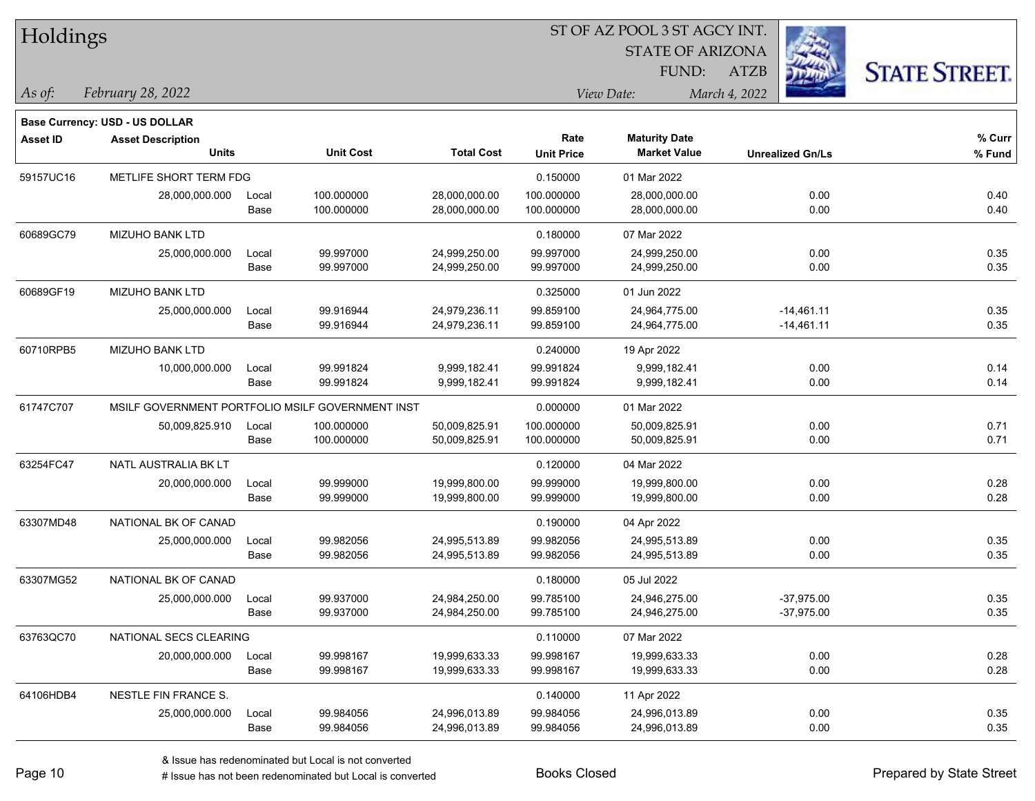# Holdings

ST OF AZ POOL 3 ST AGCY INT.
STATE OF ARIZONA
FUND: ATZB

*As of:* *February 28, 2022*
*View Date:* *March 4, 2022*

**Base Currency: USD - US DOLLAR**

| Asset ID | Asset Description / Units | | Unit Cost | Total Cost | Rate / Unit Price | Maturity Date / Market Value | Unrealized Gn/Ls | % Curr / % Fund |
|---|---|---|---|---|---|---|---|---|
| 59157UC16 | METLIFE SHORT TERM FDG | | | | 0.150000 | 01 Mar 2022 | | |
| | 28,000,000.000 | Local | 100.000000 | 28,000,000.00 | 100.000000 | 28,000,000.00 | 0.00 | 0.40 |
| | | Base | 100.000000 | 28,000,000.00 | 100.000000 | 28,000,000.00 | 0.00 | 0.40 |
| 60689GC79 | MIZUHO BANK LTD | | | | 0.180000 | 07 Mar 2022 | | |
| | 25,000,000.000 | Local | 99.997000 | 24,999,250.00 | 99.997000 | 24,999,250.00 | 0.00 | 0.35 |
| | | Base | 99.997000 | 24,999,250.00 | 99.997000 | 24,999,250.00 | 0.00 | 0.35 |
| 60689GF19 | MIZUHO BANK LTD | | | | 0.325000 | 01 Jun 2022 | | |
| | 25,000,000.000 | Local | 99.916944 | 24,979,236.11 | 99.859100 | 24,964,775.00 | -14,461.11 | 0.35 |
| | | Base | 99.916944 | 24,979,236.11 | 99.859100 | 24,964,775.00 | -14,461.11 | 0.35 |
| 60710RPB5 | MIZUHO BANK LTD | | | | 0.240000 | 19 Apr 2022 | | |
| | 10,000,000.000 | Local | 99.991824 | 9,999,182.41 | 99.991824 | 9,999,182.41 | 0.00 | 0.14 |
| | | Base | 99.991824 | 9,999,182.41 | 99.991824 | 9,999,182.41 | 0.00 | 0.14 |
| 61747C707 | MSILF GOVERNMENT PORTFOLIO MSILF GOVERNMENT INST | | | | 0.000000 | 01 Mar 2022 | | |
| | 50,009,825.910 | Local | 100.000000 | 50,009,825.91 | 100.000000 | 50,009,825.91 | 0.00 | 0.71 |
| | | Base | 100.000000 | 50,009,825.91 | 100.000000 | 50,009,825.91 | 0.00 | 0.71 |
| 63254FC47 | NATL AUSTRALIA BK LT | | | | 0.120000 | 04 Mar 2022 | | |
| | 20,000,000.000 | Local | 99.999000 | 19,999,800.00 | 99.999000 | 19,999,800.00 | 0.00 | 0.28 |
| | | Base | 99.999000 | 19,999,800.00 | 99.999000 | 19,999,800.00 | 0.00 | 0.28 |
| 63307MD48 | NATIONAL BK OF CANAD | | | | 0.190000 | 04 Apr 2022 | | |
| | 25,000,000.000 | Local | 99.982056 | 24,995,513.89 | 99.982056 | 24,995,513.89 | 0.00 | 0.35 |
| | | Base | 99.982056 | 24,995,513.89 | 99.982056 | 24,995,513.89 | 0.00 | 0.35 |
| 63307MG52 | NATIONAL BK OF CANAD | | | | 0.180000 | 05 Jul 2022 | | |
| | 25,000,000.000 | Local | 99.937000 | 24,984,250.00 | 99.785100 | 24,946,275.00 | -37,975.00 | 0.35 |
| | | Base | 99.937000 | 24,984,250.00 | 99.785100 | 24,946,275.00 | -37,975.00 | 0.35 |
| 63763QC70 | NATIONAL SECS CLEARING | | | | 0.110000 | 07 Mar 2022 | | |
| | 20,000,000.000 | Local | 99.998167 | 19,999,633.33 | 99.998167 | 19,999,633.33 | 0.00 | 0.28 |
| | | Base | 99.998167 | 19,999,633.33 | 99.998167 | 19,999,633.33 | 0.00 | 0.28 |
| 64106HDB4 | NESTLE FIN FRANCE S. | | | | 0.140000 | 11 Apr 2022 | | |
| | 25,000,000.000 | Local | 99.984056 | 24,996,013.89 | 99.984056 | 24,996,013.89 | 0.00 | 0.35 |
| | | Base | 99.984056 | 24,996,013.89 | 99.984056 | 24,996,013.89 | 0.00 | 0.35 |

& Issue has redenominated but Local is not converted
# Issue has not been redenominated but Local is converted

Books Closed

Prepared by State Street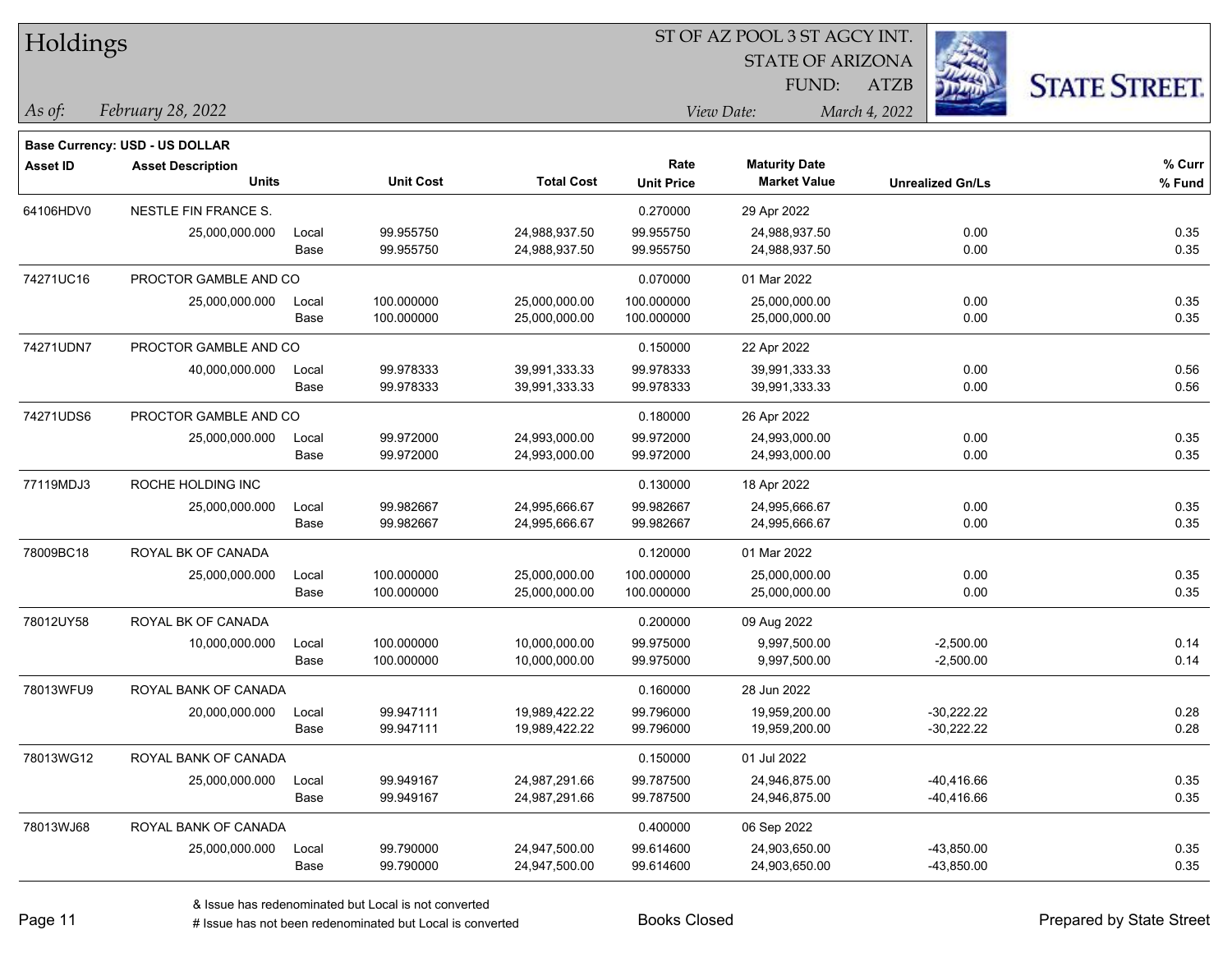# Holdings

ST OF AZ POOL 3 ST AGCY INT.
STATE OF ARIZONA
FUND: ATZB

*As of:* *February 28, 2022*

*View Date:* *March 4, 2022*

**Base Currency: USD - US DOLLAR**

| Asset ID | Asset Description / Units | | Unit Cost | Total Cost | Rate / Unit Price | Maturity Date / Market Value | Unrealized Gn/Ls | % Curr / % Fund |
|---|---|---|---|---|---|---|---|---|
| 64106HDV0 | NESTLE FIN FRANCE S. | | | | 0.270000 | 29 Apr 2022 | | |
| | 25,000,000.000 | Local | 99.955750 | 24,988,937.50 | 99.955750 | 24,988,937.50 | 0.00 | 0.35 |
| | | Base | 99.955750 | 24,988,937.50 | 99.955750 | 24,988,937.50 | 0.00 | 0.35 |
| 74271UC16 | PROCTOR GAMBLE AND CO | | | | 0.070000 | 01 Mar 2022 | | |
| | 25,000,000.000 | Local | 100.000000 | 25,000,000.00 | 100.000000 | 25,000,000.00 | 0.00 | 0.35 |
| | | Base | 100.000000 | 25,000,000.00 | 100.000000 | 25,000,000.00 | 0.00 | 0.35 |
| 74271UDN7 | PROCTOR GAMBLE AND CO | | | | 0.150000 | 22 Apr 2022 | | |
| | 40,000,000.000 | Local | 99.978333 | 39,991,333.33 | 99.978333 | 39,991,333.33 | 0.00 | 0.56 |
| | | Base | 99.978333 | 39,991,333.33 | 99.978333 | 39,991,333.33 | 0.00 | 0.56 |
| 74271UDS6 | PROCTOR GAMBLE AND CO | | | | 0.180000 | 26 Apr 2022 | | |
| | 25,000,000.000 | Local | 99.972000 | 24,993,000.00 | 99.972000 | 24,993,000.00 | 0.00 | 0.35 |
| | | Base | 99.972000 | 24,993,000.00 | 99.972000 | 24,993,000.00 | 0.00 | 0.35 |
| 77119MDJ3 | ROCHE HOLDING INC | | | | 0.130000 | 18 Apr 2022 | | |
| | 25,000,000.000 | Local | 99.982667 | 24,995,666.67 | 99.982667 | 24,995,666.67 | 0.00 | 0.35 |
| | | Base | 99.982667 | 24,995,666.67 | 99.982667 | 24,995,666.67 | 0.00 | 0.35 |
| 78009BC18 | ROYAL BK OF CANADA | | | | 0.120000 | 01 Mar 2022 | | |
| | 25,000,000.000 | Local | 100.000000 | 25,000,000.00 | 100.000000 | 25,000,000.00 | 0.00 | 0.35 |
| | | Base | 100.000000 | 25,000,000.00 | 100.000000 | 25,000,000.00 | 0.00 | 0.35 |
| 78012UY58 | ROYAL BK OF CANADA | | | | 0.200000 | 09 Aug 2022 | | |
| | 10,000,000.000 | Local | 100.000000 | 10,000,000.00 | 99.975000 | 9,997,500.00 | -2,500.00 | 0.14 |
| | | Base | 100.000000 | 10,000,000.00 | 99.975000 | 9,997,500.00 | -2,500.00 | 0.14 |
| 78013WFU9 | ROYAL BANK OF CANADA | | | | 0.160000 | 28 Jun 2022 | | |
| | 20,000,000.000 | Local | 99.947111 | 19,989,422.22 | 99.796000 | 19,959,200.00 | -30,222.22 | 0.28 |
| | | Base | 99.947111 | 19,989,422.22 | 99.796000 | 19,959,200.00 | -30,222.22 | 0.28 |
| 78013WG12 | ROYAL BANK OF CANADA | | | | 0.150000 | 01 Jul 2022 | | |
| | 25,000,000.000 | Local | 99.949167 | 24,987,291.66 | 99.787500 | 24,946,875.00 | -40,416.66 | 0.35 |
| | | Base | 99.949167 | 24,987,291.66 | 99.787500 | 24,946,875.00 | -40,416.66 | 0.35 |
| 78013WJ68 | ROYAL BANK OF CANADA | | | | 0.400000 | 06 Sep 2022 | | |
| | 25,000,000.000 | Local | 99.790000 | 24,947,500.00 | 99.614600 | 24,903,650.00 | -43,850.00 | 0.35 |
| | | Base | 99.790000 | 24,947,500.00 | 99.614600 | 24,903,650.00 | -43,850.00 | 0.35 |

& Issue has redenominated but Local is not converted
# Issue has not been redenominated but Local is converted

Books Closed

Prepared by State Street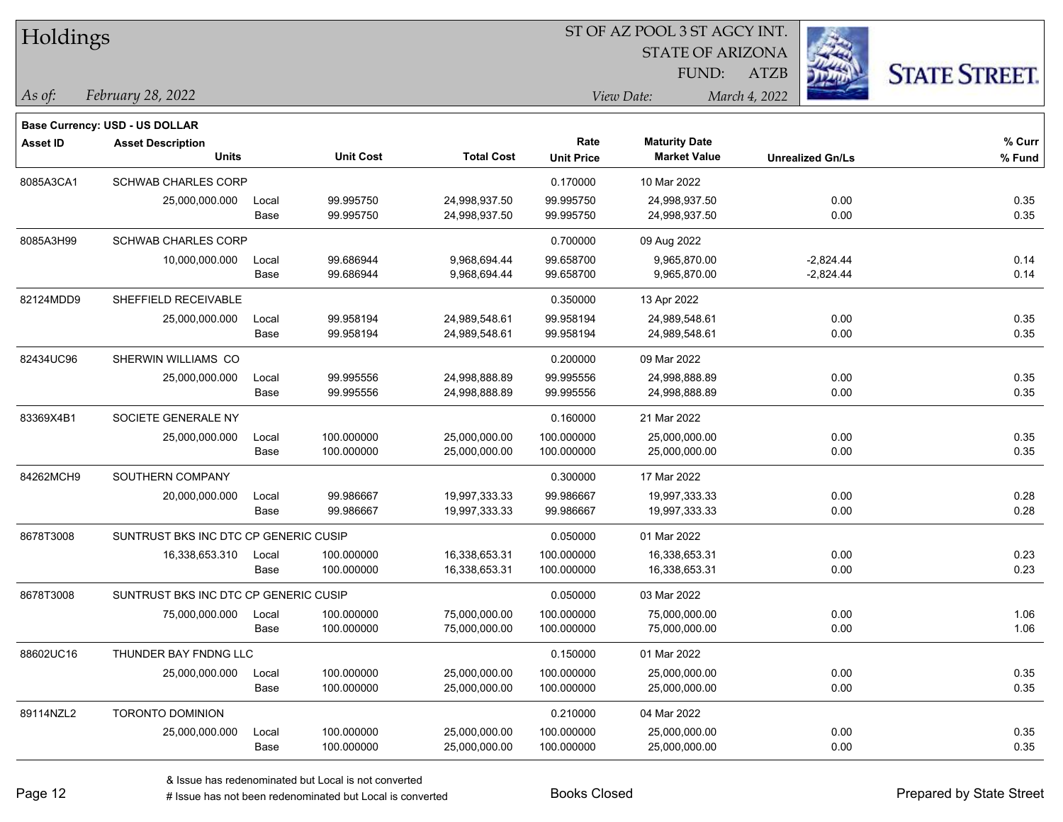# Holdings

ST OF AZ POOL 3 ST AGCY INT.
STATE OF ARIZONA
FUND: ATZB

*As of: February 28, 2022*
*View Date: March 4, 2022*

**Base Currency: USD - US DOLLAR**

| Asset ID | Asset Description / Units | | Unit Cost | Total Cost | Rate / Unit Price | Maturity Date / Market Value | Unrealized Gn/Ls | % Curr / % Fund |
|---|---|---|---|---|---|---|---|---|
| 8085A3CA1 | SCHWAB CHARLES CORP | | | | 0.170000 | 10 Mar 2022 | | |
| | 25,000,000.000 | Local | 99.995750 | 24,998,937.50 | 99.995750 | 24,998,937.50 | 0.00 | 0.35 |
| | | Base | 99.995750 | 24,998,937.50 | 99.995750 | 24,998,937.50 | 0.00 | 0.35 |
| 8085A3H99 | SCHWAB CHARLES CORP | | | | 0.700000 | 09 Aug 2022 | | |
| | 10,000,000.000 | Local | 99.686944 | 9,968,694.44 | 99.658700 | 9,965,870.00 | -2,824.44 | 0.14 |
| | | Base | 99.686944 | 9,968,694.44 | 99.658700 | 9,965,870.00 | -2,824.44 | 0.14 |
| 82124MDD9 | SHEFFIELD RECEIVABLE | | | | 0.350000 | 13 Apr 2022 | | |
| | 25,000,000.000 | Local | 99.958194 | 24,989,548.61 | 99.958194 | 24,989,548.61 | 0.00 | 0.35 |
| | | Base | 99.958194 | 24,989,548.61 | 99.958194 | 24,989,548.61 | 0.00 | 0.35 |
| 82434UC96 | SHERWIN WILLIAMS CO | | | | 0.200000 | 09 Mar 2022 | | |
| | 25,000,000.000 | Local | 99.995556 | 24,998,888.89 | 99.995556 | 24,998,888.89 | 0.00 | 0.35 |
| | | Base | 99.995556 | 24,998,888.89 | 99.995556 | 24,998,888.89 | 0.00 | 0.35 |
| 83369X4B1 | SOCIETE GENERALE NY | | | | 0.160000 | 21 Mar 2022 | | |
| | 25,000,000.000 | Local | 100.000000 | 25,000,000.00 | 100.000000 | 25,000,000.00 | 0.00 | 0.35 |
| | | Base | 100.000000 | 25,000,000.00 | 100.000000 | 25,000,000.00 | 0.00 | 0.35 |
| 84262MCH9 | SOUTHERN COMPANY | | | | 0.300000 | 17 Mar 2022 | | |
| | 20,000,000.000 | Local | 99.986667 | 19,997,333.33 | 99.986667 | 19,997,333.33 | 0.00 | 0.28 |
| | | Base | 99.986667 | 19,997,333.33 | 99.986667 | 19,997,333.33 | 0.00 | 0.28 |
| 8678T3008 | SUNTRUST BKS INC DTC CP GENERIC CUSIP | | | | 0.050000 | 01 Mar 2022 | | |
| | 16,338,653.310 | Local | 100.000000 | 16,338,653.31 | 100.000000 | 16,338,653.31 | 0.00 | 0.23 |
| | | Base | 100.000000 | 16,338,653.31 | 100.000000 | 16,338,653.31 | 0.00 | 0.23 |
| 8678T3008 | SUNTRUST BKS INC DTC CP GENERIC CUSIP | | | | 0.050000 | 03 Mar 2022 | | |
| | 75,000,000.000 | Local | 100.000000 | 75,000,000.00 | 100.000000 | 75,000,000.00 | 0.00 | 1.06 |
| | | Base | 100.000000 | 75,000,000.00 | 100.000000 | 75,000,000.00 | 0.00 | 1.06 |
| 88602UC16 | THUNDER BAY FNDNG LLC | | | | 0.150000 | 01 Mar 2022 | | |
| | 25,000,000.000 | Local | 100.000000 | 25,000,000.00 | 100.000000 | 25,000,000.00 | 0.00 | 0.35 |
| | | Base | 100.000000 | 25,000,000.00 | 100.000000 | 25,000,000.00 | 0.00 | 0.35 |
| 89114NZL2 | TORONTO DOMINION | | | | 0.210000 | 04 Mar 2022 | | |
| | 25,000,000.000 | Local | 100.000000 | 25,000,000.00 | 100.000000 | 25,000,000.00 | 0.00 | 0.35 |
| | | Base | 100.000000 | 25,000,000.00 | 100.000000 | 25,000,000.00 | 0.00 | 0.35 |

& Issue has redenominated but Local is not converted
# Issue has not been redenominated but Local is converted

Books Closed

Prepared by State Street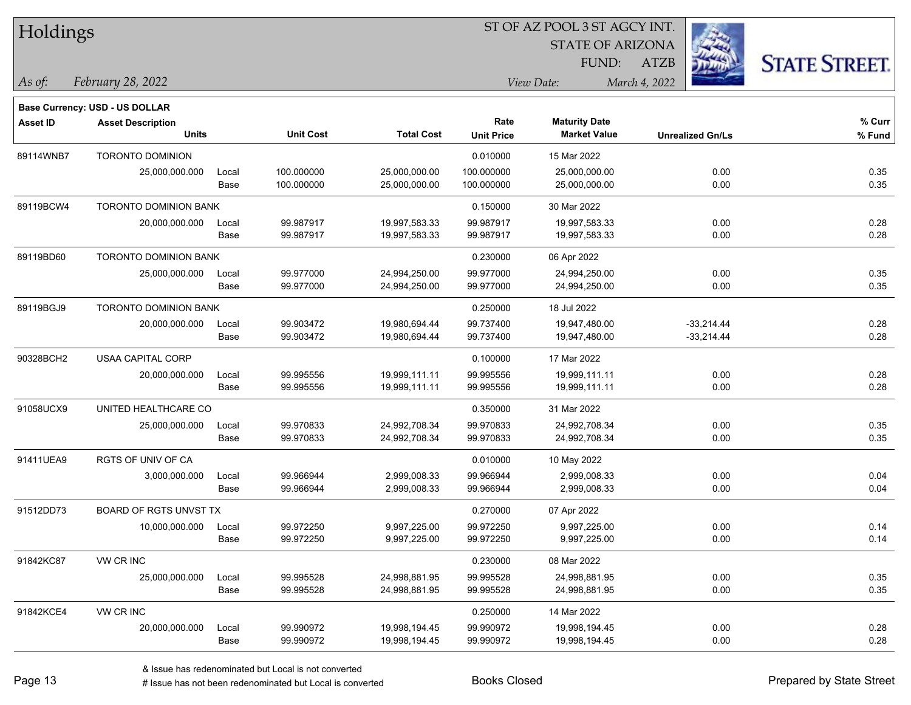# Holdings

ST OF AZ POOL 3 ST AGCY INT.
STATE OF ARIZONA
FUND: ATZB

*As of:* *February 28, 2022*
*View Date:* *March 4, 2022*

**Base Currency: USD - US DOLLAR**

| Asset ID | Asset Description / Units | | Unit Cost | Total Cost | Rate / Unit Price | Maturity Date / Market Value | Unrealized Gn/Ls | % Curr / % Fund |
|---|---|---|---|---|---|---|---|---|
| 89114WNB7 | TORONTO DOMINION | | | | 0.010000 | 15 Mar 2022 | | |
| | 25,000,000.000 | Local | 100.000000 | 25,000,000.00 | 100.000000 | 25,000,000.00 | 0.00 | 0.35 |
| | | Base | 100.000000 | 25,000,000.00 | 100.000000 | 25,000,000.00 | 0.00 | 0.35 |
| 89119BCW4 | TORONTO DOMINION BANK | | | | 0.150000 | 30 Mar 2022 | | |
| | 20,000,000.000 | Local | 99.987917 | 19,997,583.33 | 99.987917 | 19,997,583.33 | 0.00 | 0.28 |
| | | Base | 99.987917 | 19,997,583.33 | 99.987917 | 19,997,583.33 | 0.00 | 0.28 |
| 89119BD60 | TORONTO DOMINION BANK | | | | 0.230000 | 06 Apr 2022 | | |
| | 25,000,000.000 | Local | 99.977000 | 24,994,250.00 | 99.977000 | 24,994,250.00 | 0.00 | 0.35 |
| | | Base | 99.977000 | 24,994,250.00 | 99.977000 | 24,994,250.00 | 0.00 | 0.35 |
| 89119BGJ9 | TORONTO DOMINION BANK | | | | 0.250000 | 18 Jul 2022 | | |
| | 20,000,000.000 | Local | 99.903472 | 19,980,694.44 | 99.737400 | 19,947,480.00 | -33,214.44 | 0.28 |
| | | Base | 99.903472 | 19,980,694.44 | 99.737400 | 19,947,480.00 | -33,214.44 | 0.28 |
| 90328BCH2 | USAA CAPITAL CORP | | | | 0.100000 | 17 Mar 2022 | | |
| | 20,000,000.000 | Local | 99.995556 | 19,999,111.11 | 99.995556 | 19,999,111.11 | 0.00 | 0.28 |
| | | Base | 99.995556 | 19,999,111.11 | 99.995556 | 19,999,111.11 | 0.00 | 0.28 |
| 91058UCX9 | UNITED HEALTHCARE CO | | | | 0.350000 | 31 Mar 2022 | | |
| | 25,000,000.000 | Local | 99.970833 | 24,992,708.34 | 99.970833 | 24,992,708.34 | 0.00 | 0.35 |
| | | Base | 99.970833 | 24,992,708.34 | 99.970833 | 24,992,708.34 | 0.00 | 0.35 |
| 91411UEA9 | RGTS OF UNIV OF CA | | | | 0.010000 | 10 May 2022 | | |
| | 3,000,000.000 | Local | 99.966944 | 2,999,008.33 | 99.966944 | 2,999,008.33 | 0.00 | 0.04 |
| | | Base | 99.966944 | 2,999,008.33 | 99.966944 | 2,999,008.33 | 0.00 | 0.04 |
| 91512DD73 | BOARD OF RGTS UNVST TX | | | | 0.270000 | 07 Apr 2022 | | |
| | 10,000,000.000 | Local | 99.972250 | 9,997,225.00 | 99.972250 | 9,997,225.00 | 0.00 | 0.14 |
| | | Base | 99.972250 | 9,997,225.00 | 99.972250 | 9,997,225.00 | 0.00 | 0.14 |
| 91842KC87 | VW CR INC | | | | 0.230000 | 08 Mar 2022 | | |
| | 25,000,000.000 | Local | 99.995528 | 24,998,881.95 | 99.995528 | 24,998,881.95 | 0.00 | 0.35 |
| | | Base | 99.995528 | 24,998,881.95 | 99.995528 | 24,998,881.95 | 0.00 | 0.35 |
| 91842KCE4 | VW CR INC | | | | 0.250000 | 14 Mar 2022 | | |
| | 20,000,000.000 | Local | 99.990972 | 19,998,194.45 | 99.990972 | 19,998,194.45 | 0.00 | 0.28 |
| | | Base | 99.990972 | 19,998,194.45 | 99.990972 | 19,998,194.45 | 0.00 | 0.28 |

& Issue has redenominated but Local is not converted
# Issue has not been redenominated but Local is converted

Books Closed

Prepared by State Street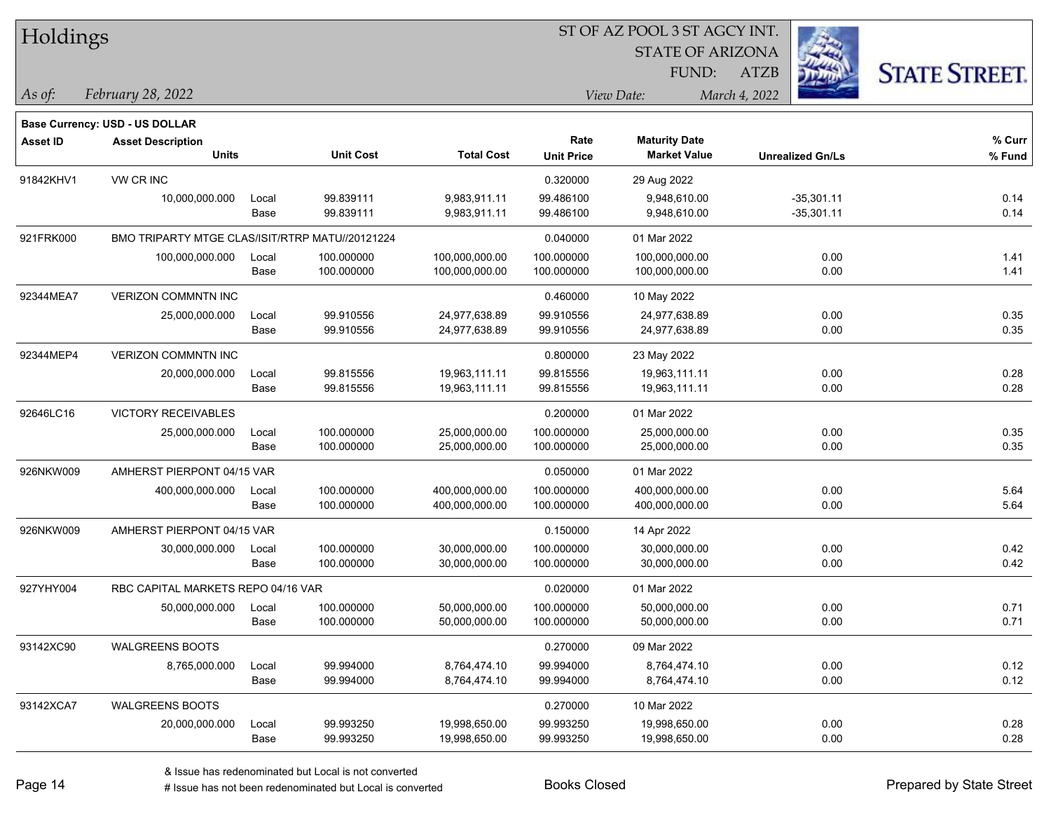# Holdings

ST OF AZ POOL 3 ST AGCY INT.
STATE OF ARIZONA
FUND: ATZB

*As of:* *February 28, 2022*    *View Date:* *March 4, 2022*

**Base Currency: USD - US DOLLAR**

| Asset ID | Asset Description / Units | | Unit Cost | Total Cost | Rate / Unit Price | Maturity Date / Market Value | Unrealized Gn/Ls | % Curr / % Fund |
|---|---|---|---|---|---|---|---|---|
| 91842KHV1 | VW CR INC | | | | 0.320000 | 29 Aug 2022 | | |
| | 10,000,000.000 | Local | 99.839111 | 9,983,911.11 | 99.486100 | 9,948,610.00 | -35,301.11 | 0.14 |
| | | Base | 99.839111 | 9,983,911.11 | 99.486100 | 9,948,610.00 | -35,301.11 | 0.14 |
| 921FRK000 | BMO TRIPARTY MTGE CLAS/ISIT/RTRP MATU//20121224 | | | | 0.040000 | 01 Mar 2022 | | |
| | 100,000,000.000 | Local | 100.000000 | 100,000,000.00 | 100.000000 | 100,000,000.00 | 0.00 | 1.41 |
| | | Base | 100.000000 | 100,000,000.00 | 100.000000 | 100,000,000.00 | 0.00 | 1.41 |
| 92344MEA7 | VERIZON COMMNTN INC | | | | 0.460000 | 10 May 2022 | | |
| | 25,000,000.000 | Local | 99.910556 | 24,977,638.89 | 99.910556 | 24,977,638.89 | 0.00 | 0.35 |
| | | Base | 99.910556 | 24,977,638.89 | 99.910556 | 24,977,638.89 | 0.00 | 0.35 |
| 92344MEP4 | VERIZON COMMNTN INC | | | | 0.800000 | 23 May 2022 | | |
| | 20,000,000.000 | Local | 99.815556 | 19,963,111.11 | 99.815556 | 19,963,111.11 | 0.00 | 0.28 |
| | | Base | 99.815556 | 19,963,111.11 | 99.815556 | 19,963,111.11 | 0.00 | 0.28 |
| 92646LC16 | VICTORY RECEIVABLES | | | | 0.200000 | 01 Mar 2022 | | |
| | 25,000,000.000 | Local | 100.000000 | 25,000,000.00 | 100.000000 | 25,000,000.00 | 0.00 | 0.35 |
| | | Base | 100.000000 | 25,000,000.00 | 100.000000 | 25,000,000.00 | 0.00 | 0.35 |
| 926NKW009 | AMHERST PIERPONT 04/15 VAR | | | | 0.050000 | 01 Mar 2022 | | |
| | 400,000,000.000 | Local | 100.000000 | 400,000,000.00 | 100.000000 | 400,000,000.00 | 0.00 | 5.64 |
| | | Base | 100.000000 | 400,000,000.00 | 100.000000 | 400,000,000.00 | 0.00 | 5.64 |
| 926NKW009 | AMHERST PIERPONT 04/15 VAR | | | | 0.150000 | 14 Apr 2022 | | |
| | 30,000,000.000 | Local | 100.000000 | 30,000,000.00 | 100.000000 | 30,000,000.00 | 0.00 | 0.42 |
| | | Base | 100.000000 | 30,000,000.00 | 100.000000 | 30,000,000.00 | 0.00 | 0.42 |
| 927YHY004 | RBC CAPITAL MARKETS REPO 04/16 VAR | | | | 0.020000 | 01 Mar 2022 | | |
| | 50,000,000.000 | Local | 100.000000 | 50,000,000.00 | 100.000000 | 50,000,000.00 | 0.00 | 0.71 |
| | | Base | 100.000000 | 50,000,000.00 | 100.000000 | 50,000,000.00 | 0.00 | 0.71 |
| 93142XC90 | WALGREENS BOOTS | | | | 0.270000 | 09 Mar 2022 | | |
| | 8,765,000.000 | Local | 99.994000 | 8,764,474.10 | 99.994000 | 8,764,474.10 | 0.00 | 0.12 |
| | | Base | 99.994000 | 8,764,474.10 | 99.994000 | 8,764,474.10 | 0.00 | 0.12 |
| 93142XCA7 | WALGREENS BOOTS | | | | 0.270000 | 10 Mar 2022 | | |
| | 20,000,000.000 | Local | 99.993250 | 19,998,650.00 | 99.993250 | 19,998,650.00 | 0.00 | 0.28 |
| | | Base | 99.993250 | 19,998,650.00 | 99.993250 | 19,998,650.00 | 0.00 | 0.28 |

& Issue has redenominated but Local is not converted
# Issue has not been redenominated but Local is converted

Books Closed

Prepared by State Street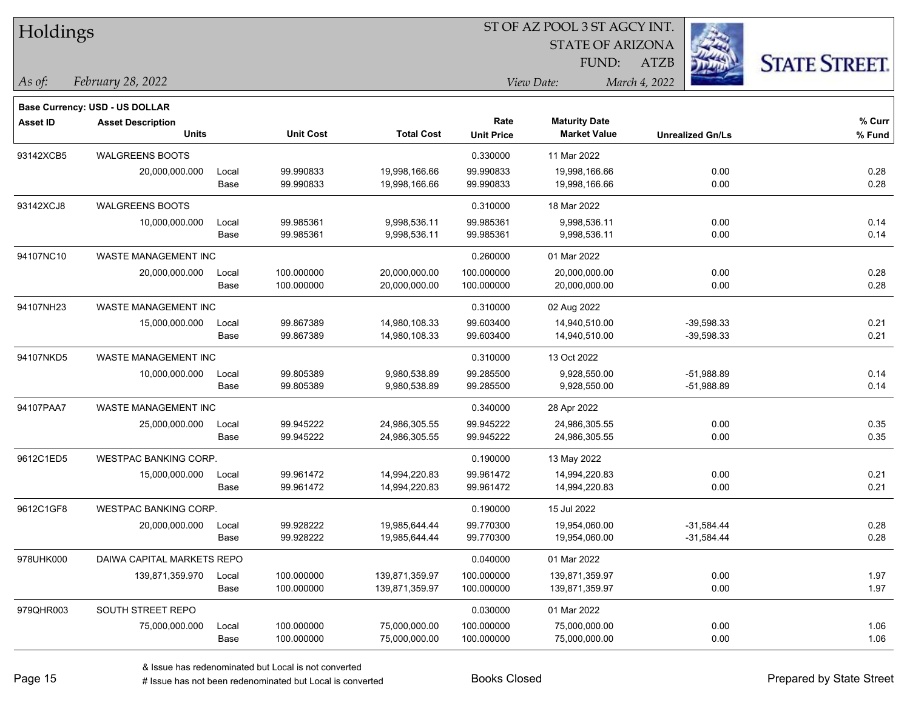# Holdings

ST OF AZ POOL 3 ST AGCY INT.
STATE OF ARIZONA
FUND: ATZB

*As of:* *February 28, 2022*

*View Date:* *March 4, 2022*

**Base Currency: USD - US DOLLAR**

| Asset ID | Asset Description / Units | | Unit Cost | Total Cost | Rate / Unit Price | Maturity Date / Market Value | Unrealized Gn/Ls | % Curr / % Fund |
|---|---|---|---|---|---|---|---|---|
| 93142XCB5 | WALGREENS BOOTS | | | | 0.330000 | 11 Mar 2022 | | |
| | 20,000,000.000 | Local | 99.990833 | 19,998,166.66 | 99.990833 | 19,998,166.66 | 0.00 | 0.28 |
| | | Base | 99.990833 | 19,998,166.66 | 99.990833 | 19,998,166.66 | 0.00 | 0.28 |
| 93142XCJ8 | WALGREENS BOOTS | | | | 0.310000 | 18 Mar 2022 | | |
| | 10,000,000.000 | Local | 99.985361 | 9,998,536.11 | 99.985361 | 9,998,536.11 | 0.00 | 0.14 |
| | | Base | 99.985361 | 9,998,536.11 | 99.985361 | 9,998,536.11 | 0.00 | 0.14 |
| 94107NC10 | WASTE MANAGEMENT INC | | | | 0.260000 | 01 Mar 2022 | | |
| | 20,000,000.000 | Local | 100.000000 | 20,000,000.00 | 100.000000 | 20,000,000.00 | 0.00 | 0.28 |
| | | Base | 100.000000 | 20,000,000.00 | 100.000000 | 20,000,000.00 | 0.00 | 0.28 |
| 94107NH23 | WASTE MANAGEMENT INC | | | | 0.310000 | 02 Aug 2022 | | |
| | 15,000,000.000 | Local | 99.867389 | 14,980,108.33 | 99.603400 | 14,940,510.00 | -39,598.33 | 0.21 |
| | | Base | 99.867389 | 14,980,108.33 | 99.603400 | 14,940,510.00 | -39,598.33 | 0.21 |
| 94107NKD5 | WASTE MANAGEMENT INC | | | | 0.310000 | 13 Oct 2022 | | |
| | 10,000,000.000 | Local | 99.805389 | 9,980,538.89 | 99.285500 | 9,928,550.00 | -51,988.89 | 0.14 |
| | | Base | 99.805389 | 9,980,538.89 | 99.285500 | 9,928,550.00 | -51,988.89 | 0.14 |
| 94107PAA7 | WASTE MANAGEMENT INC | | | | 0.340000 | 28 Apr 2022 | | |
| | 25,000,000.000 | Local | 99.945222 | 24,986,305.55 | 99.945222 | 24,986,305.55 | 0.00 | 0.35 |
| | | Base | 99.945222 | 24,986,305.55 | 99.945222 | 24,986,305.55 | 0.00 | 0.35 |
| 9612C1ED5 | WESTPAC BANKING CORP. | | | | 0.190000 | 13 May 2022 | | |
| | 15,000,000.000 | Local | 99.961472 | 14,994,220.83 | 99.961472 | 14,994,220.83 | 0.00 | 0.21 |
| | | Base | 99.961472 | 14,994,220.83 | 99.961472 | 14,994,220.83 | 0.00 | 0.21 |
| 9612C1GF8 | WESTPAC BANKING CORP. | | | | 0.190000 | 15 Jul 2022 | | |
| | 20,000,000.000 | Local | 99.928222 | 19,985,644.44 | 99.770300 | 19,954,060.00 | -31,584.44 | 0.28 |
| | | Base | 99.928222 | 19,985,644.44 | 99.770300 | 19,954,060.00 | -31,584.44 | 0.28 |
| 978UHK000 | DAIWA CAPITAL MARKETS REPO | | | | 0.040000 | 01 Mar 2022 | | |
| | 139,871,359.970 | Local | 100.000000 | 139,871,359.97 | 100.000000 | 139,871,359.97 | 0.00 | 1.97 |
| | | Base | 100.000000 | 139,871,359.97 | 100.000000 | 139,871,359.97 | 0.00 | 1.97 |
| 979QHR003 | SOUTH STREET REPO | | | | 0.030000 | 01 Mar 2022 | | |
| | 75,000,000.000 | Local | 100.000000 | 75,000,000.00 | 100.000000 | 75,000,000.00 | 0.00 | 1.06 |
| | | Base | 100.000000 | 75,000,000.00 | 100.000000 | 75,000,000.00 | 0.00 | 1.06 |

& Issue has redenominated but Local is not converted
# Issue has not been redenominated but Local is converted

Books Closed

Prepared by State Street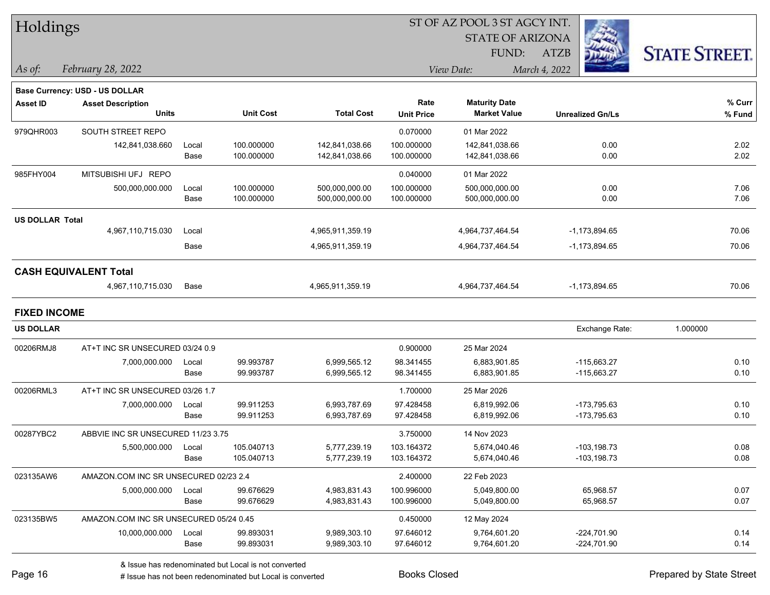# Holdings

ST OF AZ POOL 3 ST AGCY INT.
STATE OF ARIZONA
FUND: ATZB

*As of: February 28, 2022*

*View Date: March 4, 2022*

**Base Currency: USD - US DOLLAR**

| Asset ID | Asset Description / Units | | Unit Cost | Total Cost | Rate / Unit Price | Maturity Date / Market Value | Unrealized Gn/Ls | % Curr / % Fund |
|---|---|---|---|---|---|---|---|---|
| 979QHR003 | SOUTH STREET REPO | | | | 0.070000 | 01 Mar 2022 | | |
| | 142,841,038.660 | Local | 100.000000 | 142,841,038.66 | 100.000000 | 142,841,038.66 | 0.00 | 2.02 |
| | | Base | 100.000000 | 142,841,038.66 | 100.000000 | 142,841,038.66 | 0.00 | 2.02 |
| 985FHY004 | MITSUBISHI UFJ REPO | | | | 0.040000 | 01 Mar 2022 | | |
| | 500,000,000.000 | Local | 100.000000 | 500,000,000.00 | 100.000000 | 500,000,000.00 | 0.00 | 7.06 |
| | | Base | 100.000000 | 500,000,000.00 | 100.000000 | 500,000,000.00 | 0.00 | 7.06 |
| **US DOLLAR Total** | | | | | | | | |
| | 4,967,110,715.030 | Local | | 4,965,911,359.19 | | 4,964,737,464.54 | -1,173,894.65 | 70.06 |
| | | Base | | 4,965,911,359.19 | | 4,964,737,464.54 | -1,173,894.65 | 70.06 |
| **CASH EQUIVALENT Total** | | | | | | | | |
| | 4,967,110,715.030 | Base | | 4,965,911,359.19 | | 4,964,737,464.54 | -1,173,894.65 | 70.06 |

## FIXED INCOME

**US DOLLAR** — Exchange Rate: 1.000000

| Asset ID | Asset Description / Units | | Unit Cost | Total Cost | Rate / Unit Price | Maturity Date / Market Value | Unrealized Gn/Ls | % Curr / % Fund |
|---|---|---|---|---|---|---|---|---|
| 00206RMJ8 | AT+T INC SR UNSECURED 03/24 0.9 | | | | 0.900000 | 25 Mar 2024 | | |
| | 7,000,000.000 | Local | 99.993787 | 6,999,565.12 | 98.341455 | 6,883,901.85 | -115,663.27 | 0.10 |
| | | Base | 99.993787 | 6,999,565.12 | 98.341455 | 6,883,901.85 | -115,663.27 | 0.10 |
| 00206RML3 | AT+T INC SR UNSECURED 03/26 1.7 | | | | 1.700000 | 25 Mar 2026 | | |
| | 7,000,000.000 | Local | 99.911253 | 6,993,787.69 | 97.428458 | 6,819,992.06 | -173,795.63 | 0.10 |
| | | Base | 99.911253 | 6,993,787.69 | 97.428458 | 6,819,992.06 | -173,795.63 | 0.10 |
| 00287YBC2 | ABBVIE INC SR UNSECURED 11/23 3.75 | | | | 3.750000 | 14 Nov 2023 | | |
| | 5,500,000.000 | Local | 105.040713 | 5,777,239.19 | 103.164372 | 5,674,040.46 | -103,198.73 | 0.08 |
| | | Base | 105.040713 | 5,777,239.19 | 103.164372 | 5,674,040.46 | -103,198.73 | 0.08 |
| 023135AW6 | AMAZON.COM INC SR UNSECURED 02/23 2.4 | | | | 2.400000 | 22 Feb 2023 | | |
| | 5,000,000.000 | Local | 99.676629 | 4,983,831.43 | 100.996000 | 5,049,800.00 | 65,968.57 | 0.07 |
| | | Base | 99.676629 | 4,983,831.43 | 100.996000 | 5,049,800.00 | 65,968.57 | 0.07 |
| 023135BW5 | AMAZON.COM INC SR UNSECURED 05/24 0.45 | | | | 0.450000 | 12 May 2024 | | |
| | 10,000,000.000 | Local | 99.893031 | 9,989,303.10 | 97.646012 | 9,764,601.20 | -224,701.90 | 0.14 |
| | | Base | 99.893031 | 9,989,303.10 | 97.646012 | 9,764,601.20 | -224,701.90 | 0.14 |

& Issue has redenominated but Local is not converted
# Issue has not been redenominated but Local is converted

Books Closed

Prepared by State Street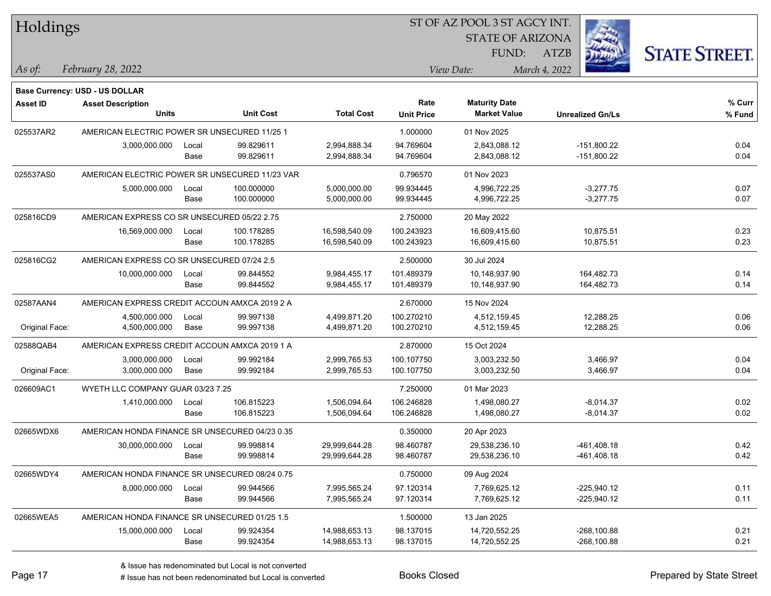# Holdings

ST OF AZ POOL 3 ST AGCY INT.
STATE OF ARIZONA
FUND: ATZB

*As of:* *February 28, 2022*

*View Date:* *March 4, 2022*

**Base Currency: USD - US DOLLAR**

| Asset ID | Asset Description / Units | | Unit Cost | Total Cost | Rate / Unit Price | Maturity Date / Market Value | Unrealized Gn/Ls | % Curr / % Fund |
|---|---|---|---|---|---|---|---|---|
| 025537AR2 | AMERICAN ELECTRIC POWER SR UNSECURED 11/25 1 | | | | 1.000000 | 01 Nov 2025 | | |
| | 3,000,000.000 | Local | 99.829611 | 2,994,888.34 | 94.769604 | 2,843,088.12 | -151,800.22 | 0.04 |
| | | Base | 99.829611 | 2,994,888.34 | 94.769604 | 2,843,088.12 | -151,800.22 | 0.04 |
| 025537AS0 | AMERICAN ELECTRIC POWER SR UNSECURED 11/23 VAR | | | | 0.796570 | 01 Nov 2023 | | |
| | 5,000,000.000 | Local | 100.000000 | 5,000,000.00 | 99.934445 | 4,996,722.25 | -3,277.75 | 0.07 |
| | | Base | 100.000000 | 5,000,000.00 | 99.934445 | 4,996,722.25 | -3,277.75 | 0.07 |
| 025816CD9 | AMERICAN EXPRESS CO SR UNSECURED 05/22 2.75 | | | | 2.750000 | 20 May 2022 | | |
| | 16,569,000.000 | Local | 100.178285 | 16,598,540.09 | 100.243923 | 16,609,415.60 | 10,875.51 | 0.23 |
| | | Base | 100.178285 | 16,598,540.09 | 100.243923 | 16,609,415.60 | 10,875.51 | 0.23 |
| 025816CG2 | AMERICAN EXPRESS CO SR UNSECURED 07/24 2.5 | | | | 2.500000 | 30 Jul 2024 | | |
| | 10,000,000.000 | Local | 99.844552 | 9,984,455.17 | 101.489379 | 10,148,937.90 | 164,482.73 | 0.14 |
| | | Base | 99.844552 | 9,984,455.17 | 101.489379 | 10,148,937.90 | 164,482.73 | 0.14 |
| 02587AAN4 | AMERICAN EXPRESS CREDIT ACCOUN AMXCA 2019 2 A | | | | 2.670000 | 15 Nov 2024 | | |
| | 4,500,000.000 | Local | 99.997138 | 4,499,871.20 | 100.270210 | 4,512,159.45 | 12,288.25 | 0.06 |
| Original Face: | 4,500,000.000 | Base | 99.997138 | 4,499,871.20 | 100.270210 | 4,512,159.45 | 12,288.25 | 0.06 |
| 02588QAB4 | AMERICAN EXPRESS CREDIT ACCOUN AMXCA 2019 1 A | | | | 2.870000 | 15 Oct 2024 | | |
| | 3,000,000.000 | Local | 99.992184 | 2,999,765.53 | 100.107750 | 3,003,232.50 | 3,466.97 | 0.04 |
| Original Face: | 3,000,000.000 | Base | 99.992184 | 2,999,765.53 | 100.107750 | 3,003,232.50 | 3,466.97 | 0.04 |
| 026609AC1 | WYETH LLC COMPANY GUAR 03/23 7.25 | | | | 7.250000 | 01 Mar 2023 | | |
| | 1,410,000.000 | Local | 106.815223 | 1,506,094.64 | 106.246828 | 1,498,080.27 | -8,014.37 | 0.02 |
| | | Base | 106.815223 | 1,506,094.64 | 106.246828 | 1,498,080.27 | -8,014.37 | 0.02 |
| 02665WDX6 | AMERICAN HONDA FINANCE SR UNSECURED 04/23 0.35 | | | | 0.350000 | 20 Apr 2023 | | |
| | 30,000,000.000 | Local | 99.998814 | 29,999,644.28 | 98.460787 | 29,538,236.10 | -461,408.18 | 0.42 |
| | | Base | 99.998814 | 29,999,644.28 | 98.460787 | 29,538,236.10 | -461,408.18 | 0.42 |
| 02665WDY4 | AMERICAN HONDA FINANCE SR UNSECURED 08/24 0.75 | | | | 0.750000 | 09 Aug 2024 | | |
| | 8,000,000.000 | Local | 99.944566 | 7,995,565.24 | 97.120314 | 7,769,625.12 | -225,940.12 | 0.11 |
| | | Base | 99.944566 | 7,995,565.24 | 97.120314 | 7,769,625.12 | -225,940.12 | 0.11 |
| 02665WEA5 | AMERICAN HONDA FINANCE SR UNSECURED 01/25 1.5 | | | | 1.500000 | 13 Jan 2025 | | |
| | 15,000,000.000 | Local | 99.924354 | 14,988,653.13 | 98.137015 | 14,720,552.25 | -268,100.88 | 0.21 |
| | | Base | 99.924354 | 14,988,653.13 | 98.137015 | 14,720,552.25 | -268,100.88 | 0.21 |

& Issue has redenominated but Local is not converted
# Issue has not been redenominated but Local is converted

Books Closed

Prepared by State Street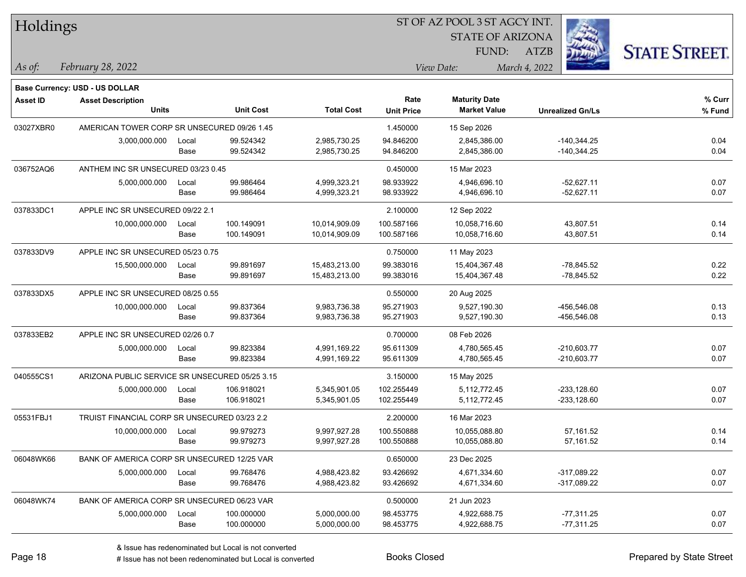# Holdings

ST OF AZ POOL 3 ST AGCY INT.
STATE OF ARIZONA
FUND: ATZB

*As of:* *February 28, 2022*
*View Date:* *March 4, 2022*

**Base Currency: USD - US DOLLAR**

| Asset ID | Asset Description / Units | | Unit Cost | Total Cost | Rate / Unit Price | Maturity Date / Market Value | Unrealized Gn/Ls | % Curr / % Fund |
|---|---|---|---|---|---|---|---|---|
| 03027XBR0 | AMERICAN TOWER CORP SR UNSECURED 09/26 1.45 | | | | 1.450000 | 15 Sep 2026 | | |
| | 3,000,000.000 | Local | 99.524342 | 2,985,730.25 | 94.846200 | 2,845,386.00 | -140,344.25 | 0.04 |
| | | Base | 99.524342 | 2,985,730.25 | 94.846200 | 2,845,386.00 | -140,344.25 | 0.04 |
| 036752AQ6 | ANTHEM INC SR UNSECURED 03/23 0.45 | | | | 0.450000 | 15 Mar 2023 | | |
| | 5,000,000.000 | Local | 99.986464 | 4,999,323.21 | 98.933922 | 4,946,696.10 | -52,627.11 | 0.07 |
| | | Base | 99.986464 | 4,999,323.21 | 98.933922 | 4,946,696.10 | -52,627.11 | 0.07 |
| 037833DC1 | APPLE INC SR UNSECURED 09/22 2.1 | | | | 2.100000 | 12 Sep 2022 | | |
| | 10,000,000.000 | Local | 100.149091 | 10,014,909.09 | 100.587166 | 10,058,716.60 | 43,807.51 | 0.14 |
| | | Base | 100.149091 | 10,014,909.09 | 100.587166 | 10,058,716.60 | 43,807.51 | 0.14 |
| 037833DV9 | APPLE INC SR UNSECURED 05/23 0.75 | | | | 0.750000 | 11 May 2023 | | |
| | 15,500,000.000 | Local | 99.891697 | 15,483,213.00 | 99.383016 | 15,404,367.48 | -78,845.52 | 0.22 |
| | | Base | 99.891697 | 15,483,213.00 | 99.383016 | 15,404,367.48 | -78,845.52 | 0.22 |
| 037833DX5 | APPLE INC SR UNSECURED 08/25 0.55 | | | | 0.550000 | 20 Aug 2025 | | |
| | 10,000,000.000 | Local | 99.837364 | 9,983,736.38 | 95.271903 | 9,527,190.30 | -456,546.08 | 0.13 |
| | | Base | 99.837364 | 9,983,736.38 | 95.271903 | 9,527,190.30 | -456,546.08 | 0.13 |
| 037833EB2 | APPLE INC SR UNSECURED 02/26 0.7 | | | | 0.700000 | 08 Feb 2026 | | |
| | 5,000,000.000 | Local | 99.823384 | 4,991,169.22 | 95.611309 | 4,780,565.45 | -210,603.77 | 0.07 |
| | | Base | 99.823384 | 4,991,169.22 | 95.611309 | 4,780,565.45 | -210,603.77 | 0.07 |
| 040555CS1 | ARIZONA PUBLIC SERVICE SR UNSECURED 05/25 3.15 | | | | 3.150000 | 15 May 2025 | | |
| | 5,000,000.000 | Local | 106.918021 | 5,345,901.05 | 102.255449 | 5,112,772.45 | -233,128.60 | 0.07 |
| | | Base | 106.918021 | 5,345,901.05 | 102.255449 | 5,112,772.45 | -233,128.60 | 0.07 |
| 05531FBJ1 | TRUIST FINANCIAL CORP SR UNSECURED 03/23 2.2 | | | | 2.200000 | 16 Mar 2023 | | |
| | 10,000,000.000 | Local | 99.979273 | 9,997,927.28 | 100.550888 | 10,055,088.80 | 57,161.52 | 0.14 |
| | | Base | 99.979273 | 9,997,927.28 | 100.550888 | 10,055,088.80 | 57,161.52 | 0.14 |
| 06048WK66 | BANK OF AMERICA CORP SR UNSECURED 12/25 VAR | | | | 0.650000 | 23 Dec 2025 | | |
| | 5,000,000.000 | Local | 99.768476 | 4,988,423.82 | 93.426692 | 4,671,334.60 | -317,089.22 | 0.07 |
| | | Base | 99.768476 | 4,988,423.82 | 93.426692 | 4,671,334.60 | -317,089.22 | 0.07 |
| 06048WK74 | BANK OF AMERICA CORP SR UNSECURED 06/23 VAR | | | | 0.500000 | 21 Jun 2023 | | |
| | 5,000,000.000 | Local | 100.000000 | 5,000,000.00 | 98.453775 | 4,922,688.75 | -77,311.25 | 0.07 |
| | | Base | 100.000000 | 5,000,000.00 | 98.453775 | 4,922,688.75 | -77,311.25 | 0.07 |

& Issue has redenominated but Local is not converted
# Issue has not been redenominated but Local is converted

Books Closed

Prepared by State Street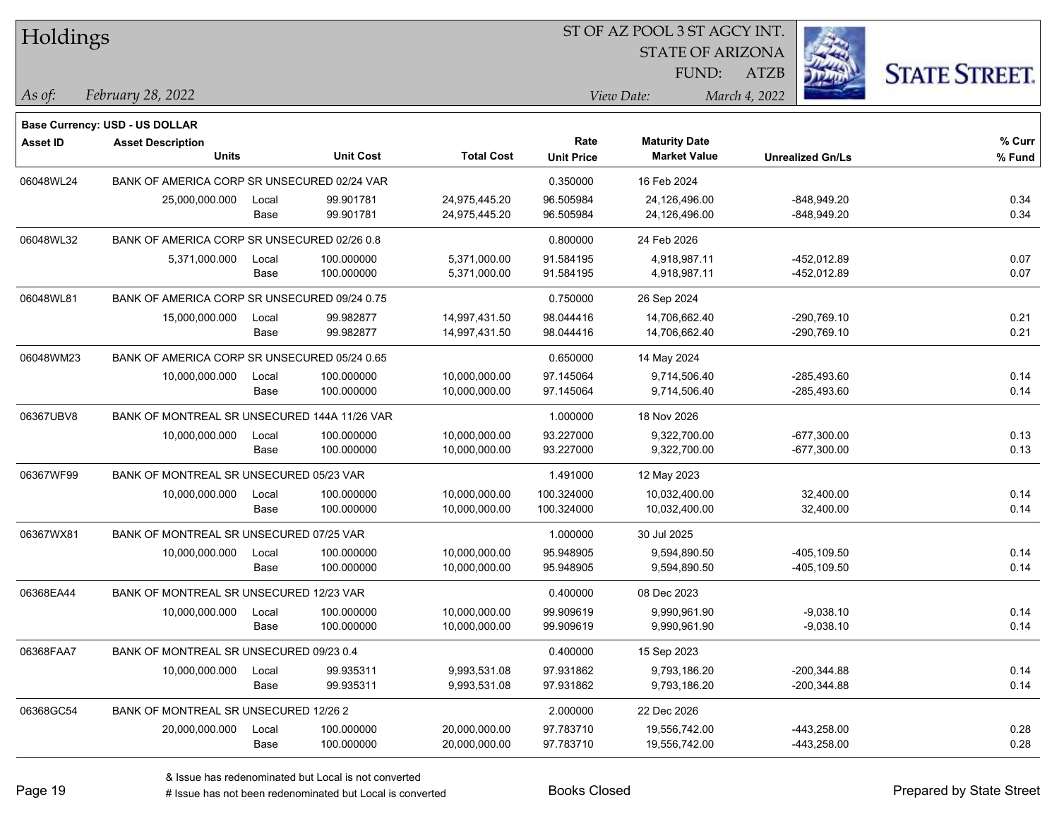# Holdings

ST OF AZ POOL 3 ST AGCY INT.
STATE OF ARIZONA
FUND: ATZB

*As of:* *February 28, 2022*

*View Date:* *March 4, 2022*

**Base Currency: USD - US DOLLAR**

| Asset ID | Asset Description / Units | | Unit Cost | Total Cost | Rate / Unit Price | Maturity Date / Market Value | Unrealized Gn/Ls | % Curr / % Fund |
|---|---|---|---|---|---|---|---|---|
| 06048WL24 | BANK OF AMERICA CORP SR UNSECURED 02/24 VAR | | | | 0.350000 | 16 Feb 2024 | | |
| | 25,000,000.000 | Local | 99.901781 | 24,975,445.20 | 96.505984 | 24,126,496.00 | -848,949.20 | 0.34 |
| | | Base | 99.901781 | 24,975,445.20 | 96.505984 | 24,126,496.00 | -848,949.20 | 0.34 |
| 06048WL32 | BANK OF AMERICA CORP SR UNSECURED 02/26 0.8 | | | | 0.800000 | 24 Feb 2026 | | |
| | 5,371,000.000 | Local | 100.000000 | 5,371,000.00 | 91.584195 | 4,918,987.11 | -452,012.89 | 0.07 |
| | | Base | 100.000000 | 5,371,000.00 | 91.584195 | 4,918,987.11 | -452,012.89 | 0.07 |
| 06048WL81 | BANK OF AMERICA CORP SR UNSECURED 09/24 0.75 | | | | 0.750000 | 26 Sep 2024 | | |
| | 15,000,000.000 | Local | 99.982877 | 14,997,431.50 | 98.044416 | 14,706,662.40 | -290,769.10 | 0.21 |
| | | Base | 99.982877 | 14,997,431.50 | 98.044416 | 14,706,662.40 | -290,769.10 | 0.21 |
| 06048WM23 | BANK OF AMERICA CORP SR UNSECURED 05/24 0.65 | | | | 0.650000 | 14 May 2024 | | |
| | 10,000,000.000 | Local | 100.000000 | 10,000,000.00 | 97.145064 | 9,714,506.40 | -285,493.60 | 0.14 |
| | | Base | 100.000000 | 10,000,000.00 | 97.145064 | 9,714,506.40 | -285,493.60 | 0.14 |
| 06367UBV8 | BANK OF MONTREAL SR UNSECURED 144A 11/26 VAR | | | | 1.000000 | 18 Nov 2026 | | |
| | 10,000,000.000 | Local | 100.000000 | 10,000,000.00 | 93.227000 | 9,322,700.00 | -677,300.00 | 0.13 |
| | | Base | 100.000000 | 10,000,000.00 | 93.227000 | 9,322,700.00 | -677,300.00 | 0.13 |
| 06367WF99 | BANK OF MONTREAL SR UNSECURED 05/23 VAR | | | | 1.491000 | 12 May 2023 | | |
| | 10,000,000.000 | Local | 100.000000 | 10,000,000.00 | 100.324000 | 10,032,400.00 | 32,400.00 | 0.14 |
| | | Base | 100.000000 | 10,000,000.00 | 100.324000 | 10,032,400.00 | 32,400.00 | 0.14 |
| 06367WX81 | BANK OF MONTREAL SR UNSECURED 07/25 VAR | | | | 1.000000 | 30 Jul 2025 | | |
| | 10,000,000.000 | Local | 100.000000 | 10,000,000.00 | 95.948905 | 9,594,890.50 | -405,109.50 | 0.14 |
| | | Base | 100.000000 | 10,000,000.00 | 95.948905 | 9,594,890.50 | -405,109.50 | 0.14 |
| 06368EA44 | BANK OF MONTREAL SR UNSECURED 12/23 VAR | | | | 0.400000 | 08 Dec 2023 | | |
| | 10,000,000.000 | Local | 100.000000 | 10,000,000.00 | 99.909619 | 9,990,961.90 | -9,038.10 | 0.14 |
| | | Base | 100.000000 | 10,000,000.00 | 99.909619 | 9,990,961.90 | -9,038.10 | 0.14 |
| 06368FAA7 | BANK OF MONTREAL SR UNSECURED 09/23 0.4 | | | | 0.400000 | 15 Sep 2023 | | |
| | 10,000,000.000 | Local | 99.935311 | 9,993,531.08 | 97.931862 | 9,793,186.20 | -200,344.88 | 0.14 |
| | | Base | 99.935311 | 9,993,531.08 | 97.931862 | 9,793,186.20 | -200,344.88 | 0.14 |
| 06368GC54 | BANK OF MONTREAL SR UNSECURED 12/26 2 | | | | 2.000000 | 22 Dec 2026 | | |
| | 20,000,000.000 | Local | 100.000000 | 20,000,000.00 | 97.783710 | 19,556,742.00 | -443,258.00 | 0.28 |
| | | Base | 100.000000 | 20,000,000.00 | 97.783710 | 19,556,742.00 | -443,258.00 | 0.28 |

& Issue has redenominated but Local is not converted
# Issue has not been redenominated but Local is converted

Books Closed

Prepared by State Street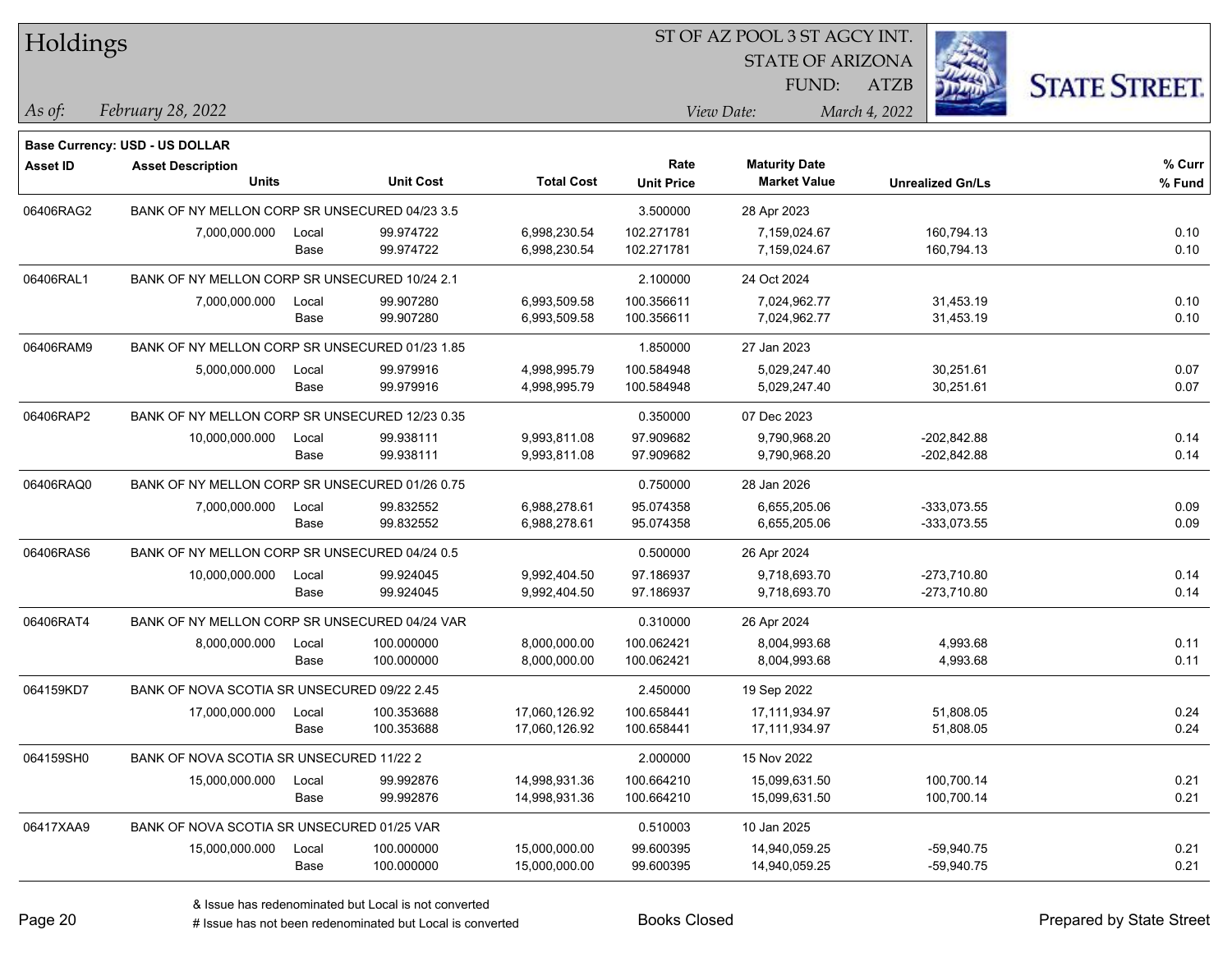# Holdings

ST OF AZ POOL 3 ST AGCY INT.
STATE OF ARIZONA
FUND: ATZB

*As of:* *February 28, 2022*
*View Date:* *March 4, 2022*

**Base Currency: USD - US DOLLAR**

| Asset ID | Asset Description / Units | | Unit Cost | Total Cost | Rate / Unit Price | Maturity Date / Market Value | Unrealized Gn/Ls | % Curr / % Fund |
|---|---|---|---|---|---|---|---|---|
| 06406RAG2 | BANK OF NY MELLON CORP SR UNSECURED 04/23 3.5 | | | | 3.500000 | 28 Apr 2023 | | |
| | 7,000,000.000 | Local | 99.974722 | 6,998,230.54 | 102.271781 | 7,159,024.67 | 160,794.13 | 0.10 |
| | | Base | 99.974722 | 6,998,230.54 | 102.271781 | 7,159,024.67 | 160,794.13 | 0.10 |
| 06406RAL1 | BANK OF NY MELLON CORP SR UNSECURED 10/24 2.1 | | | | 2.100000 | 24 Oct 2024 | | |
| | 7,000,000.000 | Local | 99.907280 | 6,993,509.58 | 100.356611 | 7,024,962.77 | 31,453.19 | 0.10 |
| | | Base | 99.907280 | 6,993,509.58 | 100.356611 | 7,024,962.77 | 31,453.19 | 0.10 |
| 06406RAM9 | BANK OF NY MELLON CORP SR UNSECURED 01/23 1.85 | | | | 1.850000 | 27 Jan 2023 | | |
| | 5,000,000.000 | Local | 99.979916 | 4,998,995.79 | 100.584948 | 5,029,247.40 | 30,251.61 | 0.07 |
| | | Base | 99.979916 | 4,998,995.79 | 100.584948 | 5,029,247.40 | 30,251.61 | 0.07 |
| 06406RAP2 | BANK OF NY MELLON CORP SR UNSECURED 12/23 0.35 | | | | 0.350000 | 07 Dec 2023 | | |
| | 10,000,000.000 | Local | 99.938111 | 9,993,811.08 | 97.909682 | 9,790,968.20 | -202,842.88 | 0.14 |
| | | Base | 99.938111 | 9,993,811.08 | 97.909682 | 9,790,968.20 | -202,842.88 | 0.14 |
| 06406RAQ0 | BANK OF NY MELLON CORP SR UNSECURED 01/26 0.75 | | | | 0.750000 | 28 Jan 2026 | | |
| | 7,000,000.000 | Local | 99.832552 | 6,988,278.61 | 95.074358 | 6,655,205.06 | -333,073.55 | 0.09 |
| | | Base | 99.832552 | 6,988,278.61 | 95.074358 | 6,655,205.06 | -333,073.55 | 0.09 |
| 06406RAS6 | BANK OF NY MELLON CORP SR UNSECURED 04/24 0.5 | | | | 0.500000 | 26 Apr 2024 | | |
| | 10,000,000.000 | Local | 99.924045 | 9,992,404.50 | 97.186937 | 9,718,693.70 | -273,710.80 | 0.14 |
| | | Base | 99.924045 | 9,992,404.50 | 97.186937 | 9,718,693.70 | -273,710.80 | 0.14 |
| 06406RAT4 | BANK OF NY MELLON CORP SR UNSECURED 04/24 VAR | | | | 0.310000 | 26 Apr 2024 | | |
| | 8,000,000.000 | Local | 100.000000 | 8,000,000.00 | 100.062421 | 8,004,993.68 | 4,993.68 | 0.11 |
| | | Base | 100.000000 | 8,000,000.00 | 100.062421 | 8,004,993.68 | 4,993.68 | 0.11 |
| 064159KD7 | BANK OF NOVA SCOTIA SR UNSECURED 09/22 2.45 | | | | 2.450000 | 19 Sep 2022 | | |
| | 17,000,000.000 | Local | 100.353688 | 17,060,126.92 | 100.658441 | 17,111,934.97 | 51,808.05 | 0.24 |
| | | Base | 100.353688 | 17,060,126.92 | 100.658441 | 17,111,934.97 | 51,808.05 | 0.24 |
| 064159SH0 | BANK OF NOVA SCOTIA SR UNSECURED 11/22 2 | | | | 2.000000 | 15 Nov 2022 | | |
| | 15,000,000.000 | Local | 99.992876 | 14,998,931.36 | 100.664210 | 15,099,631.50 | 100,700.14 | 0.21 |
| | | Base | 99.992876 | 14,998,931.36 | 100.664210 | 15,099,631.50 | 100,700.14 | 0.21 |
| 06417XAA9 | BANK OF NOVA SCOTIA SR UNSECURED 01/25 VAR | | | | 0.510003 | 10 Jan 2025 | | |
| | 15,000,000.000 | Local | 100.000000 | 15,000,000.00 | 99.600395 | 14,940,059.25 | -59,940.75 | 0.21 |
| | | Base | 100.000000 | 15,000,000.00 | 99.600395 | 14,940,059.25 | -59,940.75 | 0.21 |

& Issue has redenominated but Local is not converted
# Issue has not been redenominated but Local is converted

Books Closed

Prepared by State Street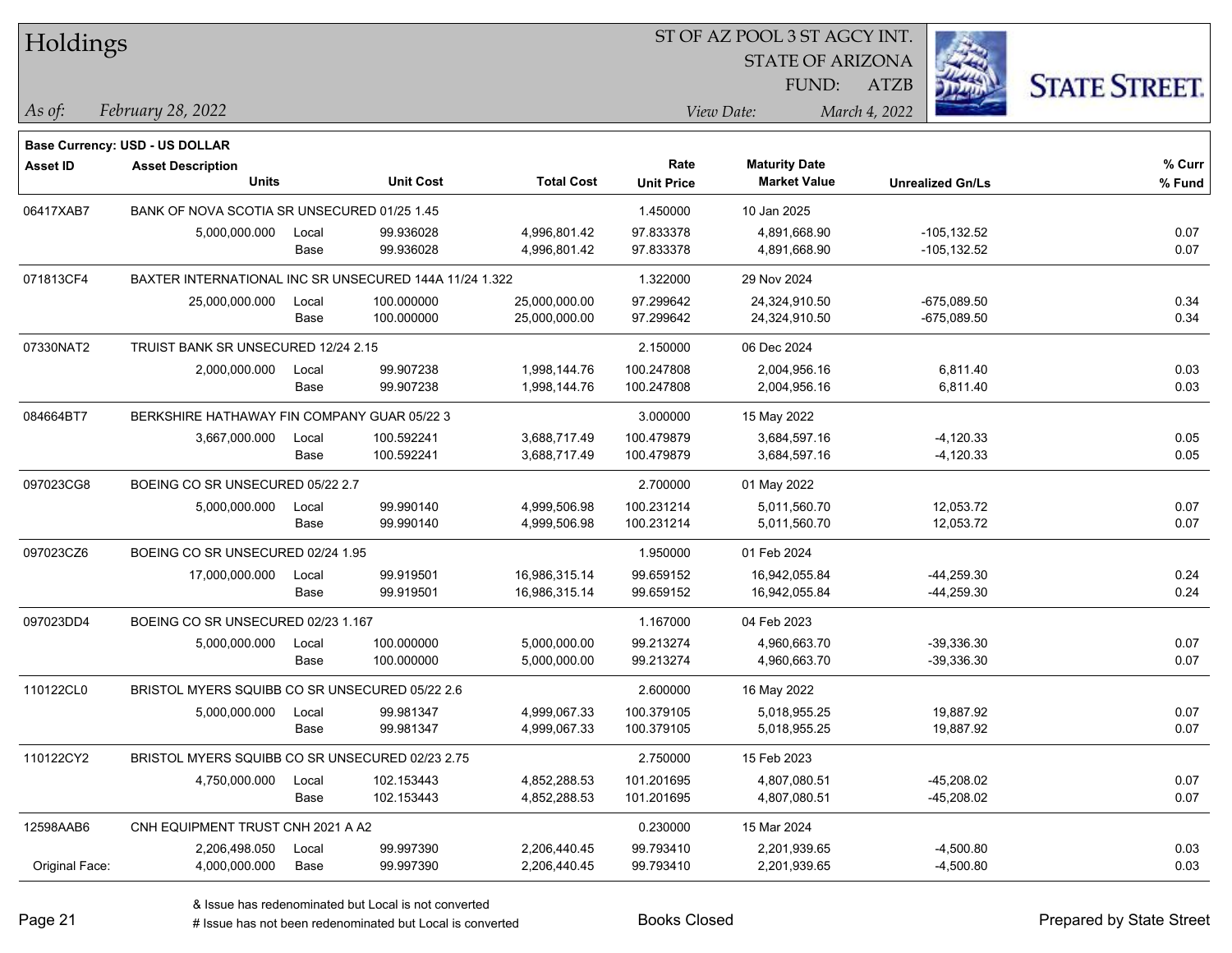# Holdings

ST OF AZ POOL 3 ST AGCY INT.
STATE OF ARIZONA
FUND: ATZB

*As of:* *February 28, 2022*
*View Date:* *March 4, 2022*

**Base Currency: USD - US DOLLAR**

| Asset ID | Asset Description / Units | | Unit Cost | Total Cost | Rate / Unit Price | Maturity Date / Market Value | Unrealized Gn/Ls | % Curr / % Fund |
|---|---|---|---|---|---|---|---|---|
| 06417XAB7 | BANK OF NOVA SCOTIA SR UNSECURED 01/25 1.45 | | | | 1.450000 | 10 Jan 2025 | | |
| | 5,000,000.000 | Local | 99.936028 | 4,996,801.42 | 97.833378 | 4,891,668.90 | -105,132.52 | 0.07 |
| | | Base | 99.936028 | 4,996,801.42 | 97.833378 | 4,891,668.90 | -105,132.52 | 0.07 |
| 071813CF4 | BAXTER INTERNATIONAL INC SR UNSECURED 144A 11/24 1.322 | | | | 1.322000 | 29 Nov 2024 | | |
| | 25,000,000.000 | Local | 100.000000 | 25,000,000.00 | 97.299642 | 24,324,910.50 | -675,089.50 | 0.34 |
| | | Base | 100.000000 | 25,000,000.00 | 97.299642 | 24,324,910.50 | -675,089.50 | 0.34 |
| 07330NAT2 | TRUIST BANK SR UNSECURED 12/24 2.15 | | | | 2.150000 | 06 Dec 2024 | | |
| | 2,000,000.000 | Local | 99.907238 | 1,998,144.76 | 100.247808 | 2,004,956.16 | 6,811.40 | 0.03 |
| | | Base | 99.907238 | 1,998,144.76 | 100.247808 | 2,004,956.16 | 6,811.40 | 0.03 |
| 084664BT7 | BERKSHIRE HATHAWAY FIN COMPANY GUAR 05/22 3 | | | | 3.000000 | 15 May 2022 | | |
| | 3,667,000.000 | Local | 100.592241 | 3,688,717.49 | 100.479879 | 3,684,597.16 | -4,120.33 | 0.05 |
| | | Base | 100.592241 | 3,688,717.49 | 100.479879 | 3,684,597.16 | -4,120.33 | 0.05 |
| 097023CG8 | BOEING CO SR UNSECURED 05/22 2.7 | | | | 2.700000 | 01 May 2022 | | |
| | 5,000,000.000 | Local | 99.990140 | 4,999,506.98 | 100.231214 | 5,011,560.70 | 12,053.72 | 0.07 |
| | | Base | 99.990140 | 4,999,506.98 | 100.231214 | 5,011,560.70 | 12,053.72 | 0.07 |
| 097023CZ6 | BOEING CO SR UNSECURED 02/24 1.95 | | | | 1.950000 | 01 Feb 2024 | | |
| | 17,000,000.000 | Local | 99.919501 | 16,986,315.14 | 99.659152 | 16,942,055.84 | -44,259.30 | 0.24 |
| | | Base | 99.919501 | 16,986,315.14 | 99.659152 | 16,942,055.84 | -44,259.30 | 0.24 |
| 097023DD4 | BOEING CO SR UNSECURED 02/23 1.167 | | | | 1.167000 | 04 Feb 2023 | | |
| | 5,000,000.000 | Local | 100.000000 | 5,000,000.00 | 99.213274 | 4,960,663.70 | -39,336.30 | 0.07 |
| | | Base | 100.000000 | 5,000,000.00 | 99.213274 | 4,960,663.70 | -39,336.30 | 0.07 |
| 110122CL0 | BRISTOL MYERS SQUIBB CO SR UNSECURED 05/22 2.6 | | | | 2.600000 | 16 May 2022 | | |
| | 5,000,000.000 | Local | 99.981347 | 4,999,067.33 | 100.379105 | 5,018,955.25 | 19,887.92 | 0.07 |
| | | Base | 99.981347 | 4,999,067.33 | 100.379105 | 5,018,955.25 | 19,887.92 | 0.07 |
| 110122CY2 | BRISTOL MYERS SQUIBB CO SR UNSECURED 02/23 2.75 | | | | 2.750000 | 15 Feb 2023 | | |
| | 4,750,000.000 | Local | 102.153443 | 4,852,288.53 | 101.201695 | 4,807,080.51 | -45,208.02 | 0.07 |
| | | Base | 102.153443 | 4,852,288.53 | 101.201695 | 4,807,080.51 | -45,208.02 | 0.07 |
| 12598AAB6 | CNH EQUIPMENT TRUST CNH 2021 A A2 | | | | 0.230000 | 15 Mar 2024 | | |
| | 2,206,498.050 | Local | 99.997390 | 2,206,440.45 | 99.793410 | 2,201,939.65 | -4,500.80 | 0.03 |
| Original Face: | 4,000,000.000 | Base | 99.997390 | 2,206,440.45 | 99.793410 | 2,201,939.65 | -4,500.80 | 0.03 |

& Issue has redenominated but Local is not converted
# Issue has not been redenominated but Local is converted

Books Closed

Prepared by State Street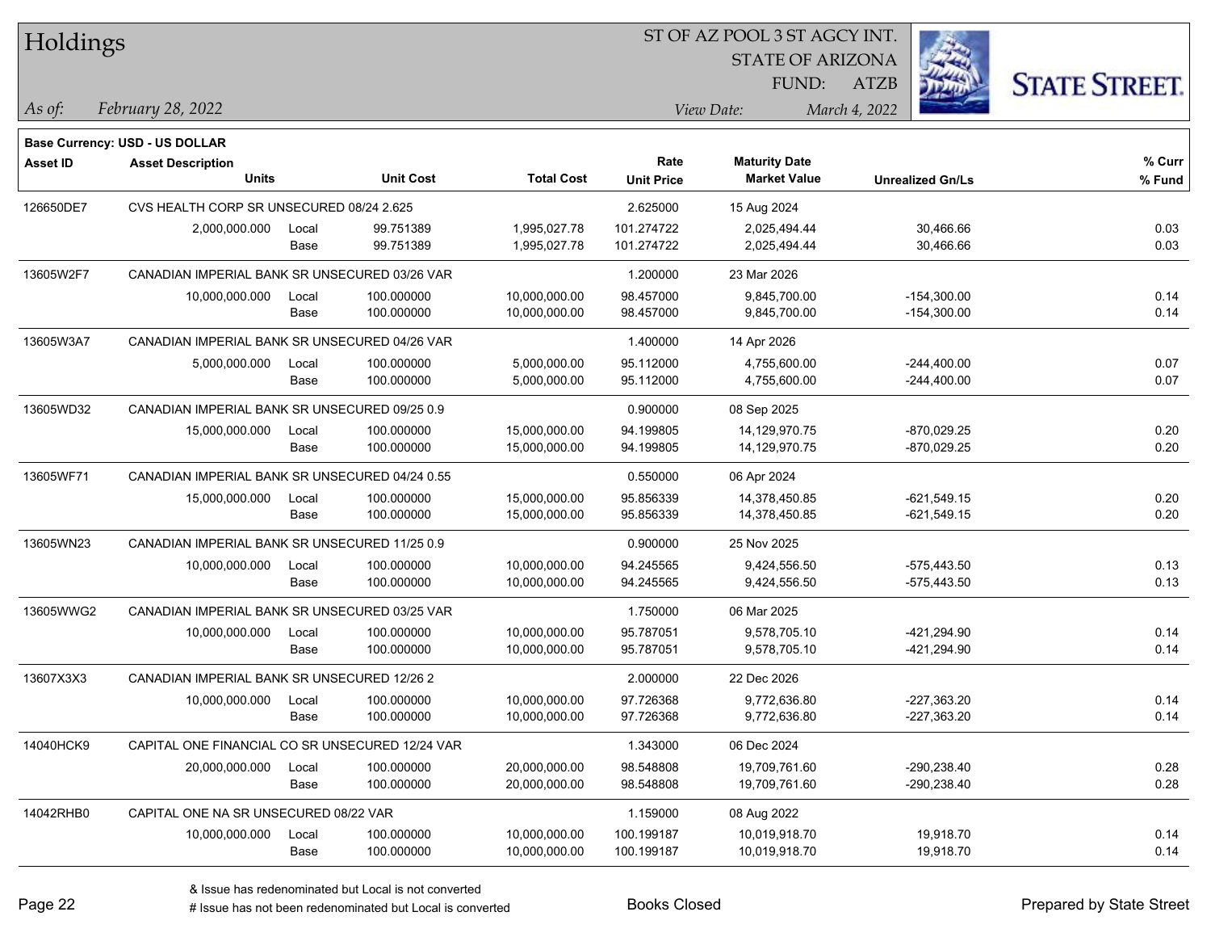# Holdings

ST OF AZ POOL 3 ST AGCY INT.
STATE OF ARIZONA
FUND: ATZB

*As of:* *February 28, 2022*

*View Date:* *March 4, 2022*

**Base Currency: USD - US DOLLAR**

| Asset ID | Asset Description / Units | | Unit Cost | Total Cost | Rate / Unit Price | Maturity Date / Market Value | Unrealized Gn/Ls | % Curr / % Fund |
|---|---|---|---|---|---|---|---|---|
| 126650DE7 | CVS HEALTH CORP SR UNSECURED 08/24 2.625 | | | | 2.625000 | 15 Aug 2024 | | |
| | 2,000,000.000 | Local | 99.751389 | 1,995,027.78 | 101.274722 | 2,025,494.44 | 30,466.66 | 0.03 |
| | | Base | 99.751389 | 1,995,027.78 | 101.274722 | 2,025,494.44 | 30,466.66 | 0.03 |
| 13605W2F7 | CANADIAN IMPERIAL BANK SR UNSECURED 03/26 VAR | | | | 1.200000 | 23 Mar 2026 | | |
| | 10,000,000.000 | Local | 100.000000 | 10,000,000.00 | 98.457000 | 9,845,700.00 | -154,300.00 | 0.14 |
| | | Base | 100.000000 | 10,000,000.00 | 98.457000 | 9,845,700.00 | -154,300.00 | 0.14 |
| 13605W3A7 | CANADIAN IMPERIAL BANK SR UNSECURED 04/26 VAR | | | | 1.400000 | 14 Apr 2026 | | |
| | 5,000,000.000 | Local | 100.000000 | 5,000,000.00 | 95.112000 | 4,755,600.00 | -244,400.00 | 0.07 |
| | | Base | 100.000000 | 5,000,000.00 | 95.112000 | 4,755,600.00 | -244,400.00 | 0.07 |
| 13605WD32 | CANADIAN IMPERIAL BANK SR UNSECURED 09/25 0.9 | | | | 0.900000 | 08 Sep 2025 | | |
| | 15,000,000.000 | Local | 100.000000 | 15,000,000.00 | 94.199805 | 14,129,970.75 | -870,029.25 | 0.20 |
| | | Base | 100.000000 | 15,000,000.00 | 94.199805 | 14,129,970.75 | -870,029.25 | 0.20 |
| 13605WF71 | CANADIAN IMPERIAL BANK SR UNSECURED 04/24 0.55 | | | | 0.550000 | 06 Apr 2024 | | |
| | 15,000,000.000 | Local | 100.000000 | 15,000,000.00 | 95.856339 | 14,378,450.85 | -621,549.15 | 0.20 |
| | | Base | 100.000000 | 15,000,000.00 | 95.856339 | 14,378,450.85 | -621,549.15 | 0.20 |
| 13605WN23 | CANADIAN IMPERIAL BANK SR UNSECURED 11/25 0.9 | | | | 0.900000 | 25 Nov 2025 | | |
| | 10,000,000.000 | Local | 100.000000 | 10,000,000.00 | 94.245565 | 9,424,556.50 | -575,443.50 | 0.13 |
| | | Base | 100.000000 | 10,000,000.00 | 94.245565 | 9,424,556.50 | -575,443.50 | 0.13 |
| 13605WWG2 | CANADIAN IMPERIAL BANK SR UNSECURED 03/25 VAR | | | | 1.750000 | 06 Mar 2025 | | |
| | 10,000,000.000 | Local | 100.000000 | 10,000,000.00 | 95.787051 | 9,578,705.10 | -421,294.90 | 0.14 |
| | | Base | 100.000000 | 10,000,000.00 | 95.787051 | 9,578,705.10 | -421,294.90 | 0.14 |
| 13607X3X3 | CANADIAN IMPERIAL BANK SR UNSECURED 12/26 2 | | | | 2.000000 | 22 Dec 2026 | | |
| | 10,000,000.000 | Local | 100.000000 | 10,000,000.00 | 97.726368 | 9,772,636.80 | -227,363.20 | 0.14 |
| | | Base | 100.000000 | 10,000,000.00 | 97.726368 | 9,772,636.80 | -227,363.20 | 0.14 |
| 14040HCK9 | CAPITAL ONE FINANCIAL CO SR UNSECURED 12/24 VAR | | | | 1.343000 | 06 Dec 2024 | | |
| | 20,000,000.000 | Local | 100.000000 | 20,000,000.00 | 98.548808 | 19,709,761.60 | -290,238.40 | 0.28 |
| | | Base | 100.000000 | 20,000,000.00 | 98.548808 | 19,709,761.60 | -290,238.40 | 0.28 |
| 14042RHB0 | CAPITAL ONE NA SR UNSECURED 08/22 VAR | | | | 1.159000 | 08 Aug 2022 | | |
| | 10,000,000.000 | Local | 100.000000 | 10,000,000.00 | 100.199187 | 10,019,918.70 | 19,918.70 | 0.14 |
| | | Base | 100.000000 | 10,000,000.00 | 100.199187 | 10,019,918.70 | 19,918.70 | 0.14 |

& Issue has redenominated but Local is not converted
# Issue has not been redenominated but Local is converted

Books Closed

Prepared by State Street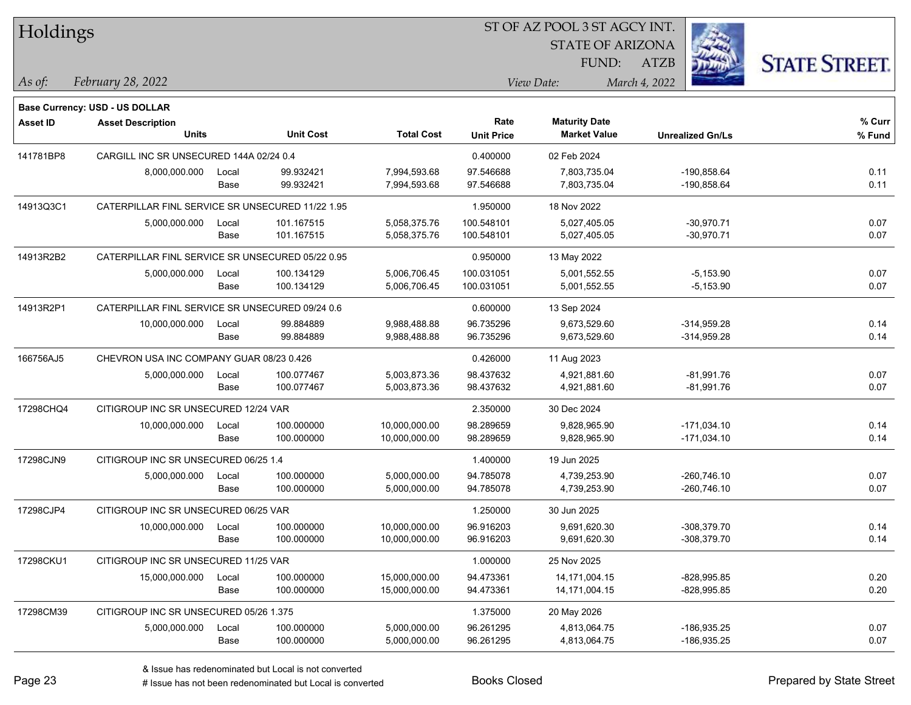# Holdings

ST OF AZ POOL 3 ST AGCY INT.
STATE OF ARIZONA
FUND: ATZB

*As of:* *February 28, 2022*
*View Date:* *March 4, 2022*

**Base Currency: USD - US DOLLAR**

| Asset ID | Asset Description / Units | | Unit Cost | Total Cost | Rate / Unit Price | Maturity Date / Market Value | Unrealized Gn/Ls | % Curr / % Fund |
|---|---|---|---|---|---|---|---|---|
| 141781BP8 | CARGILL INC SR UNSECURED 144A 02/24 0.4 | | | | 0.400000 | 02 Feb 2024 | | |
| | 8,000,000.000 | Local | 99.932421 | 7,994,593.68 | 97.546688 | 7,803,735.04 | -190,858.64 | 0.11 |
| | | Base | 99.932421 | 7,994,593.68 | 97.546688 | 7,803,735.04 | -190,858.64 | 0.11 |
| 14913Q3C1 | CATERPILLAR FINL SERVICE SR UNSECURED 11/22 1.95 | | | | 1.950000 | 18 Nov 2022 | | |
| | 5,000,000.000 | Local | 101.167515 | 5,058,375.76 | 100.548101 | 5,027,405.05 | -30,970.71 | 0.07 |
| | | Base | 101.167515 | 5,058,375.76 | 100.548101 | 5,027,405.05 | -30,970.71 | 0.07 |
| 14913R2B2 | CATERPILLAR FINL SERVICE SR UNSECURED 05/22 0.95 | | | | 0.950000 | 13 May 2022 | | |
| | 5,000,000.000 | Local | 100.134129 | 5,006,706.45 | 100.031051 | 5,001,552.55 | -5,153.90 | 0.07 |
| | | Base | 100.134129 | 5,006,706.45 | 100.031051 | 5,001,552.55 | -5,153.90 | 0.07 |
| 14913R2P1 | CATERPILLAR FINL SERVICE SR UNSECURED 09/24 0.6 | | | | 0.600000 | 13 Sep 2024 | | |
| | 10,000,000.000 | Local | 99.884889 | 9,988,488.88 | 96.735296 | 9,673,529.60 | -314,959.28 | 0.14 |
| | | Base | 99.884889 | 9,988,488.88 | 96.735296 | 9,673,529.60 | -314,959.28 | 0.14 |
| 166756AJ5 | CHEVRON USA INC COMPANY GUAR 08/23 0.426 | | | | 0.426000 | 11 Aug 2023 | | |
| | 5,000,000.000 | Local | 100.077467 | 5,003,873.36 | 98.437632 | 4,921,881.60 | -81,991.76 | 0.07 |
| | | Base | 100.077467 | 5,003,873.36 | 98.437632 | 4,921,881.60 | -81,991.76 | 0.07 |
| 17298CHQ4 | CITIGROUP INC SR UNSECURED 12/24 VAR | | | | 2.350000 | 30 Dec 2024 | | |
| | 10,000,000.000 | Local | 100.000000 | 10,000,000.00 | 98.289659 | 9,828,965.90 | -171,034.10 | 0.14 |
| | | Base | 100.000000 | 10,000,000.00 | 98.289659 | 9,828,965.90 | -171,034.10 | 0.14 |
| 17298CJN9 | CITIGROUP INC SR UNSECURED 06/25 1.4 | | | | 1.400000 | 19 Jun 2025 | | |
| | 5,000,000.000 | Local | 100.000000 | 5,000,000.00 | 94.785078 | 4,739,253.90 | -260,746.10 | 0.07 |
| | | Base | 100.000000 | 5,000,000.00 | 94.785078 | 4,739,253.90 | -260,746.10 | 0.07 |
| 17298CJP4 | CITIGROUP INC SR UNSECURED 06/25 VAR | | | | 1.250000 | 30 Jun 2025 | | |
| | 10,000,000.000 | Local | 100.000000 | 10,000,000.00 | 96.916203 | 9,691,620.30 | -308,379.70 | 0.14 |
| | | Base | 100.000000 | 10,000,000.00 | 96.916203 | 9,691,620.30 | -308,379.70 | 0.14 |
| 17298CKU1 | CITIGROUP INC SR UNSECURED 11/25 VAR | | | | 1.000000 | 25 Nov 2025 | | |
| | 15,000,000.000 | Local | 100.000000 | 15,000,000.00 | 94.473361 | 14,171,004.15 | -828,995.85 | 0.20 |
| | | Base | 100.000000 | 15,000,000.00 | 94.473361 | 14,171,004.15 | -828,995.85 | 0.20 |
| 17298CM39 | CITIGROUP INC SR UNSECURED 05/26 1.375 | | | | 1.375000 | 20 May 2026 | | |
| | 5,000,000.000 | Local | 100.000000 | 5,000,000.00 | 96.261295 | 4,813,064.75 | -186,935.25 | 0.07 |
| | | Base | 100.000000 | 5,000,000.00 | 96.261295 | 4,813,064.75 | -186,935.25 | 0.07 |

& Issue has redenominated but Local is not converted
# Issue has not been redenominated but Local is converted

Books Closed

Prepared by State Street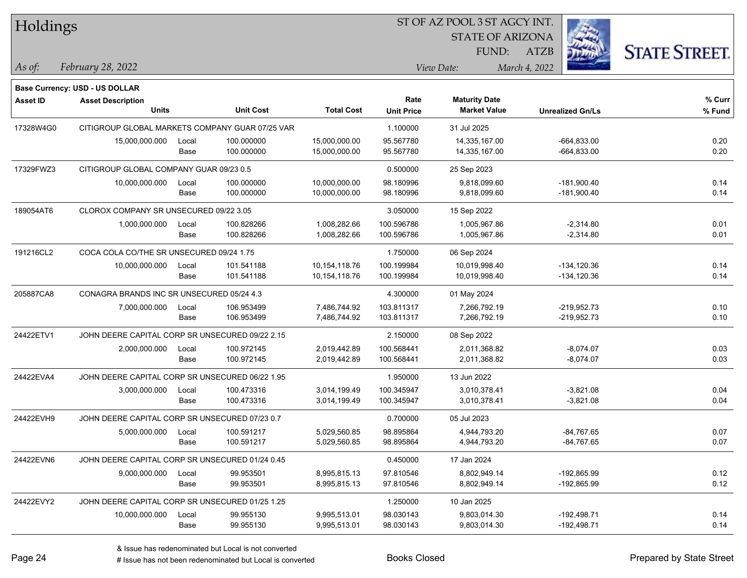# Holdings

ST OF AZ POOL 3 ST AGCY INT.
STATE OF ARIZONA
FUND: ATZB

*As of:* *February 28, 2022*
*View Date:* *March 4, 2022*

**Base Currency: USD - US DOLLAR**

| Asset ID | Asset Description / Units | | Unit Cost | Total Cost | Rate / Unit Price | Maturity Date / Market Value | Unrealized Gn/Ls | % Curr / % Fund |
|---|---|---|---|---|---|---|---|---|
| 17328W4G0 | CITIGROUP GLOBAL MARKETS COMPANY GUAR 07/25 VAR | | | | 1.100000 | 31 Jul 2025 | | |
| | 15,000,000.000 | Local | 100.000000 | 15,000,000.00 | 95.567780 | 14,335,167.00 | -664,833.00 | 0.20 |
| | | Base | 100.000000 | 15,000,000.00 | 95.567780 | 14,335,167.00 | -664,833.00 | 0.20 |
| 17329FWZ3 | CITIGROUP GLOBAL COMPANY GUAR 09/23 0.5 | | | | 0.500000 | 25 Sep 2023 | | |
| | 10,000,000.000 | Local | 100.000000 | 10,000,000.00 | 98.180996 | 9,818,099.60 | -181,900.40 | 0.14 |
| | | Base | 100.000000 | 10,000,000.00 | 98.180996 | 9,818,099.60 | -181,900.40 | 0.14 |
| 189054AT6 | CLOROX COMPANY SR UNSECURED 09/22 3.05 | | | | 3.050000 | 15 Sep 2022 | | |
| | 1,000,000.000 | Local | 100.828266 | 1,008,282.66 | 100.596786 | 1,005,967.86 | -2,314.80 | 0.01 |
| | | Base | 100.828266 | 1,008,282.66 | 100.596786 | 1,005,967.86 | -2,314.80 | 0.01 |
| 191216CL2 | COCA COLA CO/THE SR UNSECURED 09/24 1.75 | | | | 1.750000 | 06 Sep 2024 | | |
| | 10,000,000.000 | Local | 101.541188 | 10,154,118.76 | 100.199984 | 10,019,998.40 | -134,120.36 | 0.14 |
| | | Base | 101.541188 | 10,154,118.76 | 100.199984 | 10,019,998.40 | -134,120.36 | 0.14 |
| 205887CA8 | CONAGRA BRANDS INC SR UNSECURED 05/24 4.3 | | | | 4.300000 | 01 May 2024 | | |
| | 7,000,000.000 | Local | 106.953499 | 7,486,744.92 | 103.811317 | 7,266,792.19 | -219,952.73 | 0.10 |
| | | Base | 106.953499 | 7,486,744.92 | 103.811317 | 7,266,792.19 | -219,952.73 | 0.10 |
| 24422ETV1 | JOHN DEERE CAPITAL CORP SR UNSECURED 09/22 2.15 | | | | 2.150000 | 08 Sep 2022 | | |
| | 2,000,000.000 | Local | 100.972145 | 2,019,442.89 | 100.568441 | 2,011,368.82 | -8,074.07 | 0.03 |
| | | Base | 100.972145 | 2,019,442.89 | 100.568441 | 2,011,368.82 | -8,074.07 | 0.03 |
| 24422EVA4 | JOHN DEERE CAPITAL CORP SR UNSECURED 06/22 1.95 | | | | 1.950000 | 13 Jun 2022 | | |
| | 3,000,000.000 | Local | 100.473316 | 3,014,199.49 | 100.345947 | 3,010,378.41 | -3,821.08 | 0.04 |
| | | Base | 100.473316 | 3,014,199.49 | 100.345947 | 3,010,378.41 | -3,821.08 | 0.04 |
| 24422EVH9 | JOHN DEERE CAPITAL CORP SR UNSECURED 07/23 0.7 | | | | 0.700000 | 05 Jul 2023 | | |
| | 5,000,000.000 | Local | 100.591217 | 5,029,560.85 | 98.895864 | 4,944,793.20 | -84,767.65 | 0.07 |
| | | Base | 100.591217 | 5,029,560.85 | 98.895864 | 4,944,793.20 | -84,767.65 | 0.07 |
| 24422EVN6 | JOHN DEERE CAPITAL CORP SR UNSECURED 01/24 0.45 | | | | 0.450000 | 17 Jan 2024 | | |
| | 9,000,000.000 | Local | 99.953501 | 8,995,815.13 | 97.810546 | 8,802,949.14 | -192,865.99 | 0.12 |
| | | Base | 99.953501 | 8,995,815.13 | 97.810546 | 8,802,949.14 | -192,865.99 | 0.12 |
| 24422EVY2 | JOHN DEERE CAPITAL CORP SR UNSECURED 01/25 1.25 | | | | 1.250000 | 10 Jan 2025 | | |
| | 10,000,000.000 | Local | 99.955130 | 9,995,513.01 | 98.030143 | 9,803,014.30 | -192,498.71 | 0.14 |
| | | Base | 99.955130 | 9,995,513.01 | 98.030143 | 9,803,014.30 | -192,498.71 | 0.14 |

& Issue has redenominated but Local is not converted
# Issue has not been redenominated but Local is converted

Books Closed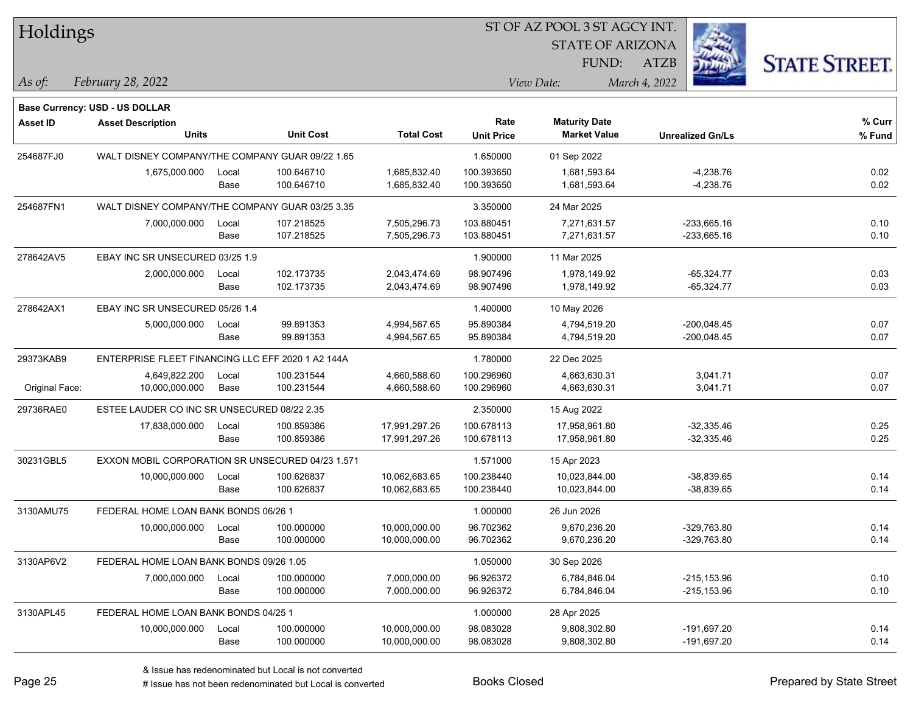# Holdings

**ST OF AZ POOL 3 ST AGCY INT.**
**STATE OF ARIZONA**
**FUND: ATZB**

*As of:* *February 28, 2022*
*View Date:* *March 4, 2022*

**Base Currency: USD - US DOLLAR**

| Asset ID | Asset Description / Units | | Unit Cost | Total Cost | Rate / Unit Price | Maturity Date / Market Value | Unrealized Gn/Ls | % Curr / % Fund |
|---|---|---|---|---|---|---|---|---|
| 254687FJ0 | WALT DISNEY COMPANY/THE COMPANY GUAR 09/22 1.65 | | | | 1.650000 | 01 Sep 2022 | | |
| | 1,675,000.000 | Local | 100.646710 | 1,685,832.40 | 100.393650 | 1,681,593.64 | -4,238.76 | 0.02 |
| | | Base | 100.646710 | 1,685,832.40 | 100.393650 | 1,681,593.64 | -4,238.76 | 0.02 |
| 254687FN1 | WALT DISNEY COMPANY/THE COMPANY GUAR 03/25 3.35 | | | | 3.350000 | 24 Mar 2025 | | |
| | 7,000,000.000 | Local | 107.218525 | 7,505,296.73 | 103.880451 | 7,271,631.57 | -233,665.16 | 0.10 |
| | | Base | 107.218525 | 7,505,296.73 | 103.880451 | 7,271,631.57 | -233,665.16 | 0.10 |
| 278642AV5 | EBAY INC SR UNSECURED 03/25 1.9 | | | | 1.900000 | 11 Mar 2025 | | |
| | 2,000,000.000 | Local | 102.173735 | 2,043,474.69 | 98.907496 | 1,978,149.92 | -65,324.77 | 0.03 |
| | | Base | 102.173735 | 2,043,474.69 | 98.907496 | 1,978,149.92 | -65,324.77 | 0.03 |
| 278642AX1 | EBAY INC SR UNSECURED 05/26 1.4 | | | | 1.400000 | 10 May 2026 | | |
| | 5,000,000.000 | Local | 99.891353 | 4,994,567.65 | 95.890384 | 4,794,519.20 | -200,048.45 | 0.07 |
| | | Base | 99.891353 | 4,994,567.65 | 95.890384 | 4,794,519.20 | -200,048.45 | 0.07 |
| 29373KAB9 | ENTERPRISE FLEET FINANCING LLC EFF 2020 1 A2 144A | | | | 1.780000 | 22 Dec 2025 | | |
| | 4,649,822.200 | Local | 100.231544 | 4,660,588.60 | 100.296960 | 4,663,630.31 | 3,041.71 | 0.07 |
| Original Face: | 10,000,000.000 | Base | 100.231544 | 4,660,588.60 | 100.296960 | 4,663,630.31 | 3,041.71 | 0.07 |
| 29736RAE0 | ESTEE LAUDER CO INC SR UNSECURED 08/22 2.35 | | | | 2.350000 | 15 Aug 2022 | | |
| | 17,838,000.000 | Local | 100.859386 | 17,991,297.26 | 100.678113 | 17,958,961.80 | -32,335.46 | 0.25 |
| | | Base | 100.859386 | 17,991,297.26 | 100.678113 | 17,958,961.80 | -32,335.46 | 0.25 |
| 30231GBL5 | EXXON MOBIL CORPORATION SR UNSECURED 04/23 1.571 | | | | 1.571000 | 15 Apr 2023 | | |
| | 10,000,000.000 | Local | 100.626837 | 10,062,683.65 | 100.238440 | 10,023,844.00 | -38,839.65 | 0.14 |
| | | Base | 100.626837 | 10,062,683.65 | 100.238440 | 10,023,844.00 | -38,839.65 | 0.14 |
| 3130AMU75 | FEDERAL HOME LOAN BANK BONDS 06/26 1 | | | | 1.000000 | 26 Jun 2026 | | |
| | 10,000,000.000 | Local | 100.000000 | 10,000,000.00 | 96.702362 | 9,670,236.20 | -329,763.80 | 0.14 |
| | | Base | 100.000000 | 10,000,000.00 | 96.702362 | 9,670,236.20 | -329,763.80 | 0.14 |
| 3130AP6V2 | FEDERAL HOME LOAN BANK BONDS 09/26 1.05 | | | | 1.050000 | 30 Sep 2026 | | |
| | 7,000,000.000 | Local | 100.000000 | 7,000,000.00 | 96.926372 | 6,784,846.04 | -215,153.96 | 0.10 |
| | | Base | 100.000000 | 7,000,000.00 | 96.926372 | 6,784,846.04 | -215,153.96 | 0.10 |
| 3130APL45 | FEDERAL HOME LOAN BANK BONDS 04/25 1 | | | | 1.000000 | 28 Apr 2025 | | |
| | 10,000,000.000 | Local | 100.000000 | 10,000,000.00 | 98.083028 | 9,808,302.80 | -191,697.20 | 0.14 |
| | | Base | 100.000000 | 10,000,000.00 | 98.083028 | 9,808,302.80 | -191,697.20 | 0.14 |

& Issue has redenominated but Local is not converted
# Issue has not been redenominated but Local is converted

Books Closed

Prepared by State Street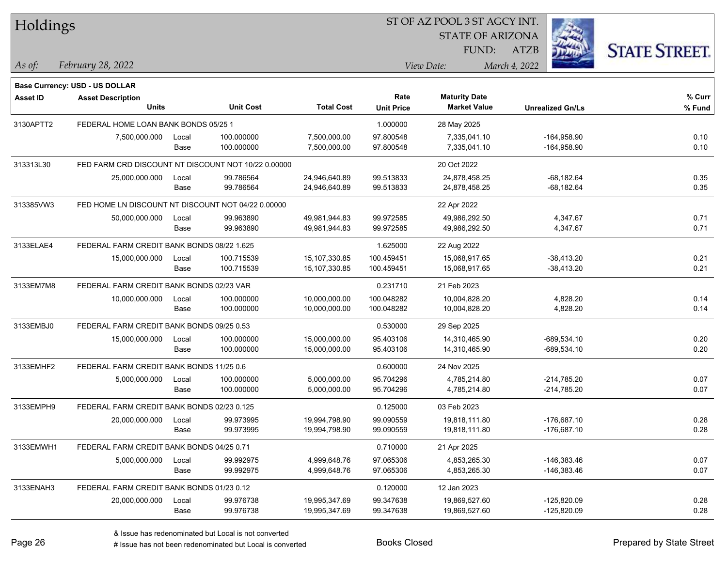# Holdings

ST OF AZ POOL 3 ST AGCY INT.
STATE OF ARIZONA
FUND: ATZB

*As of:* *February 28, 2022*

*View Date:* *March 4, 2022*

**Base Currency: USD - US DOLLAR**

| Asset ID | Asset Description / Units | | Unit Cost | Total Cost | Rate / Unit Price | Maturity Date / Market Value | Unrealized Gn/Ls | % Curr / % Fund |
|---|---|---|---|---|---|---|---|---|
| 3130APTT2 | FEDERAL HOME LOAN BANK BONDS 05/25 1 | | | | 1.000000 | 28 May 2025 | | |
| | 7,500,000.000 | Local | 100.000000 | 7,500,000.00 | 97.800548 | 7,335,041.10 | -164,958.90 | 0.10 |
| | | Base | 100.000000 | 7,500,000.00 | 97.800548 | 7,335,041.10 | -164,958.90 | 0.10 |
| 313313L30 | FED FARM CRD DISCOUNT NT DISCOUNT NOT 10/22 0.00000 | | | | | 20 Oct 2022 | | |
| | 25,000,000.000 | Local | 99.786564 | 24,946,640.89 | 99.513833 | 24,878,458.25 | -68,182.64 | 0.35 |
| | | Base | 99.786564 | 24,946,640.89 | 99.513833 | 24,878,458.25 | -68,182.64 | 0.35 |
| 313385VW3 | FED HOME LN DISCOUNT NT DISCOUNT NOT 04/22 0.00000 | | | | | 22 Apr 2022 | | |
| | 50,000,000.000 | Local | 99.963890 | 49,981,944.83 | 99.972585 | 49,986,292.50 | 4,347.67 | 0.71 |
| | | Base | 99.963890 | 49,981,944.83 | 99.972585 | 49,986,292.50 | 4,347.67 | 0.71 |
| 3133ELAE4 | FEDERAL FARM CREDIT BANK BONDS 08/22 1.625 | | | | 1.625000 | 22 Aug 2022 | | |
| | 15,000,000.000 | Local | 100.715539 | 15,107,330.85 | 100.459451 | 15,068,917.65 | -38,413.20 | 0.21 |
| | | Base | 100.715539 | 15,107,330.85 | 100.459451 | 15,068,917.65 | -38,413.20 | 0.21 |
| 3133EM7M8 | FEDERAL FARM CREDIT BANK BONDS 02/23 VAR | | | | 0.231710 | 21 Feb 2023 | | |
| | 10,000,000.000 | Local | 100.000000 | 10,000,000.00 | 100.048282 | 10,004,828.20 | 4,828.20 | 0.14 |
| | | Base | 100.000000 | 10,000,000.00 | 100.048282 | 10,004,828.20 | 4,828.20 | 0.14 |
| 3133EMBJ0 | FEDERAL FARM CREDIT BANK BONDS 09/25 0.53 | | | | 0.530000 | 29 Sep 2025 | | |
| | 15,000,000.000 | Local | 100.000000 | 15,000,000.00 | 95.403106 | 14,310,465.90 | -689,534.10 | 0.20 |
| | | Base | 100.000000 | 15,000,000.00 | 95.403106 | 14,310,465.90 | -689,534.10 | 0.20 |
| 3133EMHF2 | FEDERAL FARM CREDIT BANK BONDS 11/25 0.6 | | | | 0.600000 | 24 Nov 2025 | | |
| | 5,000,000.000 | Local | 100.000000 | 5,000,000.00 | 95.704296 | 4,785,214.80 | -214,785.20 | 0.07 |
| | | Base | 100.000000 | 5,000,000.00 | 95.704296 | 4,785,214.80 | -214,785.20 | 0.07 |
| 3133EMPH9 | FEDERAL FARM CREDIT BANK BONDS 02/23 0.125 | | | | 0.125000 | 03 Feb 2023 | | |
| | 20,000,000.000 | Local | 99.973995 | 19,994,798.90 | 99.090559 | 19,818,111.80 | -176,687.10 | 0.28 |
| | | Base | 99.973995 | 19,994,798.90 | 99.090559 | 19,818,111.80 | -176,687.10 | 0.28 |
| 3133EMWH1 | FEDERAL FARM CREDIT BANK BONDS 04/25 0.71 | | | | 0.710000 | 21 Apr 2025 | | |
| | 5,000,000.000 | Local | 99.992975 | 4,999,648.76 | 97.065306 | 4,853,265.30 | -146,383.46 | 0.07 |
| | | Base | 99.992975 | 4,999,648.76 | 97.065306 | 4,853,265.30 | -146,383.46 | 0.07 |
| 3133ENAH3 | FEDERAL FARM CREDIT BANK BONDS 01/23 0.12 | | | | 0.120000 | 12 Jan 2023 | | |
| | 20,000,000.000 | Local | 99.976738 | 19,995,347.69 | 99.347638 | 19,869,527.60 | -125,820.09 | 0.28 |
| | | Base | 99.976738 | 19,995,347.69 | 99.347638 | 19,869,527.60 | -125,820.09 | 0.28 |

& Issue has redenominated but Local is not converted
# Issue has not been redenominated but Local is converted

Books Closed

Prepared by State Street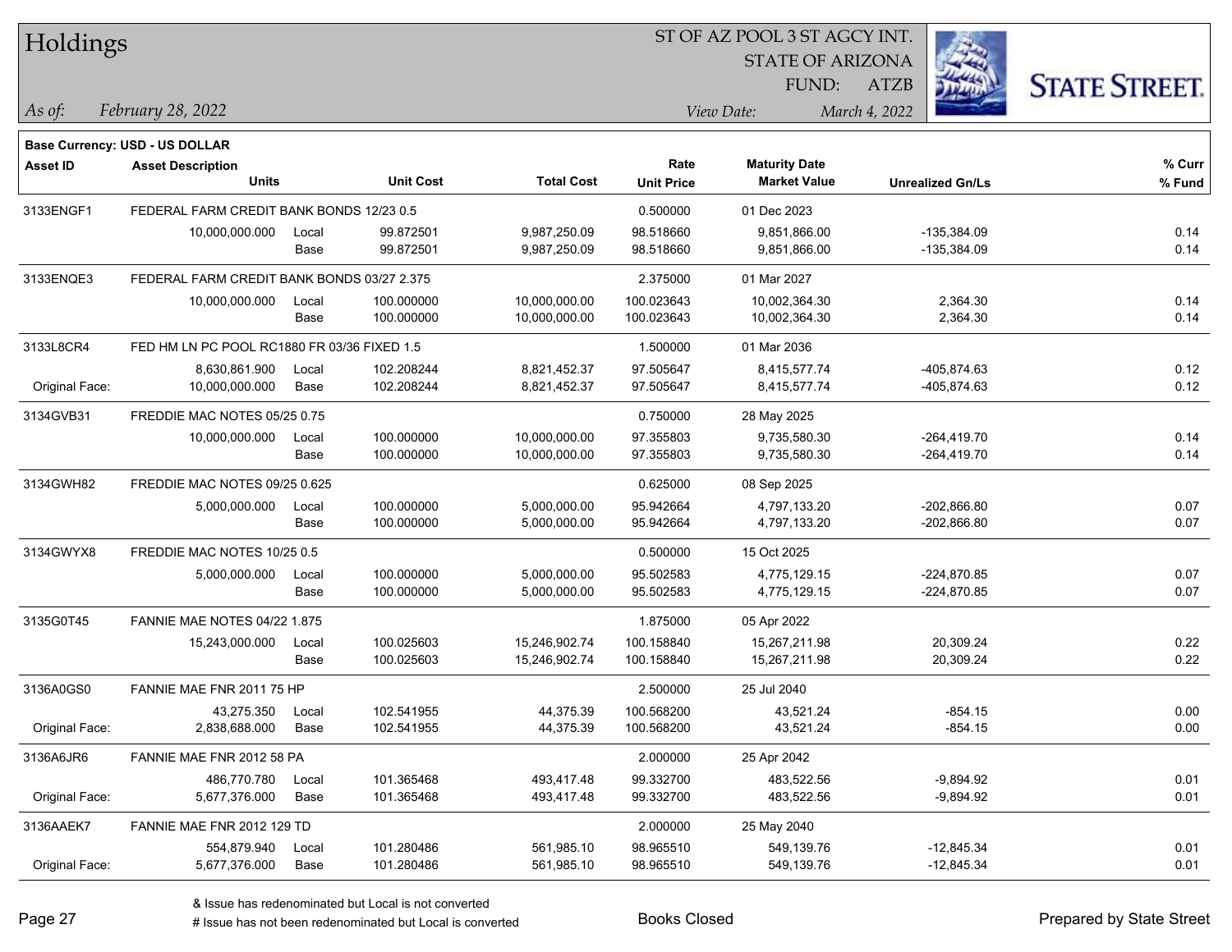# Holdings

ST OF AZ POOL 3 ST AGCY INT.
STATE OF ARIZONA
FUND: ATZB

*As of:* *February 28, 2022* *View Date:* *March 4, 2022*

**Base Currency: USD - US DOLLAR**

| Asset ID | Asset Description / Units | | Unit Cost | Total Cost | Rate / Unit Price | Maturity Date / Market Value | Unrealized Gn/Ls | % Curr / % Fund |
|---|---|---|---|---|---|---|---|---|
| 3133ENGF1 | FEDERAL FARM CREDIT BANK BONDS 12/23 0.5 | | | | 0.500000 | 01 Dec 2023 | | |
| | 10,000,000.000 | Local | 99.872501 | 9,987,250.09 | 98.518660 | 9,851,866.00 | -135,384.09 | 0.14 |
| | | Base | 99.872501 | 9,987,250.09 | 98.518660 | 9,851,866.00 | -135,384.09 | 0.14 |
| 3133ENQE3 | FEDERAL FARM CREDIT BANK BONDS 03/27 2.375 | | | | 2.375000 | 01 Mar 2027 | | |
| | 10,000,000.000 | Local | 100.000000 | 10,000,000.00 | 100.023643 | 10,002,364.30 | 2,364.30 | 0.14 |
| | | Base | 100.000000 | 10,000,000.00 | 100.023643 | 10,002,364.30 | 2,364.30 | 0.14 |
| 3133L8CR4 | FED HM LN PC POOL RC1880 FR 03/36 FIXED 1.5 | | | | 1.500000 | 01 Mar 2036 | | |
| | 8,630,861.900 | Local | 102.208244 | 8,821,452.37 | 97.505647 | 8,415,577.74 | -405,874.63 | 0.12 |
| Original Face: | 10,000,000.000 | Base | 102.208244 | 8,821,452.37 | 97.505647 | 8,415,577.74 | -405,874.63 | 0.12 |
| 3134GVB31 | FREDDIE MAC NOTES 05/25 0.75 | | | | 0.750000 | 28 May 2025 | | |
| | 10,000,000.000 | Local | 100.000000 | 10,000,000.00 | 97.355803 | 9,735,580.30 | -264,419.70 | 0.14 |
| | | Base | 100.000000 | 10,000,000.00 | 97.355803 | 9,735,580.30 | -264,419.70 | 0.14 |
| 3134GWH82 | FREDDIE MAC NOTES 09/25 0.625 | | | | 0.625000 | 08 Sep 2025 | | |
| | 5,000,000.000 | Local | 100.000000 | 5,000,000.00 | 95.942664 | 4,797,133.20 | -202,866.80 | 0.07 |
| | | Base | 100.000000 | 5,000,000.00 | 95.942664 | 4,797,133.20 | -202,866.80 | 0.07 |
| 3134GWYX8 | FREDDIE MAC NOTES 10/25 0.5 | | | | 0.500000 | 15 Oct 2025 | | |
| | 5,000,000.000 | Local | 100.000000 | 5,000,000.00 | 95.502583 | 4,775,129.15 | -224,870.85 | 0.07 |
| | | Base | 100.000000 | 5,000,000.00 | 95.502583 | 4,775,129.15 | -224,870.85 | 0.07 |
| 3135G0T45 | FANNIE MAE NOTES 04/22 1.875 | | | | 1.875000 | 05 Apr 2022 | | |
| | 15,243,000.000 | Local | 100.025603 | 15,246,902.74 | 100.158840 | 15,267,211.98 | 20,309.24 | 0.22 |
| | | Base | 100.025603 | 15,246,902.74 | 100.158840 | 15,267,211.98 | 20,309.24 | 0.22 |
| 3136A0GS0 | FANNIE MAE FNR 2011 75 HP | | | | 2.500000 | 25 Jul 2040 | | |
| | 43,275.350 | Local | 102.541955 | 44,375.39 | 100.568200 | 43,521.24 | -854.15 | 0.00 |
| Original Face: | 2,838,688.000 | Base | 102.541955 | 44,375.39 | 100.568200 | 43,521.24 | -854.15 | 0.00 |
| 3136A6JR6 | FANNIE MAE FNR 2012 58 PA | | | | 2.000000 | 25 Apr 2042 | | |
| | 486,770.780 | Local | 101.365468 | 493,417.48 | 99.332700 | 483,522.56 | -9,894.92 | 0.01 |
| Original Face: | 5,677,376.000 | Base | 101.365468 | 493,417.48 | 99.332700 | 483,522.56 | -9,894.92 | 0.01 |
| 3136AAEK7 | FANNIE MAE FNR 2012 129 TD | | | | 2.000000 | 25 May 2040 | | |
| | 554,879.940 | Local | 101.280486 | 561,985.10 | 98.965510 | 549,139.76 | -12,845.34 | 0.01 |
| Original Face: | 5,677,376.000 | Base | 101.280486 | 561,985.10 | 98.965510 | 549,139.76 | -12,845.34 | 0.01 |

& Issue has redenominated but Local is not converted
# Issue has not been redenominated but Local is converted

Books Closed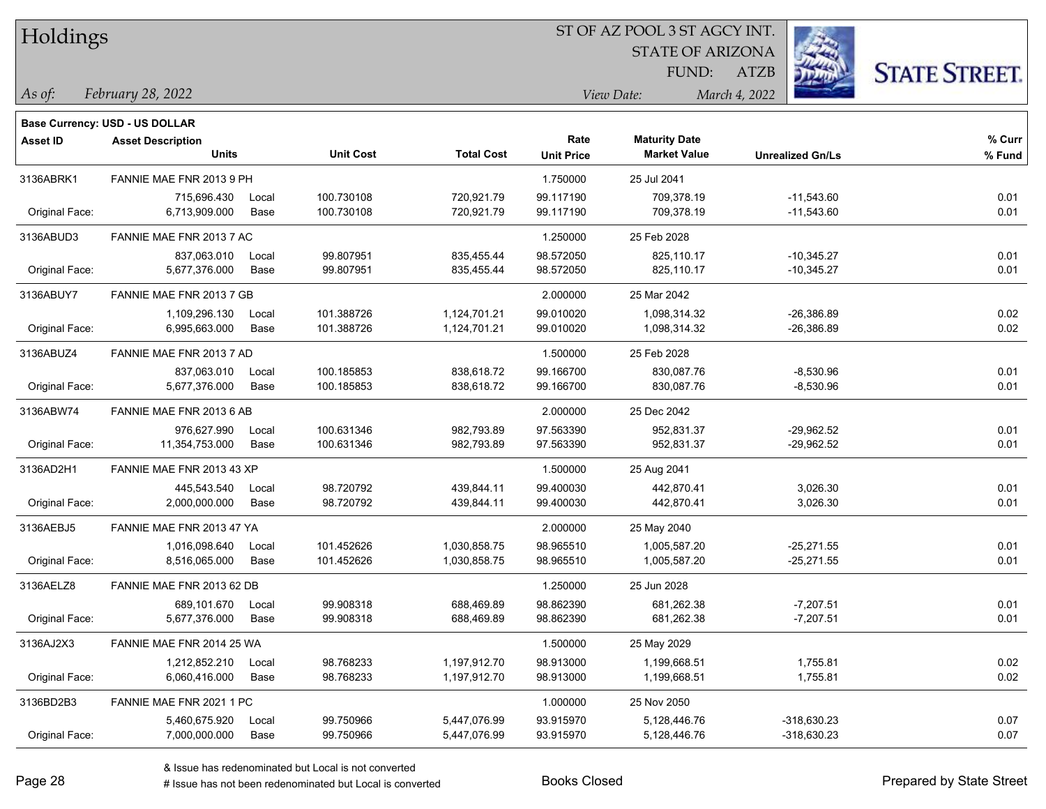# Holdings

ST OF AZ POOL 3 ST AGCY INT.
STATE OF ARIZONA
FUND: ATZB

*As of:* *February 28, 2022*
*View Date:* *March 4, 2022*

**Base Currency: USD - US DOLLAR**

| Asset ID | Asset Description / Units | | Unit Cost | Total Cost | Rate / Unit Price | Maturity Date / Market Value | Unrealized Gn/Ls | % Curr / % Fund |
|---|---|---|---|---|---|---|---|---|
| 3136ABRK1 | FANNIE MAE FNR 2013 9 PH | | | | 1.750000 | 25 Jul 2041 | | |
| | 715,696.430 | Local | 100.730108 | 720,921.79 | 99.117190 | 709,378.19 | -11,543.60 | 0.01 |
| Original Face: | 6,713,909.000 | Base | 100.730108 | 720,921.79 | 99.117190 | 709,378.19 | -11,543.60 | 0.01 |
| 3136ABUD3 | FANNIE MAE FNR 2013 7 AC | | | | 1.250000 | 25 Feb 2028 | | |
| | 837,063.010 | Local | 99.807951 | 835,455.44 | 98.572050 | 825,110.17 | -10,345.27 | 0.01 |
| Original Face: | 5,677,376.000 | Base | 99.807951 | 835,455.44 | 98.572050 | 825,110.17 | -10,345.27 | 0.01 |
| 3136ABUY7 | FANNIE MAE FNR 2013 7 GB | | | | 2.000000 | 25 Mar 2042 | | |
| | 1,109,296.130 | Local | 101.388726 | 1,124,701.21 | 99.010020 | 1,098,314.32 | -26,386.89 | 0.02 |
| Original Face: | 6,995,663.000 | Base | 101.388726 | 1,124,701.21 | 99.010020 | 1,098,314.32 | -26,386.89 | 0.02 |
| 3136ABUZ4 | FANNIE MAE FNR 2013 7 AD | | | | 1.500000 | 25 Feb 2028 | | |
| | 837,063.010 | Local | 100.185853 | 838,618.72 | 99.166700 | 830,087.76 | -8,530.96 | 0.01 |
| Original Face: | 5,677,376.000 | Base | 100.185853 | 838,618.72 | 99.166700 | 830,087.76 | -8,530.96 | 0.01 |
| 3136ABW74 | FANNIE MAE FNR 2013 6 AB | | | | 2.000000 | 25 Dec 2042 | | |
| | 976,627.990 | Local | 100.631346 | 982,793.89 | 97.563390 | 952,831.37 | -29,962.52 | 0.01 |
| Original Face: | 11,354,753.000 | Base | 100.631346 | 982,793.89 | 97.563390 | 952,831.37 | -29,962.52 | 0.01 |
| 3136AD2H1 | FANNIE MAE FNR 2013 43 XP | | | | 1.500000 | 25 Aug 2041 | | |
| | 445,543.540 | Local | 98.720792 | 439,844.11 | 99.400030 | 442,870.41 | 3,026.30 | 0.01 |
| Original Face: | 2,000,000.000 | Base | 98.720792 | 439,844.11 | 99.400030 | 442,870.41 | 3,026.30 | 0.01 |
| 3136AEBJ5 | FANNIE MAE FNR 2013 47 YA | | | | 2.000000 | 25 May 2040 | | |
| | 1,016,098.640 | Local | 101.452626 | 1,030,858.75 | 98.965510 | 1,005,587.20 | -25,271.55 | 0.01 |
| Original Face: | 8,516,065.000 | Base | 101.452626 | 1,030,858.75 | 98.965510 | 1,005,587.20 | -25,271.55 | 0.01 |
| 3136AELZ8 | FANNIE MAE FNR 2013 62 DB | | | | 1.250000 | 25 Jun 2028 | | |
| | 689,101.670 | Local | 99.908318 | 688,469.89 | 98.862390 | 681,262.38 | -7,207.51 | 0.01 |
| Original Face: | 5,677,376.000 | Base | 99.908318 | 688,469.89 | 98.862390 | 681,262.38 | -7,207.51 | 0.01 |
| 3136AJ2X3 | FANNIE MAE FNR 2014 25 WA | | | | 1.500000 | 25 May 2029 | | |
| | 1,212,852.210 | Local | 98.768233 | 1,197,912.70 | 98.913000 | 1,199,668.51 | 1,755.81 | 0.02 |
| Original Face: | 6,060,416.000 | Base | 98.768233 | 1,197,912.70 | 98.913000 | 1,199,668.51 | 1,755.81 | 0.02 |
| 3136BD2B3 | FANNIE MAE FNR 2021 1 PC | | | | 1.000000 | 25 Nov 2050 | | |
| | 5,460,675.920 | Local | 99.750966 | 5,447,076.99 | 93.915970 | 5,128,446.76 | -318,630.23 | 0.07 |
| Original Face: | 7,000,000.000 | Base | 99.750966 | 5,447,076.99 | 93.915970 | 5,128,446.76 | -318,630.23 | 0.07 |

& Issue has redenominated but Local is not converted
# Issue has not been redenominated but Local is converted

Books Closed

Prepared by State Street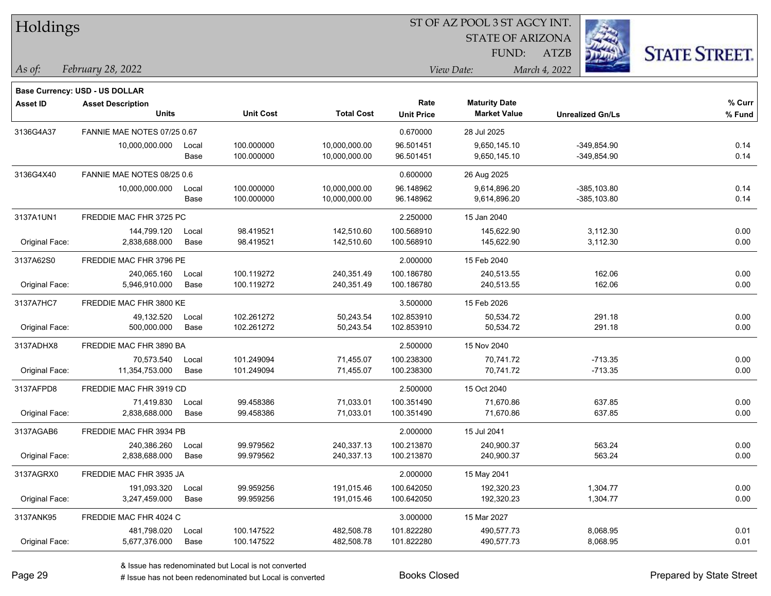# Holdings

ST OF AZ POOL 3 ST AGCY INT.
STATE OF ARIZONA
FUND: ATZB

*As of:* *February 28, 2022*
*View Date:* *March 4, 2022*

**Base Currency: USD - US DOLLAR**

| Asset ID | Asset Description / Units | | Unit Cost | Total Cost | Rate / Unit Price | Maturity Date / Market Value | Unrealized Gn/Ls | % Curr / % Fund |
|---|---|---|---|---|---|---|---|---|
| 3136G4A37 | FANNIE MAE NOTES 07/25 0.67 | | | | 0.670000 | 28 Jul 2025 | | |
| | 10,000,000.000 | Local | 100.000000 | 10,000,000.00 | 96.501451 | 9,650,145.10 | -349,854.90 | 0.14 |
| | | Base | 100.000000 | 10,000,000.00 | 96.501451 | 9,650,145.10 | -349,854.90 | 0.14 |
| 3136G4X40 | FANNIE MAE NOTES 08/25 0.6 | | | | 0.600000 | 26 Aug 2025 | | |
| | 10,000,000.000 | Local | 100.000000 | 10,000,000.00 | 96.148962 | 9,614,896.20 | -385,103.80 | 0.14 |
| | | Base | 100.000000 | 10,000,000.00 | 96.148962 | 9,614,896.20 | -385,103.80 | 0.14 |
| 3137A1UN1 | FREDDIE MAC FHR 3725 PC | | | | 2.250000 | 15 Jan 2040 | | |
| | 144,799.120 | Local | 98.419521 | 142,510.60 | 100.568910 | 145,622.90 | 3,112.30 | 0.00 |
| Original Face: | 2,838,688.000 | Base | 98.419521 | 142,510.60 | 100.568910 | 145,622.90 | 3,112.30 | 0.00 |
| 3137A62S0 | FREDDIE MAC FHR 3796 PE | | | | 2.000000 | 15 Feb 2040 | | |
| | 240,065.160 | Local | 100.119272 | 240,351.49 | 100.186780 | 240,513.55 | 162.06 | 0.00 |
| Original Face: | 5,946,910.000 | Base | 100.119272 | 240,351.49 | 100.186780 | 240,513.55 | 162.06 | 0.00 |
| 3137A7HC7 | FREDDIE MAC FHR 3800 KE | | | | 3.500000 | 15 Feb 2026 | | |
| | 49,132.520 | Local | 102.261272 | 50,243.54 | 102.853910 | 50,534.72 | 291.18 | 0.00 |
| Original Face: | 500,000.000 | Base | 102.261272 | 50,243.54 | 102.853910 | 50,534.72 | 291.18 | 0.00 |
| 3137ADHX8 | FREDDIE MAC FHR 3890 BA | | | | 2.500000 | 15 Nov 2040 | | |
| | 70,573.540 | Local | 101.249094 | 71,455.07 | 100.238300 | 70,741.72 | -713.35 | 0.00 |
| Original Face: | 11,354,753.000 | Base | 101.249094 | 71,455.07 | 100.238300 | 70,741.72 | -713.35 | 0.00 |
| 3137AFPD8 | FREDDIE MAC FHR 3919 CD | | | | 2.500000 | 15 Oct 2040 | | |
| | 71,419.830 | Local | 99.458386 | 71,033.01 | 100.351490 | 71,670.86 | 637.85 | 0.00 |
| Original Face: | 2,838,688.000 | Base | 99.458386 | 71,033.01 | 100.351490 | 71,670.86 | 637.85 | 0.00 |
| 3137AGAB6 | FREDDIE MAC FHR 3934 PB | | | | 2.000000 | 15 Jul 2041 | | |
| | 240,386.260 | Local | 99.979562 | 240,337.13 | 100.213870 | 240,900.37 | 563.24 | 0.00 |
| Original Face: | 2,838,688.000 | Base | 99.979562 | 240,337.13 | 100.213870 | 240,900.37 | 563.24 | 0.00 |
| 3137AGRX0 | FREDDIE MAC FHR 3935 JA | | | | 2.000000 | 15 May 2041 | | |
| | 191,093.320 | Local | 99.959256 | 191,015.46 | 100.642050 | 192,320.23 | 1,304.77 | 0.00 |
| Original Face: | 3,247,459.000 | Base | 99.959256 | 191,015.46 | 100.642050 | 192,320.23 | 1,304.77 | 0.00 |
| 3137ANK95 | FREDDIE MAC FHR 4024 C | | | | 3.000000 | 15 Mar 2027 | | |
| | 481,798.020 | Local | 100.147522 | 482,508.78 | 101.822280 | 490,577.73 | 8,068.95 | 0.01 |
| Original Face: | 5,677,376.000 | Base | 100.147522 | 482,508.78 | 101.822280 | 490,577.73 | 8,068.95 | 0.01 |

& Issue has redenominated but Local is not converted
# Issue has not been redenominated but Local is converted

Books Closed

Prepared by State Street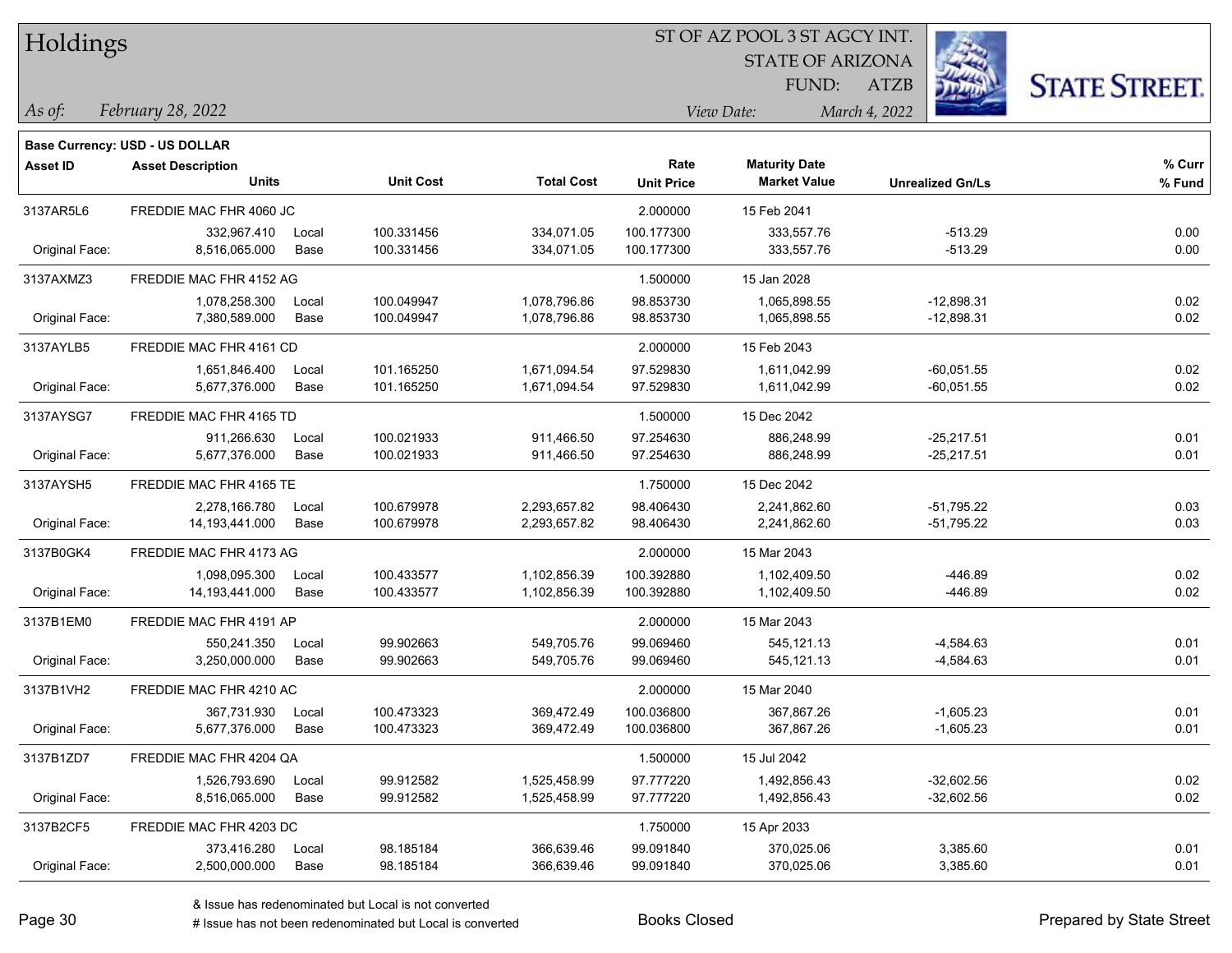# Holdings

ST OF AZ POOL 3 ST AGCY INT.
STATE OF ARIZONA
FUND: ATZB

*As of:* *February 28, 2022*

*View Date:* *March 4, 2022*

**Base Currency: USD - US DOLLAR**

| Asset ID | Asset Description / Units | | Unit Cost | Total Cost | Rate / Unit Price | Maturity Date / Market Value | Unrealized Gn/Ls | % Curr / % Fund |
|---|---|---|---|---|---|---|---|---|
| 3137AR5L6 | FREDDIE MAC FHR 4060 JC | | | | 2.000000 | 15 Feb 2041 | | |
| | 332,967.410 | Local | 100.331456 | 334,071.05 | 100.177300 | 333,557.76 | -513.29 | 0.00 |
| Original Face: | 8,516,065.000 | Base | 100.331456 | 334,071.05 | 100.177300 | 333,557.76 | -513.29 | 0.00 |
| 3137AXMZ3 | FREDDIE MAC FHR 4152 AG | | | | 1.500000 | 15 Jan 2028 | | |
| | 1,078,258.300 | Local | 100.049947 | 1,078,796.86 | 98.853730 | 1,065,898.55 | -12,898.31 | 0.02 |
| Original Face: | 7,380,589.000 | Base | 100.049947 | 1,078,796.86 | 98.853730 | 1,065,898.55 | -12,898.31 | 0.02 |
| 3137AYLB5 | FREDDIE MAC FHR 4161 CD | | | | 2.000000 | 15 Feb 2043 | | |
| | 1,651,846.400 | Local | 101.165250 | 1,671,094.54 | 97.529830 | 1,611,042.99 | -60,051.55 | 0.02 |
| Original Face: | 5,677,376.000 | Base | 101.165250 | 1,671,094.54 | 97.529830 | 1,611,042.99 | -60,051.55 | 0.02 |
| 3137AYSG7 | FREDDIE MAC FHR 4165 TD | | | | 1.500000 | 15 Dec 2042 | | |
| | 911,266.630 | Local | 100.021933 | 911,466.50 | 97.254630 | 886,248.99 | -25,217.51 | 0.01 |
| Original Face: | 5,677,376.000 | Base | 100.021933 | 911,466.50 | 97.254630 | 886,248.99 | -25,217.51 | 0.01 |
| 3137AYSH5 | FREDDIE MAC FHR 4165 TE | | | | 1.750000 | 15 Dec 2042 | | |
| | 2,278,166.780 | Local | 100.679978 | 2,293,657.82 | 98.406430 | 2,241,862.60 | -51,795.22 | 0.03 |
| Original Face: | 14,193,441.000 | Base | 100.679978 | 2,293,657.82 | 98.406430 | 2,241,862.60 | -51,795.22 | 0.03 |
| 3137B0GK4 | FREDDIE MAC FHR 4173 AG | | | | 2.000000 | 15 Mar 2043 | | |
| | 1,098,095.300 | Local | 100.433577 | 1,102,856.39 | 100.392880 | 1,102,409.50 | -446.89 | 0.02 |
| Original Face: | 14,193,441.000 | Base | 100.433577 | 1,102,856.39 | 100.392880 | 1,102,409.50 | -446.89 | 0.02 |
| 3137B1EM0 | FREDDIE MAC FHR 4191 AP | | | | 2.000000 | 15 Mar 2043 | | |
| | 550,241.350 | Local | 99.902663 | 549,705.76 | 99.069460 | 545,121.13 | -4,584.63 | 0.01 |
| Original Face: | 3,250,000.000 | Base | 99.902663 | 549,705.76 | 99.069460 | 545,121.13 | -4,584.63 | 0.01 |
| 3137B1VH2 | FREDDIE MAC FHR 4210 AC | | | | 2.000000 | 15 Mar 2040 | | |
| | 367,731.930 | Local | 100.473323 | 369,472.49 | 100.036800 | 367,867.26 | -1,605.23 | 0.01 |
| Original Face: | 5,677,376.000 | Base | 100.473323 | 369,472.49 | 100.036800 | 367,867.26 | -1,605.23 | 0.01 |
| 3137B1ZD7 | FREDDIE MAC FHR 4204 QA | | | | 1.500000 | 15 Jul 2042 | | |
| | 1,526,793.690 | Local | 99.912582 | 1,525,458.99 | 97.777220 | 1,492,856.43 | -32,602.56 | 0.02 |
| Original Face: | 8,516,065.000 | Base | 99.912582 | 1,525,458.99 | 97.777220 | 1,492,856.43 | -32,602.56 | 0.02 |
| 3137B2CF5 | FREDDIE MAC FHR 4203 DC | | | | 1.750000 | 15 Apr 2033 | | |
| | 373,416.280 | Local | 98.185184 | 366,639.46 | 99.091840 | 370,025.06 | 3,385.60 | 0.01 |
| Original Face: | 2,500,000.000 | Base | 98.185184 | 366,639.46 | 99.091840 | 370,025.06 | 3,385.60 | 0.01 |

& Issue has redenominated but Local is not converted
# Issue has not been redenominated but Local is converted

Books Closed

Prepared by State Street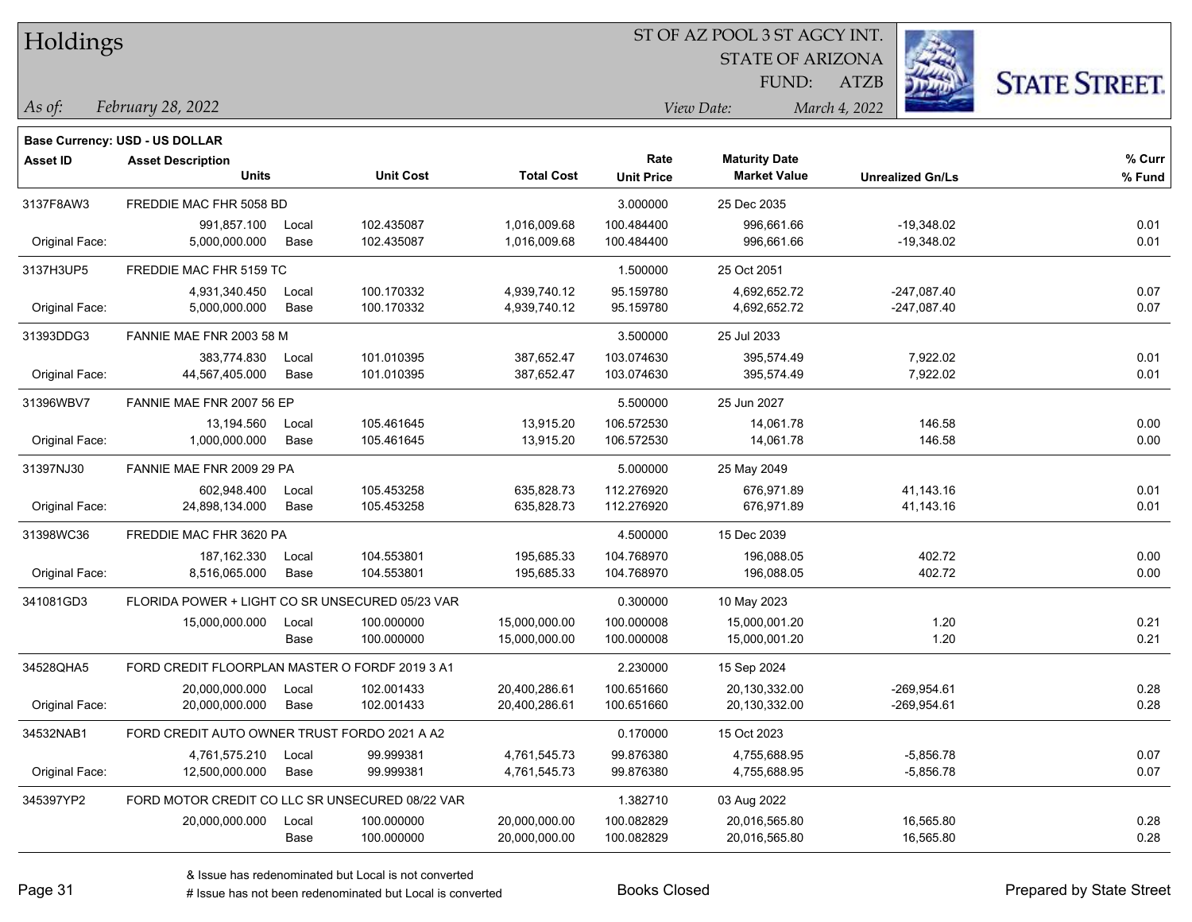# Holdings

ST OF AZ POOL 3 ST AGCY INT.
STATE OF ARIZONA
FUND: ATZB

*As of:* *February 28, 2022*
*View Date:* *March 4, 2022*

**Base Currency: USD - US DOLLAR**

| Asset ID | Asset Description / Units | | Unit Cost | Total Cost | Rate / Unit Price | Maturity Date / Market Value | Unrealized Gn/Ls | % Curr / % Fund |
|---|---|---|---|---|---|---|---|---|
| 3137F8AW3 | FREDDIE MAC FHR 5058 BD | | | | 3.000000 | 25 Dec 2035 | | |
| | 991,857.100 | Local | 102.435087 | 1,016,009.68 | 100.484400 | 996,661.66 | -19,348.02 | 0.01 |
| Original Face: | 5,000,000.000 | Base | 102.435087 | 1,016,009.68 | 100.484400 | 996,661.66 | -19,348.02 | 0.01 |
| 3137H3UP5 | FREDDIE MAC FHR 5159 TC | | | | 1.500000 | 25 Oct 2051 | | |
| | 4,931,340.450 | Local | 100.170332 | 4,939,740.12 | 95.159780 | 4,692,652.72 | -247,087.40 | 0.07 |
| Original Face: | 5,000,000.000 | Base | 100.170332 | 4,939,740.12 | 95.159780 | 4,692,652.72 | -247,087.40 | 0.07 |
| 31393DDG3 | FANNIE MAE FNR 2003 58 M | | | | 3.500000 | 25 Jul 2033 | | |
| | 383,774.830 | Local | 101.010395 | 387,652.47 | 103.074630 | 395,574.49 | 7,922.02 | 0.01 |
| Original Face: | 44,567,405.000 | Base | 101.010395 | 387,652.47 | 103.074630 | 395,574.49 | 7,922.02 | 0.01 |
| 31396WBV7 | FANNIE MAE FNR 2007 56 EP | | | | 5.500000 | 25 Jun 2027 | | |
| | 13,194.560 | Local | 105.461645 | 13,915.20 | 106.572530 | 14,061.78 | 146.58 | 0.00 |
| Original Face: | 1,000,000.000 | Base | 105.461645 | 13,915.20 | 106.572530 | 14,061.78 | 146.58 | 0.00 |
| 31397NJ30 | FANNIE MAE FNR 2009 29 PA | | | | 5.000000 | 25 May 2049 | | |
| | 602,948.400 | Local | 105.453258 | 635,828.73 | 112.276920 | 676,971.89 | 41,143.16 | 0.01 |
| Original Face: | 24,898,134.000 | Base | 105.453258 | 635,828.73 | 112.276920 | 676,971.89 | 41,143.16 | 0.01 |
| 31398WC36 | FREDDIE MAC FHR 3620 PA | | | | 4.500000 | 15 Dec 2039 | | |
| | 187,162.330 | Local | 104.553801 | 195,685.33 | 104.768970 | 196,088.05 | 402.72 | 0.00 |
| Original Face: | 8,516,065.000 | Base | 104.553801 | 195,685.33 | 104.768970 | 196,088.05 | 402.72 | 0.00 |
| 341081GD3 | FLORIDA POWER + LIGHT CO SR UNSECURED 05/23 VAR | | | | 0.300000 | 10 May 2023 | | |
| | 15,000,000.000 | Local | 100.000000 | 15,000,000.00 | 100.000008 | 15,000,001.20 | 1.20 | 0.21 |
| | | Base | 100.000000 | 15,000,000.00 | 100.000008 | 15,000,001.20 | 1.20 | 0.21 |
| 34528QHA5 | FORD CREDIT FLOORPLAN MASTER O FORDF 2019 3 A1 | | | | 2.230000 | 15 Sep 2024 | | |
| | 20,000,000.000 | Local | 102.001433 | 20,400,286.61 | 100.651660 | 20,130,332.00 | -269,954.61 | 0.28 |
| Original Face: | 20,000,000.000 | Base | 102.001433 | 20,400,286.61 | 100.651660 | 20,130,332.00 | -269,954.61 | 0.28 |
| 34532NAB1 | FORD CREDIT AUTO OWNER TRUST FORDO 2021 A A2 | | | | 0.170000 | 15 Oct 2023 | | |
| | 4,761,575.210 | Local | 99.999381 | 4,761,545.73 | 99.876380 | 4,755,688.95 | -5,856.78 | 0.07 |
| Original Face: | 12,500,000.000 | Base | 99.999381 | 4,761,545.73 | 99.876380 | 4,755,688.95 | -5,856.78 | 0.07 |
| 345397YP2 | FORD MOTOR CREDIT CO LLC SR UNSECURED 08/22 VAR | | | | 1.382710 | 03 Aug 2022 | | |
| | 20,000,000.000 | Local | 100.000000 | 20,000,000.00 | 100.082829 | 20,016,565.80 | 16,565.80 | 0.28 |
| | | Base | 100.000000 | 20,000,000.00 | 100.082829 | 20,016,565.80 | 16,565.80 | 0.28 |

& Issue has redenominated but Local is not converted
# Issue has not been redenominated but Local is converted

Books Closed

Prepared by State Street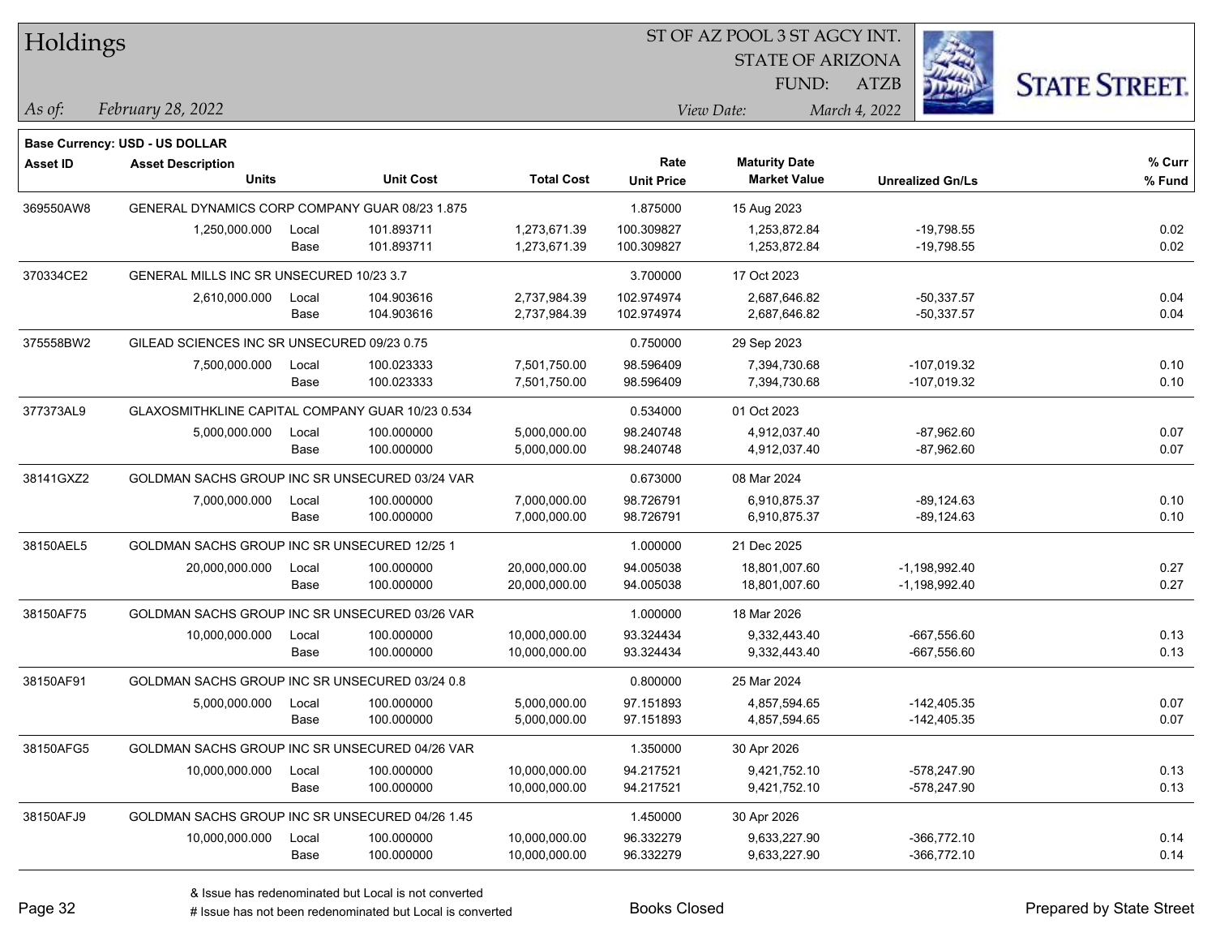# Holdings

ST OF AZ POOL 3 ST AGCY INT.
STATE OF ARIZONA
FUND: ATZB

*As of:* *February 28, 2022*

*View Date:* *March 4, 2022*

**Base Currency: USD - US DOLLAR**

| Asset ID | Asset Description / Units | | Unit Cost | Total Cost | Rate / Unit Price | Maturity Date / Market Value | Unrealized Gn/Ls | % Curr / % Fund |
|---|---|---|---|---|---|---|---|---|
| 369550AW8 | GENERAL DYNAMICS CORP COMPANY GUAR 08/23 1.875 | | | | 1.875000 | 15 Aug 2023 | | |
| | 1,250,000.000 | Local | 101.893711 | 1,273,671.39 | 100.309827 | 1,253,872.84 | -19,798.55 | 0.02 |
| | | Base | 101.893711 | 1,273,671.39 | 100.309827 | 1,253,872.84 | -19,798.55 | 0.02 |
| 370334CE2 | GENERAL MILLS INC SR UNSECURED 10/23 3.7 | | | | 3.700000 | 17 Oct 2023 | | |
| | 2,610,000.000 | Local | 104.903616 | 2,737,984.39 | 102.974974 | 2,687,646.82 | -50,337.57 | 0.04 |
| | | Base | 104.903616 | 2,737,984.39 | 102.974974 | 2,687,646.82 | -50,337.57 | 0.04 |
| 375558BW2 | GILEAD SCIENCES INC SR UNSECURED 09/23 0.75 | | | | 0.750000 | 29 Sep 2023 | | |
| | 7,500,000.000 | Local | 100.023333 | 7,501,750.00 | 98.596409 | 7,394,730.68 | -107,019.32 | 0.10 |
| | | Base | 100.023333 | 7,501,750.00 | 98.596409 | 7,394,730.68 | -107,019.32 | 0.10 |
| 377373AL9 | GLAXOSMITHKLINE CAPITAL COMPANY GUAR 10/23 0.534 | | | | 0.534000 | 01 Oct 2023 | | |
| | 5,000,000.000 | Local | 100.000000 | 5,000,000.00 | 98.240748 | 4,912,037.40 | -87,962.60 | 0.07 |
| | | Base | 100.000000 | 5,000,000.00 | 98.240748 | 4,912,037.40 | -87,962.60 | 0.07 |
| 38141GXZ2 | GOLDMAN SACHS GROUP INC SR UNSECURED 03/24 VAR | | | | 0.673000 | 08 Mar 2024 | | |
| | 7,000,000.000 | Local | 100.000000 | 7,000,000.00 | 98.726791 | 6,910,875.37 | -89,124.63 | 0.10 |
| | | Base | 100.000000 | 7,000,000.00 | 98.726791 | 6,910,875.37 | -89,124.63 | 0.10 |
| 38150AEL5 | GOLDMAN SACHS GROUP INC SR UNSECURED 12/25 1 | | | | 1.000000 | 21 Dec 2025 | | |
| | 20,000,000.000 | Local | 100.000000 | 20,000,000.00 | 94.005038 | 18,801,007.60 | -1,198,992.40 | 0.27 |
| | | Base | 100.000000 | 20,000,000.00 | 94.005038 | 18,801,007.60 | -1,198,992.40 | 0.27 |
| 38150AF75 | GOLDMAN SACHS GROUP INC SR UNSECURED 03/26 VAR | | | | 1.000000 | 18 Mar 2026 | | |
| | 10,000,000.000 | Local | 100.000000 | 10,000,000.00 | 93.324434 | 9,332,443.40 | -667,556.60 | 0.13 |
| | | Base | 100.000000 | 10,000,000.00 | 93.324434 | 9,332,443.40 | -667,556.60 | 0.13 |
| 38150AF91 | GOLDMAN SACHS GROUP INC SR UNSECURED 03/24 0.8 | | | | 0.800000 | 25 Mar 2024 | | |
| | 5,000,000.000 | Local | 100.000000 | 5,000,000.00 | 97.151893 | 4,857,594.65 | -142,405.35 | 0.07 |
| | | Base | 100.000000 | 5,000,000.00 | 97.151893 | 4,857,594.65 | -142,405.35 | 0.07 |
| 38150AFG5 | GOLDMAN SACHS GROUP INC SR UNSECURED 04/26 VAR | | | | 1.350000 | 30 Apr 2026 | | |
| | 10,000,000.000 | Local | 100.000000 | 10,000,000.00 | 94.217521 | 9,421,752.10 | -578,247.90 | 0.13 |
| | | Base | 100.000000 | 10,000,000.00 | 94.217521 | 9,421,752.10 | -578,247.90 | 0.13 |
| 38150AFJ9 | GOLDMAN SACHS GROUP INC SR UNSECURED 04/26 1.45 | | | | 1.450000 | 30 Apr 2026 | | |
| | 10,000,000.000 | Local | 100.000000 | 10,000,000.00 | 96.332279 | 9,633,227.90 | -366,772.10 | 0.14 |
| | | Base | 100.000000 | 10,000,000.00 | 96.332279 | 9,633,227.90 | -366,772.10 | 0.14 |

& Issue has redenominated but Local is not converted
# Issue has not been redenominated but Local is converted

Books Closed

Prepared by State Street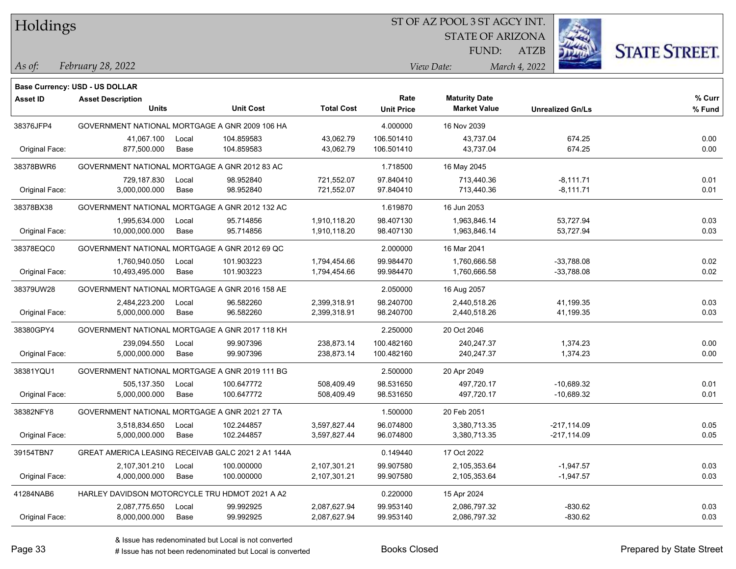# Holdings

ST OF AZ POOL 3 ST AGCY INT.
STATE OF ARIZONA
FUND: ATZB

*As of:* *February 28, 2022*
*View Date:* *March 4, 2022*

**Base Currency: USD - US DOLLAR**

| Asset ID | Asset Description Units | | Unit Cost | Total Cost | Rate Unit Price | Maturity Date Market Value | Unrealized Gn/Ls | % Curr % Fund |
|---|---|---|---|---|---|---|---|---|
| 38376JFP4 | GOVERNMENT NATIONAL MORTGAGE A GNR 2009 106 HA | | | | 4.000000 | 16 Nov 2039 | | |
| | 41,067.100 | Local | 104.859583 | 43,062.79 | 106.501410 | 43,737.04 | 674.25 | 0.00 |
| Original Face: | 877,500.000 | Base | 104.859583 | 43,062.79 | 106.501410 | 43,737.04 | 674.25 | 0.00 |
| 38378BWR6 | GOVERNMENT NATIONAL MORTGAGE A GNR 2012 83 AC | | | | 1.718500 | 16 May 2045 | | |
| | 729,187.830 | Local | 98.952840 | 721,552.07 | 97.840410 | 713,440.36 | -8,111.71 | 0.01 |
| Original Face: | 3,000,000.000 | Base | 98.952840 | 721,552.07 | 97.840410 | 713,440.36 | -8,111.71 | 0.01 |
| 38378BX38 | GOVERNMENT NATIONAL MORTGAGE A GNR 2012 132 AC | | | | 1.619870 | 16 Jun 2053 | | |
| | 1,995,634.000 | Local | 95.714856 | 1,910,118.20 | 98.407130 | 1,963,846.14 | 53,727.94 | 0.03 |
| Original Face: | 10,000,000.000 | Base | 95.714856 | 1,910,118.20 | 98.407130 | 1,963,846.14 | 53,727.94 | 0.03 |
| 38378EQC0 | GOVERNMENT NATIONAL MORTGAGE A GNR 2012 69 QC | | | | 2.000000 | 16 Mar 2041 | | |
| | 1,760,940.050 | Local | 101.903223 | 1,794,454.66 | 99.984470 | 1,760,666.58 | -33,788.08 | 0.02 |
| Original Face: | 10,493,495.000 | Base | 101.903223 | 1,794,454.66 | 99.984470 | 1,760,666.58 | -33,788.08 | 0.02 |
| 38379UW28 | GOVERNMENT NATIONAL MORTGAGE A GNR 2016 158 AE | | | | 2.050000 | 16 Aug 2057 | | |
| | 2,484,223.200 | Local | 96.582260 | 2,399,318.91 | 98.240700 | 2,440,518.26 | 41,199.35 | 0.03 |
| Original Face: | 5,000,000.000 | Base | 96.582260 | 2,399,318.91 | 98.240700 | 2,440,518.26 | 41,199.35 | 0.03 |
| 38380GPY4 | GOVERNMENT NATIONAL MORTGAGE A GNR 2017 118 KH | | | | 2.250000 | 20 Oct 2046 | | |
| | 239,094.550 | Local | 99.907396 | 238,873.14 | 100.482160 | 240,247.37 | 1,374.23 | 0.00 |
| Original Face: | 5,000,000.000 | Base | 99.907396 | 238,873.14 | 100.482160 | 240,247.37 | 1,374.23 | 0.00 |
| 38381YQU1 | GOVERNMENT NATIONAL MORTGAGE A GNR 2019 111 BG | | | | 2.500000 | 20 Apr 2049 | | |
| | 505,137.350 | Local | 100.647772 | 508,409.49 | 98.531650 | 497,720.17 | -10,689.32 | 0.01 |
| Original Face: | 5,000,000.000 | Base | 100.647772 | 508,409.49 | 98.531650 | 497,720.17 | -10,689.32 | 0.01 |
| 38382NFY8 | GOVERNMENT NATIONAL MORTGAGE A GNR 2021 27 TA | | | | 1.500000 | 20 Feb 2051 | | |
| | 3,518,834.650 | Local | 102.244857 | 3,597,827.44 | 96.074800 | 3,380,713.35 | -217,114.09 | 0.05 |
| Original Face: | 5,000,000.000 | Base | 102.244857 | 3,597,827.44 | 96.074800 | 3,380,713.35 | -217,114.09 | 0.05 |
| 39154TBN7 | GREAT AMERICA LEASING RECEIVAB GALC 2021 2 A1 144A | | | | 0.149440 | 17 Oct 2022 | | |
| | 2,107,301.210 | Local | 100.000000 | 2,107,301.21 | 99.907580 | 2,105,353.64 | -1,947.57 | 0.03 |
| Original Face: | 4,000,000.000 | Base | 100.000000 | 2,107,301.21 | 99.907580 | 2,105,353.64 | -1,947.57 | 0.03 |
| 41284NAB6 | HARLEY DAVIDSON MOTORCYCLE TRU HDMOT 2021 A A2 | | | | 0.220000 | 15 Apr 2024 | | |
| | 2,087,775.650 | Local | 99.992925 | 2,087,627.94 | 99.953140 | 2,086,797.32 | -830.62 | 0.03 |
| Original Face: | 8,000,000.000 | Base | 99.992925 | 2,087,627.94 | 99.953140 | 2,086,797.32 | -830.62 | 0.03 |

& Issue has redenominated but Local is not converted
# Issue has not been redenominated but Local is converted

Books Closed

Prepared by State Street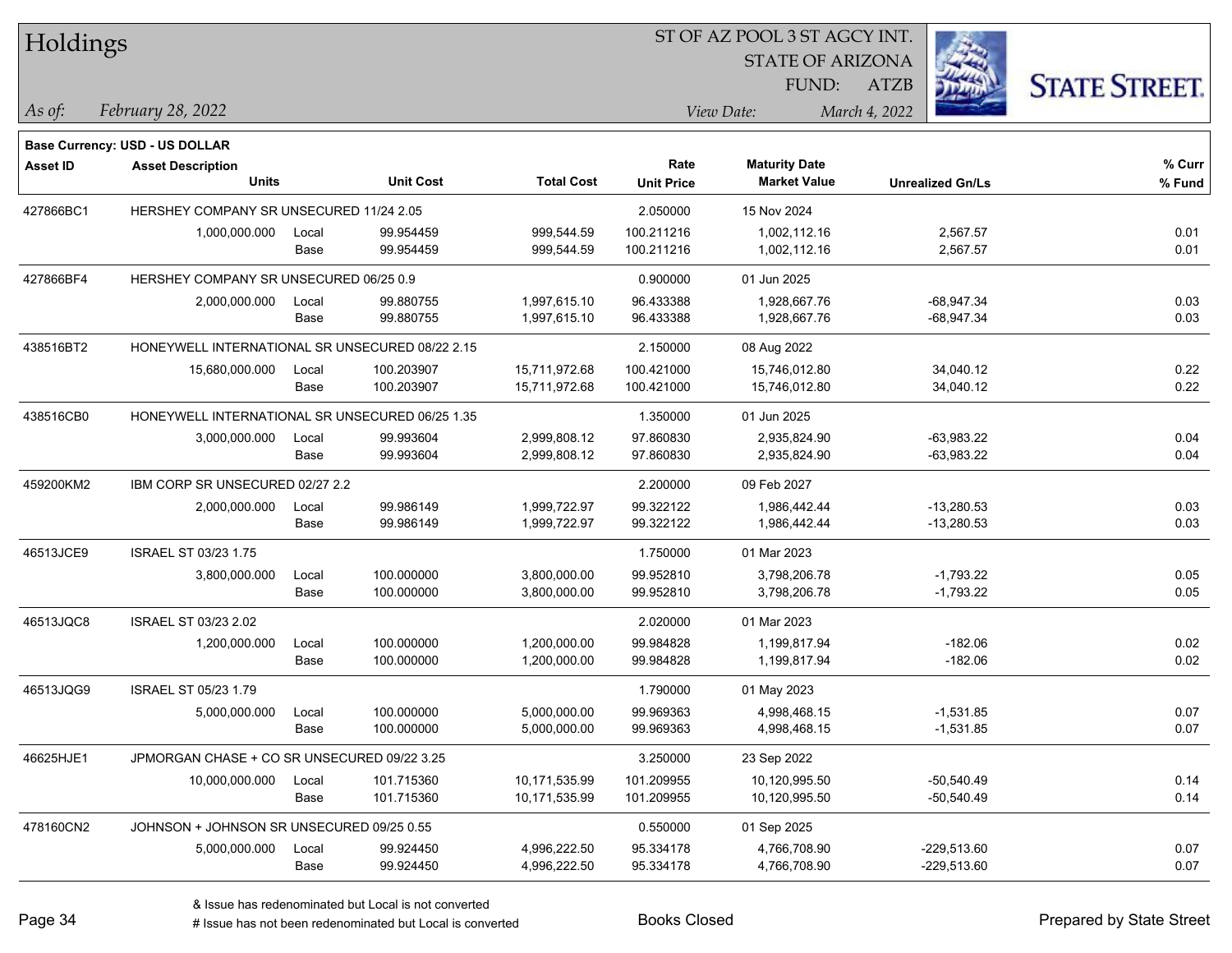# Holdings

ST OF AZ POOL 3 ST AGCY INT.
STATE OF ARIZONA
FUND: ATZB

*As of:* *February 28, 2022*
*View Date:* *March 4, 2022*

**Base Currency: USD - US DOLLAR**

| Asset ID | Asset Description / Units | | Unit Cost | Total Cost | Rate / Unit Price | Maturity Date / Market Value | Unrealized Gn/Ls | % Curr / % Fund |
|---|---|---|---|---|---|---|---|---|
| 427866BC1 | HERSHEY COMPANY SR UNSECURED 11/24 2.05 | | | | 2.050000 | 15 Nov 2024 | | |
| | 1,000,000.000 | Local | 99.954459 | 999,544.59 | 100.211216 | 1,002,112.16 | 2,567.57 | 0.01 |
| | | Base | 99.954459 | 999,544.59 | 100.211216 | 1,002,112.16 | 2,567.57 | 0.01 |
| 427866BF4 | HERSHEY COMPANY SR UNSECURED 06/25 0.9 | | | | 0.900000 | 01 Jun 2025 | | |
| | 2,000,000.000 | Local | 99.880755 | 1,997,615.10 | 96.433388 | 1,928,667.76 | -68,947.34 | 0.03 |
| | | Base | 99.880755 | 1,997,615.10 | 96.433388 | 1,928,667.76 | -68,947.34 | 0.03 |
| 438516BT2 | HONEYWELL INTERNATIONAL SR UNSECURED 08/22 2.15 | | | | 2.150000 | 08 Aug 2022 | | |
| | 15,680,000.000 | Local | 100.203907 | 15,711,972.68 | 100.421000 | 15,746,012.80 | 34,040.12 | 0.22 |
| | | Base | 100.203907 | 15,711,972.68 | 100.421000 | 15,746,012.80 | 34,040.12 | 0.22 |
| 438516CB0 | HONEYWELL INTERNATIONAL SR UNSECURED 06/25 1.35 | | | | 1.350000 | 01 Jun 2025 | | |
| | 3,000,000.000 | Local | 99.993604 | 2,999,808.12 | 97.860830 | 2,935,824.90 | -63,983.22 | 0.04 |
| | | Base | 99.993604 | 2,999,808.12 | 97.860830 | 2,935,824.90 | -63,983.22 | 0.04 |
| 459200KM2 | IBM CORP SR UNSECURED 02/27 2.2 | | | | 2.200000 | 09 Feb 2027 | | |
| | 2,000,000.000 | Local | 99.986149 | 1,999,722.97 | 99.322122 | 1,986,442.44 | -13,280.53 | 0.03 |
| | | Base | 99.986149 | 1,999,722.97 | 99.322122 | 1,986,442.44 | -13,280.53 | 0.03 |
| 46513JCE9 | ISRAEL ST 03/23 1.75 | | | | 1.750000 | 01 Mar 2023 | | |
| | 3,800,000.000 | Local | 100.000000 | 3,800,000.00 | 99.952810 | 3,798,206.78 | -1,793.22 | 0.05 |
| | | Base | 100.000000 | 3,800,000.00 | 99.952810 | 3,798,206.78 | -1,793.22 | 0.05 |
| 46513JQC8 | ISRAEL ST 03/23 2.02 | | | | 2.020000 | 01 Mar 2023 | | |
| | 1,200,000.000 | Local | 100.000000 | 1,200,000.00 | 99.984828 | 1,199,817.94 | -182.06 | 0.02 |
| | | Base | 100.000000 | 1,200,000.00 | 99.984828 | 1,199,817.94 | -182.06 | 0.02 |
| 46513JQG9 | ISRAEL ST 05/23 1.79 | | | | 1.790000 | 01 May 2023 | | |
| | 5,000,000.000 | Local | 100.000000 | 5,000,000.00 | 99.969363 | 4,998,468.15 | -1,531.85 | 0.07 |
| | | Base | 100.000000 | 5,000,000.00 | 99.969363 | 4,998,468.15 | -1,531.85 | 0.07 |
| 46625HJE1 | JPMORGAN CHASE + CO SR UNSECURED 09/22 3.25 | | | | 3.250000 | 23 Sep 2022 | | |
| | 10,000,000.000 | Local | 101.715360 | 10,171,535.99 | 101.209955 | 10,120,995.50 | -50,540.49 | 0.14 |
| | | Base | 101.715360 | 10,171,535.99 | 101.209955 | 10,120,995.50 | -50,540.49 | 0.14 |
| 478160CN2 | JOHNSON + JOHNSON SR UNSECURED 09/25 0.55 | | | | 0.550000 | 01 Sep 2025 | | |
| | 5,000,000.000 | Local | 99.924450 | 4,996,222.50 | 95.334178 | 4,766,708.90 | -229,513.60 | 0.07 |
| | | Base | 99.924450 | 4,996,222.50 | 95.334178 | 4,766,708.90 | -229,513.60 | 0.07 |

& Issue has redenominated but Local is not converted
# Issue has not been redenominated but Local is converted

Books Closed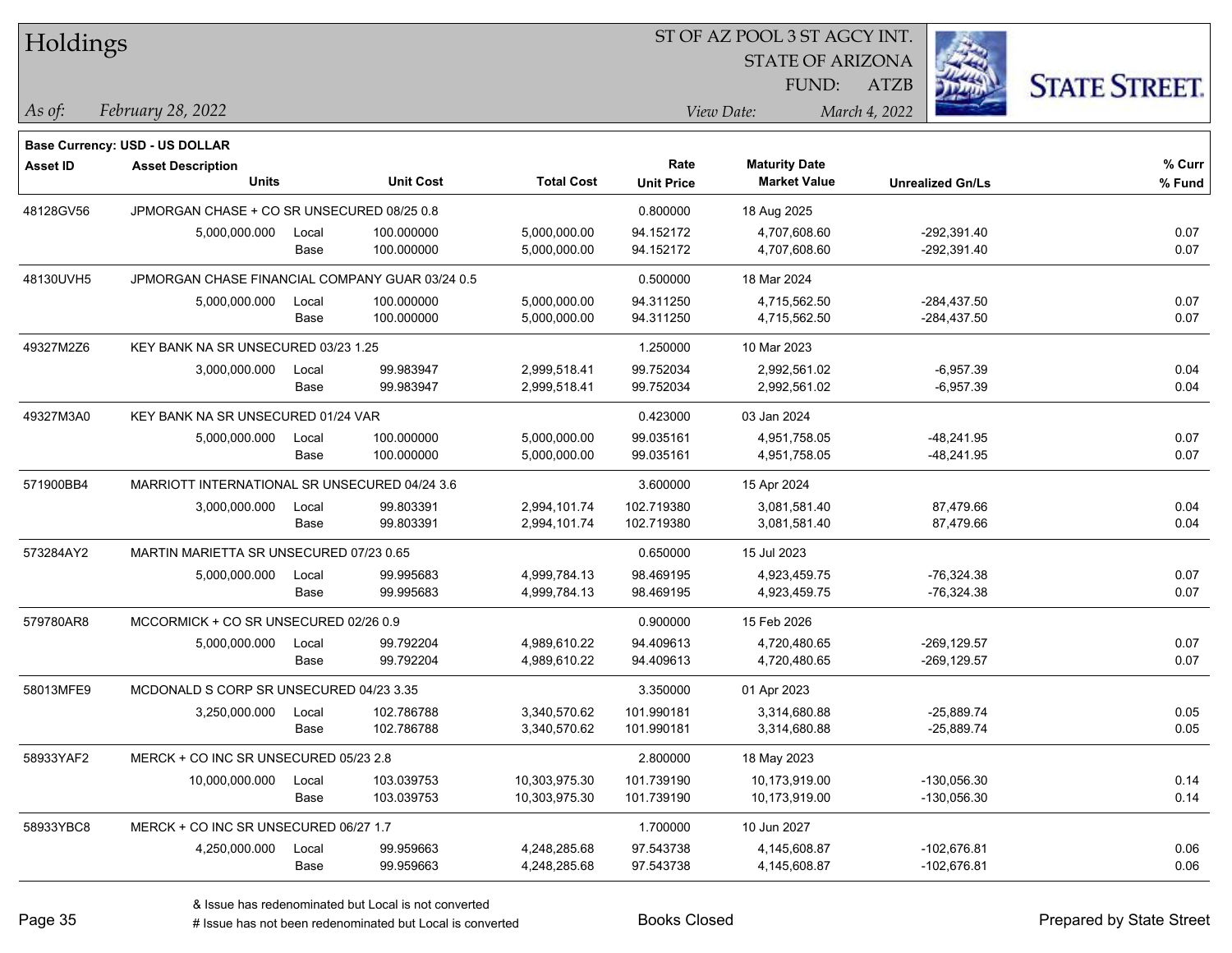# Holdings

ST OF AZ POOL 3 ST AGCY INT.
STATE OF ARIZONA
FUND: ATZB

*As of:* *February 28, 2022*

*View Date:* *March 4, 2022*

**Base Currency: USD - US DOLLAR**

| Asset ID | Asset Description / Units | | Unit Cost | Total Cost | Rate / Unit Price | Maturity Date / Market Value | Unrealized Gn/Ls | % Curr / % Fund |
|---|---|---|---|---|---|---|---|---|
| 48128GV56 | JPMORGAN CHASE + CO SR UNSECURED 08/25 0.8 | | | | 0.800000 | 18 Aug 2025 | | |
| | 5,000,000.000 | Local | 100.000000 | 5,000,000.00 | 94.152172 | 4,707,608.60 | -292,391.40 | 0.07 |
| | | Base | 100.000000 | 5,000,000.00 | 94.152172 | 4,707,608.60 | -292,391.40 | 0.07 |
| 48130UVH5 | JPMORGAN CHASE FINANCIAL COMPANY GUAR 03/24 0.5 | | | | 0.500000 | 18 Mar 2024 | | |
| | 5,000,000.000 | Local | 100.000000 | 5,000,000.00 | 94.311250 | 4,715,562.50 | -284,437.50 | 0.07 |
| | | Base | 100.000000 | 5,000,000.00 | 94.311250 | 4,715,562.50 | -284,437.50 | 0.07 |
| 49327M2Z6 | KEY BANK NA SR UNSECURED 03/23 1.25 | | | | 1.250000 | 10 Mar 2023 | | |
| | 3,000,000.000 | Local | 99.983947 | 2,999,518.41 | 99.752034 | 2,992,561.02 | -6,957.39 | 0.04 |
| | | Base | 99.983947 | 2,999,518.41 | 99.752034 | 2,992,561.02 | -6,957.39 | 0.04 |
| 49327M3A0 | KEY BANK NA SR UNSECURED 01/24 VAR | | | | 0.423000 | 03 Jan 2024 | | |
| | 5,000,000.000 | Local | 100.000000 | 5,000,000.00 | 99.035161 | 4,951,758.05 | -48,241.95 | 0.07 |
| | | Base | 100.000000 | 5,000,000.00 | 99.035161 | 4,951,758.05 | -48,241.95 | 0.07 |
| 571900BB4 | MARRIOTT INTERNATIONAL SR UNSECURED 04/24 3.6 | | | | 3.600000 | 15 Apr 2024 | | |
| | 3,000,000.000 | Local | 99.803391 | 2,994,101.74 | 102.719380 | 3,081,581.40 | 87,479.66 | 0.04 |
| | | Base | 99.803391 | 2,994,101.74 | 102.719380 | 3,081,581.40 | 87,479.66 | 0.04 |
| 573284AY2 | MARTIN MARIETTA SR UNSECURED 07/23 0.65 | | | | 0.650000 | 15 Jul 2023 | | |
| | 5,000,000.000 | Local | 99.995683 | 4,999,784.13 | 98.469195 | 4,923,459.75 | -76,324.38 | 0.07 |
| | | Base | 99.995683 | 4,999,784.13 | 98.469195 | 4,923,459.75 | -76,324.38 | 0.07 |
| 579780AR8 | MCCORMICK + CO SR UNSECURED 02/26 0.9 | | | | 0.900000 | 15 Feb 2026 | | |
| | 5,000,000.000 | Local | 99.792204 | 4,989,610.22 | 94.409613 | 4,720,480.65 | -269,129.57 | 0.07 |
| | | Base | 99.792204 | 4,989,610.22 | 94.409613 | 4,720,480.65 | -269,129.57 | 0.07 |
| 58013MFE9 | MCDONALD S CORP SR UNSECURED 04/23 3.35 | | | | 3.350000 | 01 Apr 2023 | | |
| | 3,250,000.000 | Local | 102.786788 | 3,340,570.62 | 101.990181 | 3,314,680.88 | -25,889.74 | 0.05 |
| | | Base | 102.786788 | 3,340,570.62 | 101.990181 | 3,314,680.88 | -25,889.74 | 0.05 |
| 58933YAF2 | MERCK + CO INC SR UNSECURED 05/23 2.8 | | | | 2.800000 | 18 May 2023 | | |
| | 10,000,000.000 | Local | 103.039753 | 10,303,975.30 | 101.739190 | 10,173,919.00 | -130,056.30 | 0.14 |
| | | Base | 103.039753 | 10,303,975.30 | 101.739190 | 10,173,919.00 | -130,056.30 | 0.14 |
| 58933YBC8 | MERCK + CO INC SR UNSECURED 06/27 1.7 | | | | 1.700000 | 10 Jun 2027 | | |
| | 4,250,000.000 | Local | 99.959663 | 4,248,285.68 | 97.543738 | 4,145,608.87 | -102,676.81 | 0.06 |
| | | Base | 99.959663 | 4,248,285.68 | 97.543738 | 4,145,608.87 | -102,676.81 | 0.06 |

& Issue has redenominated but Local is not converted
# Issue has not been redenominated but Local is converted

Books Closed

Prepared by State Street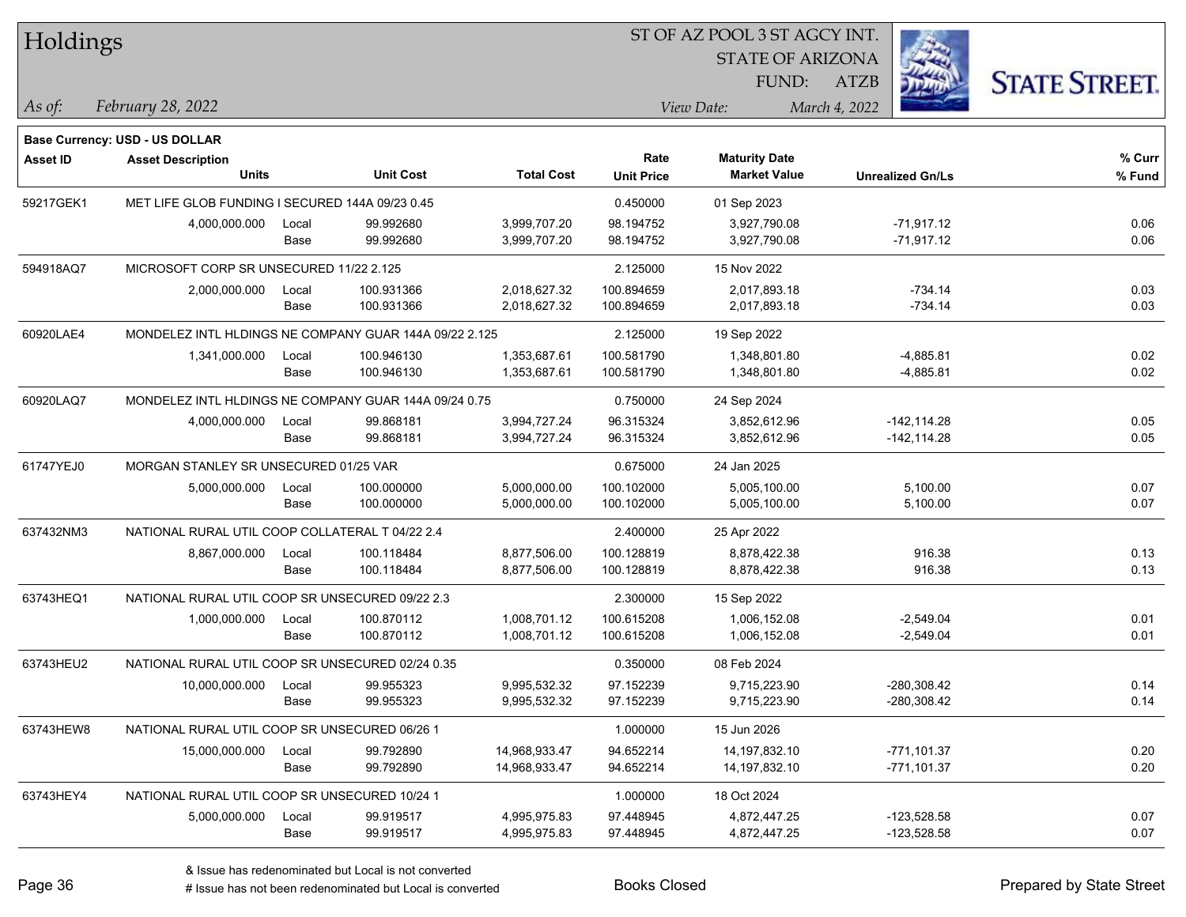# Holdings

ST OF AZ POOL 3 ST AGCY INT.
STATE OF ARIZONA
FUND: ATZB

*As of:* *February 28, 2022*

*View Date:* *March 4, 2022*

**Base Currency: USD - US DOLLAR**

| Asset ID | Asset Description / Units | | Unit Cost | Total Cost | Rate / Unit Price | Maturity Date / Market Value | Unrealized Gn/Ls | % Curr / % Fund |
|---|---|---|---|---|---|---|---|---|
| 59217GEK1 | MET LIFE GLOB FUNDING I SECURED 144A 09/23 0.45 | | | | 0.450000 | 01 Sep 2023 | | |
| | 4,000,000.000 | Local | 99.992680 | 3,999,707.20 | 98.194752 | 3,927,790.08 | -71,917.12 | 0.06 |
| | | Base | 99.992680 | 3,999,707.20 | 98.194752 | 3,927,790.08 | -71,917.12 | 0.06 |
| 594918AQ7 | MICROSOFT CORP SR UNSECURED 11/22 2.125 | | | | 2.125000 | 15 Nov 2022 | | |
| | 2,000,000.000 | Local | 100.931366 | 2,018,627.32 | 100.894659 | 2,017,893.18 | -734.14 | 0.03 |
| | | Base | 100.931366 | 2,018,627.32 | 100.894659 | 2,017,893.18 | -734.14 | 0.03 |
| 60920LAE4 | MONDELEZ INTL HLDINGS NE COMPANY GUAR 144A 09/22 2.125 | | | | 2.125000 | 19 Sep 2022 | | |
| | 1,341,000.000 | Local | 100.946130 | 1,353,687.61 | 100.581790 | 1,348,801.80 | -4,885.81 | 0.02 |
| | | Base | 100.946130 | 1,353,687.61 | 100.581790 | 1,348,801.80 | -4,885.81 | 0.02 |
| 60920LAQ7 | MONDELEZ INTL HLDINGS NE COMPANY GUAR 144A 09/24 0.75 | | | | 0.750000 | 24 Sep 2024 | | |
| | 4,000,000.000 | Local | 99.868181 | 3,994,727.24 | 96.315324 | 3,852,612.96 | -142,114.28 | 0.05 |
| | | Base | 99.868181 | 3,994,727.24 | 96.315324 | 3,852,612.96 | -142,114.28 | 0.05 |
| 61747YEJ0 | MORGAN STANLEY SR UNSECURED 01/25 VAR | | | | 0.675000 | 24 Jan 2025 | | |
| | 5,000,000.000 | Local | 100.000000 | 5,000,000.00 | 100.102000 | 5,005,100.00 | 5,100.00 | 0.07 |
| | | Base | 100.000000 | 5,000,000.00 | 100.102000 | 5,005,100.00 | 5,100.00 | 0.07 |
| 637432NM3 | NATIONAL RURAL UTIL COOP COLLATERAL T 04/22 2.4 | | | | 2.400000 | 25 Apr 2022 | | |
| | 8,867,000.000 | Local | 100.118484 | 8,877,506.00 | 100.128819 | 8,878,422.38 | 916.38 | 0.13 |
| | | Base | 100.118484 | 8,877,506.00 | 100.128819 | 8,878,422.38 | 916.38 | 0.13 |
| 63743HEQ1 | NATIONAL RURAL UTIL COOP SR UNSECURED 09/22 2.3 | | | | 2.300000 | 15 Sep 2022 | | |
| | 1,000,000.000 | Local | 100.870112 | 1,008,701.12 | 100.615208 | 1,006,152.08 | -2,549.04 | 0.01 |
| | | Base | 100.870112 | 1,008,701.12 | 100.615208 | 1,006,152.08 | -2,549.04 | 0.01 |
| 63743HEU2 | NATIONAL RURAL UTIL COOP SR UNSECURED 02/24 0.35 | | | | 0.350000 | 08 Feb 2024 | | |
| | 10,000,000.000 | Local | 99.955323 | 9,995,532.32 | 97.152239 | 9,715,223.90 | -280,308.42 | 0.14 |
| | | Base | 99.955323 | 9,995,532.32 | 97.152239 | 9,715,223.90 | -280,308.42 | 0.14 |
| 63743HEW8 | NATIONAL RURAL UTIL COOP SR UNSECURED 06/26 1 | | | | 1.000000 | 15 Jun 2026 | | |
| | 15,000,000.000 | Local | 99.792890 | 14,968,933.47 | 94.652214 | 14,197,832.10 | -771,101.37 | 0.20 |
| | | Base | 99.792890 | 14,968,933.47 | 94.652214 | 14,197,832.10 | -771,101.37 | 0.20 |
| 63743HEY4 | NATIONAL RURAL UTIL COOP SR UNSECURED 10/24 1 | | | | 1.000000 | 18 Oct 2024 | | |
| | 5,000,000.000 | Local | 99.919517 | 4,995,975.83 | 97.448945 | 4,872,447.25 | -123,528.58 | 0.07 |
| | | Base | 99.919517 | 4,995,975.83 | 97.448945 | 4,872,447.25 | -123,528.58 | 0.07 |

& Issue has redenominated but Local is not converted
# Issue has not been redenominated but Local is converted

Books Closed

Prepared by State Street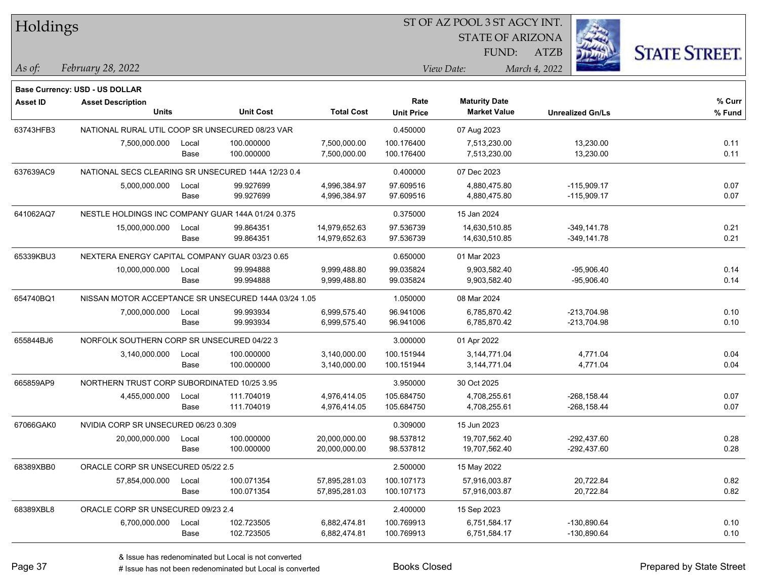# Holdings

ST OF AZ POOL 3 ST AGCY INT.
STATE OF ARIZONA
FUND: ATZB

*As of: February 28, 2022*
*View Date: March 4, 2022*

**Base Currency: USD - US DOLLAR**

| Asset ID | Asset Description / Units | | Unit Cost | Total Cost | Rate / Unit Price | Maturity Date / Market Value | Unrealized Gn/Ls | % Curr / % Fund |
|---|---|---|---|---|---|---|---|---|
| 63743HFB3 | NATIONAL RURAL UTIL COOP SR UNSECURED 08/23 VAR | | | | 0.450000 | 07 Aug 2023 | | |
| | 7,500,000.000 | Local | 100.000000 | 7,500,000.00 | 100.176400 | 7,513,230.00 | 13,230.00 | 0.11 |
| | | Base | 100.000000 | 7,500,000.00 | 100.176400 | 7,513,230.00 | 13,230.00 | 0.11 |
| 637639AC9 | NATIONAL SECS CLEARING SR UNSECURED 144A 12/23 0.4 | | | | 0.400000 | 07 Dec 2023 | | |
| | 5,000,000.000 | Local | 99.927699 | 4,996,384.97 | 97.609516 | 4,880,475.80 | -115,909.17 | 0.07 |
| | | Base | 99.927699 | 4,996,384.97 | 97.609516 | 4,880,475.80 | -115,909.17 | 0.07 |
| 641062AQ7 | NESTLE HOLDINGS INC COMPANY GUAR 144A 01/24 0.375 | | | | 0.375000 | 15 Jan 2024 | | |
| | 15,000,000.000 | Local | 99.864351 | 14,979,652.63 | 97.536739 | 14,630,510.85 | -349,141.78 | 0.21 |
| | | Base | 99.864351 | 14,979,652.63 | 97.536739 | 14,630,510.85 | -349,141.78 | 0.21 |
| 65339KBU3 | NEXTERA ENERGY CAPITAL COMPANY GUAR 03/23 0.65 | | | | 0.650000 | 01 Mar 2023 | | |
| | 10,000,000.000 | Local | 99.994888 | 9,999,488.80 | 99.035824 | 9,903,582.40 | -95,906.40 | 0.14 |
| | | Base | 99.994888 | 9,999,488.80 | 99.035824 | 9,903,582.40 | -95,906.40 | 0.14 |
| 654740BQ1 | NISSAN MOTOR ACCEPTANCE SR UNSECURED 144A 03/24 1.05 | | | | 1.050000 | 08 Mar 2024 | | |
| | 7,000,000.000 | Local | 99.993934 | 6,999,575.40 | 96.941006 | 6,785,870.42 | -213,704.98 | 0.10 |
| | | Base | 99.993934 | 6,999,575.40 | 96.941006 | 6,785,870.42 | -213,704.98 | 0.10 |
| 655844BJ6 | NORFOLK SOUTHERN CORP SR UNSECURED 04/22 3 | | | | 3.000000 | 01 Apr 2022 | | |
| | 3,140,000.000 | Local | 100.000000 | 3,140,000.00 | 100.151944 | 3,144,771.04 | 4,771.04 | 0.04 |
| | | Base | 100.000000 | 3,140,000.00 | 100.151944 | 3,144,771.04 | 4,771.04 | 0.04 |
| 665859AP9 | NORTHERN TRUST CORP SUBORDINATED 10/25 3.95 | | | | 3.950000 | 30 Oct 2025 | | |
| | 4,455,000.000 | Local | 111.704019 | 4,976,414.05 | 105.684750 | 4,708,255.61 | -268,158.44 | 0.07 |
| | | Base | 111.704019 | 4,976,414.05 | 105.684750 | 4,708,255.61 | -268,158.44 | 0.07 |
| 67066GAK0 | NVIDIA CORP SR UNSECURED 06/23 0.309 | | | | 0.309000 | 15 Jun 2023 | | |
| | 20,000,000.000 | Local | 100.000000 | 20,000,000.00 | 98.537812 | 19,707,562.40 | -292,437.60 | 0.28 |
| | | Base | 100.000000 | 20,000,000.00 | 98.537812 | 19,707,562.40 | -292,437.60 | 0.28 |
| 68389XBB0 | ORACLE CORP SR UNSECURED 05/22 2.5 | | | | 2.500000 | 15 May 2022 | | |
| | 57,854,000.000 | Local | 100.071354 | 57,895,281.03 | 100.107173 | 57,916,003.87 | 20,722.84 | 0.82 |
| | | Base | 100.071354 | 57,895,281.03 | 100.107173 | 57,916,003.87 | 20,722.84 | 0.82 |
| 68389XBL8 | ORACLE CORP SR UNSECURED 09/23 2.4 | | | | 2.400000 | 15 Sep 2023 | | |
| | 6,700,000.000 | Local | 102.723505 | 6,882,474.81 | 100.769913 | 6,751,584.17 | -130,890.64 | 0.10 |
| | | Base | 102.723505 | 6,882,474.81 | 100.769913 | 6,751,584.17 | -130,890.64 | 0.10 |

& Issue has redenominated but Local is not converted
# Issue has not been redenominated but Local is converted

Books Closed

Prepared by State Street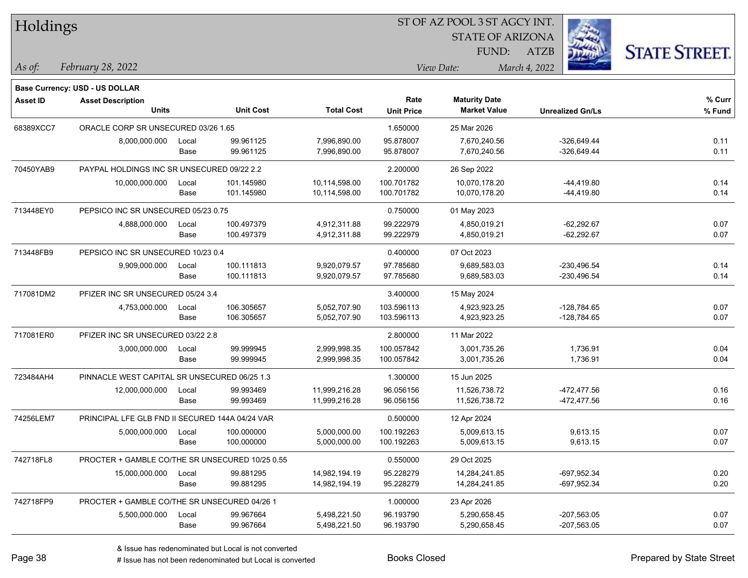# Holdings

ST OF AZ POOL 3 ST AGCY INT.
STATE OF ARIZONA
FUND: ATZB

*As of:* *February 28, 2022*
*View Date:* *March 4, 2022*

**Base Currency: USD - US DOLLAR**

| Asset ID | Asset Description / Units | | Unit Cost | Total Cost | Rate / Unit Price | Maturity Date / Market Value | Unrealized Gn/Ls | % Curr / % Fund |
|---|---|---|---|---|---|---|---|---|
| 68389XCC7 | ORACLE CORP SR UNSECURED 03/26 1.65 | | | | 1.650000 | 25 Mar 2026 | | |
| | 8,000,000.000 | Local | 99.961125 | 7,996,890.00 | 95.878007 | 7,670,240.56 | -326,649.44 | 0.11 |
| | | Base | 99.961125 | 7,996,890.00 | 95.878007 | 7,670,240.56 | -326,649.44 | 0.11 |
| 70450YAB9 | PAYPAL HOLDINGS INC SR UNSECURED 09/22 2.2 | | | | 2.200000 | 26 Sep 2022 | | |
| | 10,000,000.000 | Local | 101.145980 | 10,114,598.00 | 100.701782 | 10,070,178.20 | -44,419.80 | 0.14 |
| | | Base | 101.145980 | 10,114,598.00 | 100.701782 | 10,070,178.20 | -44,419.80 | 0.14 |
| 713448EY0 | PEPSICO INC SR UNSECURED 05/23 0.75 | | | | 0.750000 | 01 May 2023 | | |
| | 4,888,000.000 | Local | 100.497379 | 4,912,311.88 | 99.222979 | 4,850,019.21 | -62,292.67 | 0.07 |
| | | Base | 100.497379 | 4,912,311.88 | 99.222979 | 4,850,019.21 | -62,292.67 | 0.07 |
| 713448FB9 | PEPSICO INC SR UNSECURED 10/23 0.4 | | | | 0.400000 | 07 Oct 2023 | | |
| | 9,909,000.000 | Local | 100.111813 | 9,920,079.57 | 97.785680 | 9,689,583.03 | -230,496.54 | 0.14 |
| | | Base | 100.111813 | 9,920,079.57 | 97.785680 | 9,689,583.03 | -230,496.54 | 0.14 |
| 717081DM2 | PFIZER INC SR UNSECURED 05/24 3.4 | | | | 3.400000 | 15 May 2024 | | |
| | 4,753,000.000 | Local | 106.305657 | 5,052,707.90 | 103.596113 | 4,923,923.25 | -128,784.65 | 0.07 |
| | | Base | 106.305657 | 5,052,707.90 | 103.596113 | 4,923,923.25 | -128,784.65 | 0.07 |
| 717081ER0 | PFIZER INC SR UNSECURED 03/22 2.8 | | | | 2.800000 | 11 Mar 2022 | | |
| | 3,000,000.000 | Local | 99.999945 | 2,999,998.35 | 100.057842 | 3,001,735.26 | 1,736.91 | 0.04 |
| | | Base | 99.999945 | 2,999,998.35 | 100.057842 | 3,001,735.26 | 1,736.91 | 0.04 |
| 723484AH4 | PINNACLE WEST CAPITAL SR UNSECURED 06/25 1.3 | | | | 1.300000 | 15 Jun 2025 | | |
| | 12,000,000.000 | Local | 99.993469 | 11,999,216.28 | 96.056156 | 11,526,738.72 | -472,477.56 | 0.16 |
| | | Base | 99.993469 | 11,999,216.28 | 96.056156 | 11,526,738.72 | -472,477.56 | 0.16 |
| 74256LEM7 | PRINCIPAL LFE GLB FND II SECURED 144A 04/24 VAR | | | | 0.500000 | 12 Apr 2024 | | |
| | 5,000,000.000 | Local | 100.000000 | 5,000,000.00 | 100.192263 | 5,009,613.15 | 9,613.15 | 0.07 |
| | | Base | 100.000000 | 5,000,000.00 | 100.192263 | 5,009,613.15 | 9,613.15 | 0.07 |
| 742718FL8 | PROCTER + GAMBLE CO/THE SR UNSECURED 10/25 0.55 | | | | 0.550000 | 29 Oct 2025 | | |
| | 15,000,000.000 | Local | 99.881295 | 14,982,194.19 | 95.228279 | 14,284,241.85 | -697,952.34 | 0.20 |
| | | Base | 99.881295 | 14,982,194.19 | 95.228279 | 14,284,241.85 | -697,952.34 | 0.20 |
| 742718FP9 | PROCTER + GAMBLE CO/THE SR UNSECURED 04/26 1 | | | | 1.000000 | 23 Apr 2026 | | |
| | 5,500,000.000 | Local | 99.967664 | 5,498,221.50 | 96.193790 | 5,290,658.45 | -207,563.05 | 0.07 |
| | | Base | 99.967664 | 5,498,221.50 | 96.193790 | 5,290,658.45 | -207,563.05 | 0.07 |

& Issue has redenominated but Local is not converted
# Issue has not been redenominated but Local is converted

Books Closed

Prepared by State Street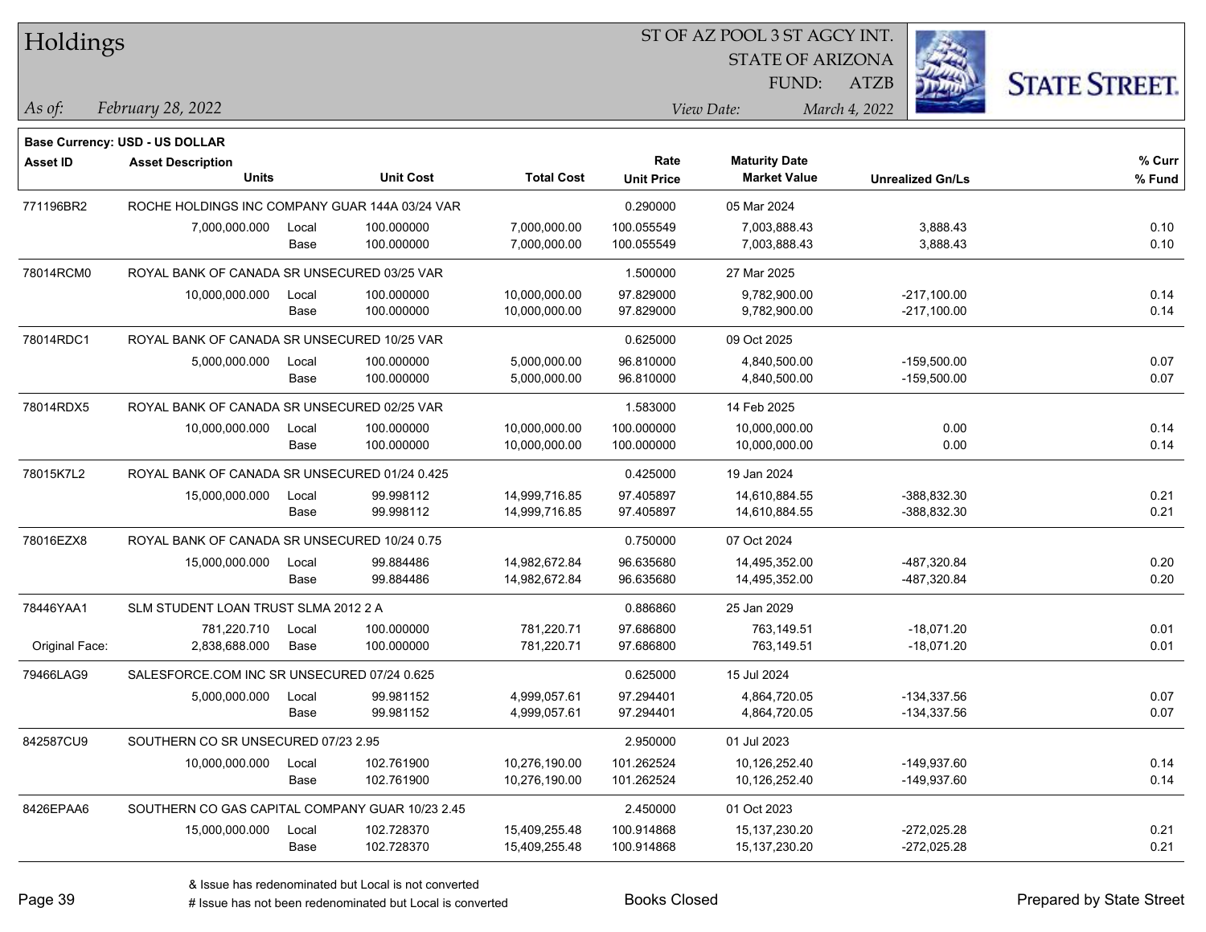# Holdings

ST OF AZ POOL 3 ST AGCY INT.
STATE OF ARIZONA
FUND: ATZB

*As of:* *February 28, 2022*
*View Date:* *March 4, 2022*

**Base Currency: USD - US DOLLAR**

| Asset ID | Asset Description / Units | | Unit Cost | Total Cost | Rate / Unit Price | Maturity Date / Market Value | Unrealized Gn/Ls | % Curr / % Fund |
|---|---|---|---|---|---|---|---|---|
| 771196BR2 | ROCHE HOLDINGS INC COMPANY GUAR 144A 03/24 VAR | | | | 0.290000 | 05 Mar 2024 | | |
| | 7,000,000.000 | Local | 100.000000 | 7,000,000.00 | 100.055549 | 7,003,888.43 | 3,888.43 | 0.10 |
| | | Base | 100.000000 | 7,000,000.00 | 100.055549 | 7,003,888.43 | 3,888.43 | 0.10 |
| 78014RCM0 | ROYAL BANK OF CANADA SR UNSECURED 03/25 VAR | | | | 1.500000 | 27 Mar 2025 | | |
| | 10,000,000.000 | Local | 100.000000 | 10,000,000.00 | 97.829000 | 9,782,900.00 | -217,100.00 | 0.14 |
| | | Base | 100.000000 | 10,000,000.00 | 97.829000 | 9,782,900.00 | -217,100.00 | 0.14 |
| 78014RDC1 | ROYAL BANK OF CANADA SR UNSECURED 10/25 VAR | | | | 0.625000 | 09 Oct 2025 | | |
| | 5,000,000.000 | Local | 100.000000 | 5,000,000.00 | 96.810000 | 4,840,500.00 | -159,500.00 | 0.07 |
| | | Base | 100.000000 | 5,000,000.00 | 96.810000 | 4,840,500.00 | -159,500.00 | 0.07 |
| 78014RDX5 | ROYAL BANK OF CANADA SR UNSECURED 02/25 VAR | | | | 1.583000 | 14 Feb 2025 | | |
| | 10,000,000.000 | Local | 100.000000 | 10,000,000.00 | 100.000000 | 10,000,000.00 | 0.00 | 0.14 |
| | | Base | 100.000000 | 10,000,000.00 | 100.000000 | 10,000,000.00 | 0.00 | 0.14 |
| 78015K7L2 | ROYAL BANK OF CANADA SR UNSECURED 01/24 0.425 | | | | 0.425000 | 19 Jan 2024 | | |
| | 15,000,000.000 | Local | 99.998112 | 14,999,716.85 | 97.405897 | 14,610,884.55 | -388,832.30 | 0.21 |
| | | Base | 99.998112 | 14,999,716.85 | 97.405897 | 14,610,884.55 | -388,832.30 | 0.21 |
| 78016EZX8 | ROYAL BANK OF CANADA SR UNSECURED 10/24 0.75 | | | | 0.750000 | 07 Oct 2024 | | |
| | 15,000,000.000 | Local | 99.884486 | 14,982,672.84 | 96.635680 | 14,495,352.00 | -487,320.84 | 0.20 |
| | | Base | 99.884486 | 14,982,672.84 | 96.635680 | 14,495,352.00 | -487,320.84 | 0.20 |
| 78446YAA1 | SLM STUDENT LOAN TRUST SLMA 2012 2 A | | | | 0.886860 | 25 Jan 2029 | | |
| | 781,220.710 | Local | 100.000000 | 781,220.71 | 97.686800 | 763,149.51 | -18,071.20 | 0.01 |
| Original Face: | 2,838,688.000 | Base | 100.000000 | 781,220.71 | 97.686800 | 763,149.51 | -18,071.20 | 0.01 |
| 79466LAG9 | SALESFORCE.COM INC SR UNSECURED 07/24 0.625 | | | | 0.625000 | 15 Jul 2024 | | |
| | 5,000,000.000 | Local | 99.981152 | 4,999,057.61 | 97.294401 | 4,864,720.05 | -134,337.56 | 0.07 |
| | | Base | 99.981152 | 4,999,057.61 | 97.294401 | 4,864,720.05 | -134,337.56 | 0.07 |
| 842587CU9 | SOUTHERN CO SR UNSECURED 07/23 2.95 | | | | 2.950000 | 01 Jul 2023 | | |
| | 10,000,000.000 | Local | 102.761900 | 10,276,190.00 | 101.262524 | 10,126,252.40 | -149,937.60 | 0.14 |
| | | Base | 102.761900 | 10,276,190.00 | 101.262524 | 10,126,252.40 | -149,937.60 | 0.14 |
| 8426EPAA6 | SOUTHERN CO GAS CAPITAL COMPANY GUAR 10/23 2.45 | | | | 2.450000 | 01 Oct 2023 | | |
| | 15,000,000.000 | Local | 102.728370 | 15,409,255.48 | 100.914868 | 15,137,230.20 | -272,025.28 | 0.21 |
| | | Base | 102.728370 | 15,409,255.48 | 100.914868 | 15,137,230.20 | -272,025.28 | 0.21 |

& Issue has redenominated but Local is not converted
# Issue has not been redenominated but Local is converted

Books Closed

Prepared by State Street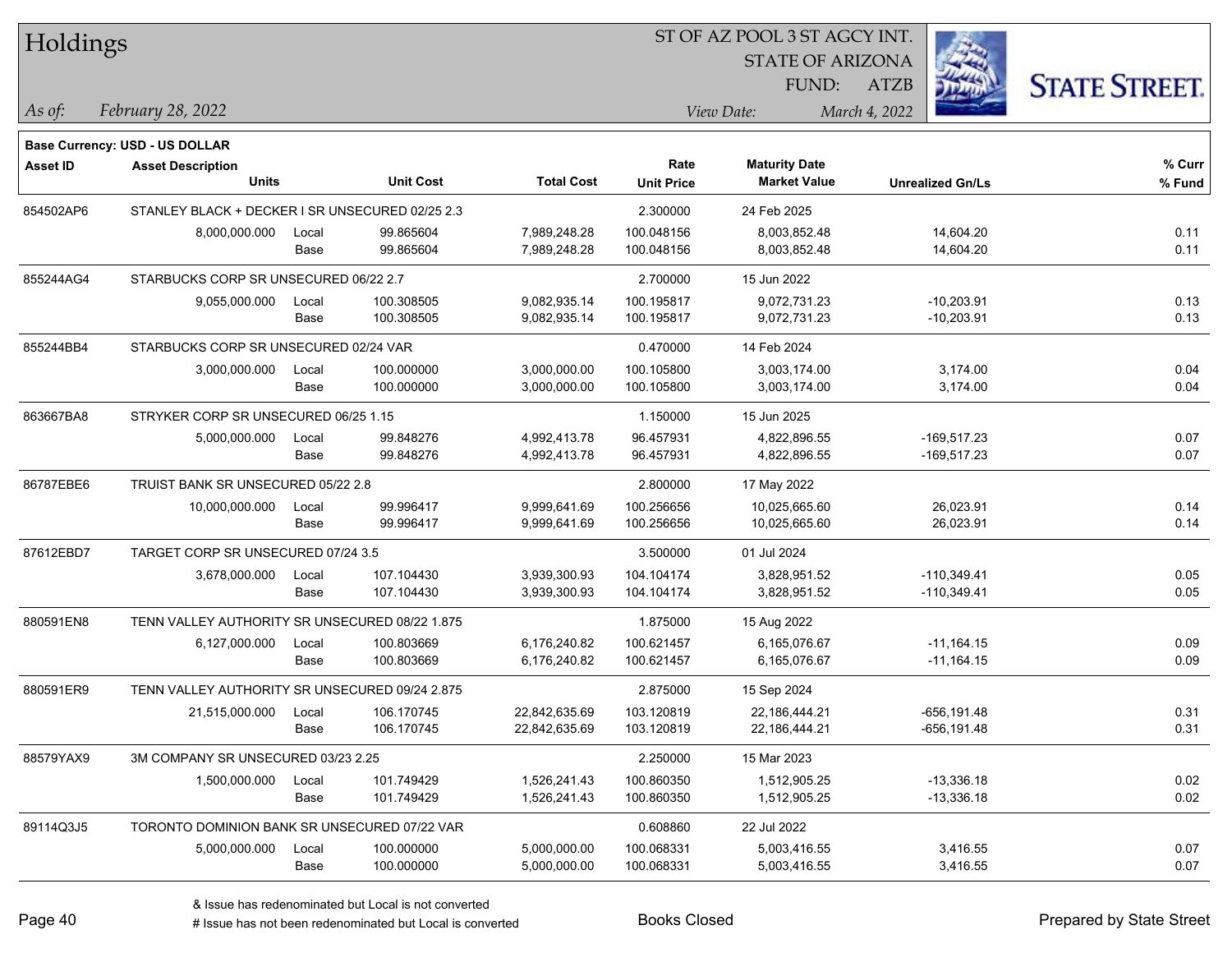# Holdings

ST OF AZ POOL 3 ST AGCY INT.
STATE OF ARIZONA
FUND: ATZB

*As of:* *February 28, 2022*

*View Date:* *March 4, 2022*

**Base Currency: USD - US DOLLAR**

| Asset ID | Asset Description / Units | | Unit Cost | Total Cost | Rate / Unit Price | Maturity Date / Market Value | Unrealized Gn/Ls | % Curr / % Fund |
|---|---|---|---|---|---|---|---|---|
| 854502AP6 | STANLEY BLACK + DECKER I SR UNSECURED 02/25 2.3 | | | | 2.300000 | 24 Feb 2025 | | |
| | 8,000,000.000 | Local | 99.865604 | 7,989,248.28 | 100.048156 | 8,003,852.48 | 14,604.20 | 0.11 |
| | | Base | 99.865604 | 7,989,248.28 | 100.048156 | 8,003,852.48 | 14,604.20 | 0.11 |
| 855244AG4 | STARBUCKS CORP SR UNSECURED 06/22 2.7 | | | | 2.700000 | 15 Jun 2022 | | |
| | 9,055,000.000 | Local | 100.308505 | 9,082,935.14 | 100.195817 | 9,072,731.23 | -10,203.91 | 0.13 |
| | | Base | 100.308505 | 9,082,935.14 | 100.195817 | 9,072,731.23 | -10,203.91 | 0.13 |
| 855244BB4 | STARBUCKS CORP SR UNSECURED 02/24 VAR | | | | 0.470000 | 14 Feb 2024 | | |
| | 3,000,000.000 | Local | 100.000000 | 3,000,000.00 | 100.105800 | 3,003,174.00 | 3,174.00 | 0.04 |
| | | Base | 100.000000 | 3,000,000.00 | 100.105800 | 3,003,174.00 | 3,174.00 | 0.04 |
| 863667BA8 | STRYKER CORP SR UNSECURED 06/25 1.15 | | | | 1.150000 | 15 Jun 2025 | | |
| | 5,000,000.000 | Local | 99.848276 | 4,992,413.78 | 96.457931 | 4,822,896.55 | -169,517.23 | 0.07 |
| | | Base | 99.848276 | 4,992,413.78 | 96.457931 | 4,822,896.55 | -169,517.23 | 0.07 |
| 86787EBE6 | TRUIST BANK SR UNSECURED 05/22 2.8 | | | | 2.800000 | 17 May 2022 | | |
| | 10,000,000.000 | Local | 99.996417 | 9,999,641.69 | 100.256656 | 10,025,665.60 | 26,023.91 | 0.14 |
| | | Base | 99.996417 | 9,999,641.69 | 100.256656 | 10,025,665.60 | 26,023.91 | 0.14 |
| 87612EBD7 | TARGET CORP SR UNSECURED 07/24 3.5 | | | | 3.500000 | 01 Jul 2024 | | |
| | 3,678,000.000 | Local | 107.104430 | 3,939,300.93 | 104.104174 | 3,828,951.52 | -110,349.41 | 0.05 |
| | | Base | 107.104430 | 3,939,300.93 | 104.104174 | 3,828,951.52 | -110,349.41 | 0.05 |
| 880591EN8 | TENN VALLEY AUTHORITY SR UNSECURED 08/22 1.875 | | | | 1.875000 | 15 Aug 2022 | | |
| | 6,127,000.000 | Local | 100.803669 | 6,176,240.82 | 100.621457 | 6,165,076.67 | -11,164.15 | 0.09 |
| | | Base | 100.803669 | 6,176,240.82 | 100.621457 | 6,165,076.67 | -11,164.15 | 0.09 |
| 880591ER9 | TENN VALLEY AUTHORITY SR UNSECURED 09/24 2.875 | | | | 2.875000 | 15 Sep 2024 | | |
| | 21,515,000.000 | Local | 106.170745 | 22,842,635.69 | 103.120819 | 22,186,444.21 | -656,191.48 | 0.31 |
| | | Base | 106.170745 | 22,842,635.69 | 103.120819 | 22,186,444.21 | -656,191.48 | 0.31 |
| 88579YAX9 | 3M COMPANY SR UNSECURED 03/23 2.25 | | | | 2.250000 | 15 Mar 2023 | | |
| | 1,500,000.000 | Local | 101.749429 | 1,526,241.43 | 100.860350 | 1,512,905.25 | -13,336.18 | 0.02 |
| | | Base | 101.749429 | 1,526,241.43 | 100.860350 | 1,512,905.25 | -13,336.18 | 0.02 |
| 89114Q3J5 | TORONTO DOMINION BANK SR UNSECURED 07/22 VAR | | | | 0.608860 | 22 Jul 2022 | | |
| | 5,000,000.000 | Local | 100.000000 | 5,000,000.00 | 100.068331 | 5,003,416.55 | 3,416.55 | 0.07 |
| | | Base | 100.000000 | 5,000,000.00 | 100.068331 | 5,003,416.55 | 3,416.55 | 0.07 |

& Issue has redenominated but Local is not converted
# Issue has not been redenominated but Local is converted

Books Closed

Prepared by State Street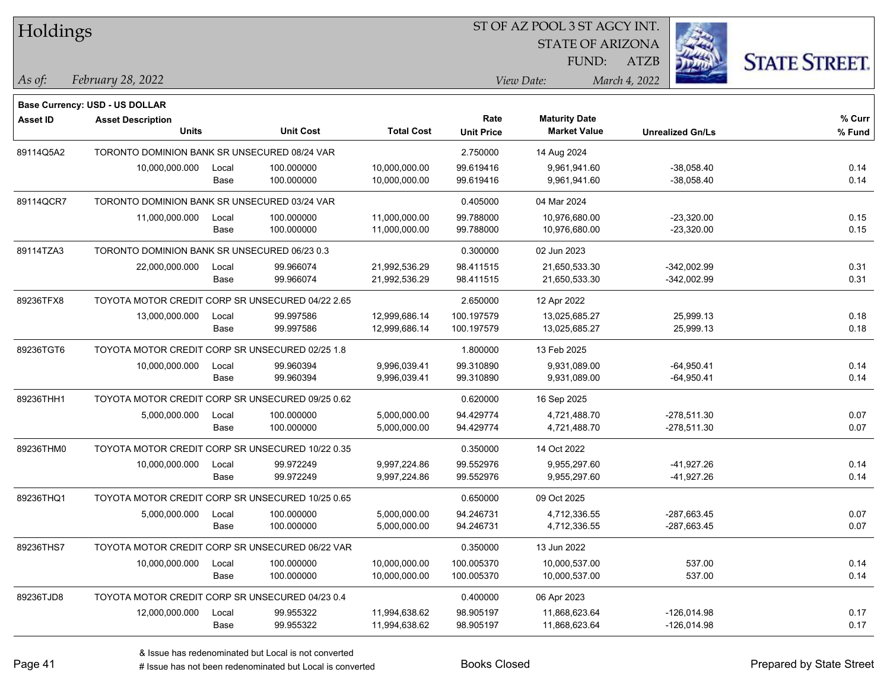# Holdings

ST OF AZ POOL 3 ST AGCY INT.
STATE OF ARIZONA
FUND: ATZB

*As of:* *February 28, 2022*

*View Date:* *March 4, 2022*

**Base Currency: USD - US DOLLAR**

| Asset ID | Asset Description Units | | Unit Cost | Total Cost | Rate Unit Price | Maturity Date Market Value | Unrealized Gn/Ls | % Curr % Fund |
|---|---|---|---|---|---|---|---|---|
| 89114Q5A2 | TORONTO DOMINION BANK SR UNSECURED 08/24 VAR | | | | 2.750000 | 14 Aug 2024 | | |
| | 10,000,000.000 | Local | 100.000000 | 10,000,000.00 | 99.619416 | 9,961,941.60 | -38,058.40 | 0.14 |
| | | Base | 100.000000 | 10,000,000.00 | 99.619416 | 9,961,941.60 | -38,058.40 | 0.14 |
| 89114QCR7 | TORONTO DOMINION BANK SR UNSECURED 03/24 VAR | | | | 0.405000 | 04 Mar 2024 | | |
| | 11,000,000.000 | Local | 100.000000 | 11,000,000.00 | 99.788000 | 10,976,680.00 | -23,320.00 | 0.15 |
| | | Base | 100.000000 | 11,000,000.00 | 99.788000 | 10,976,680.00 | -23,320.00 | 0.15 |
| 89114TZA3 | TORONTO DOMINION BANK SR UNSECURED 06/23 0.3 | | | | 0.300000 | 02 Jun 2023 | | |
| | 22,000,000.000 | Local | 99.966074 | 21,992,536.29 | 98.411515 | 21,650,533.30 | -342,002.99 | 0.31 |
| | | Base | 99.966074 | 21,992,536.29 | 98.411515 | 21,650,533.30 | -342,002.99 | 0.31 |
| 89236TFX8 | TOYOTA MOTOR CREDIT CORP SR UNSECURED 04/22 2.65 | | | | 2.650000 | 12 Apr 2022 | | |
| | 13,000,000.000 | Local | 99.997586 | 12,999,686.14 | 100.197579 | 13,025,685.27 | 25,999.13 | 0.18 |
| | | Base | 99.997586 | 12,999,686.14 | 100.197579 | 13,025,685.27 | 25,999.13 | 0.18 |
| 89236TGT6 | TOYOTA MOTOR CREDIT CORP SR UNSECURED 02/25 1.8 | | | | 1.800000 | 13 Feb 2025 | | |
| | 10,000,000.000 | Local | 99.960394 | 9,996,039.41 | 99.310890 | 9,931,089.00 | -64,950.41 | 0.14 |
| | | Base | 99.960394 | 9,996,039.41 | 99.310890 | 9,931,089.00 | -64,950.41 | 0.14 |
| 89236THH1 | TOYOTA MOTOR CREDIT CORP SR UNSECURED 09/25 0.62 | | | | 0.620000 | 16 Sep 2025 | | |
| | 5,000,000.000 | Local | 100.000000 | 5,000,000.00 | 94.429774 | 4,721,488.70 | -278,511.30 | 0.07 |
| | | Base | 100.000000 | 5,000,000.00 | 94.429774 | 4,721,488.70 | -278,511.30 | 0.07 |
| 89236THM0 | TOYOTA MOTOR CREDIT CORP SR UNSECURED 10/22 0.35 | | | | 0.350000 | 14 Oct 2022 | | |
| | 10,000,000.000 | Local | 99.972249 | 9,997,224.86 | 99.552976 | 9,955,297.60 | -41,927.26 | 0.14 |
| | | Base | 99.972249 | 9,997,224.86 | 99.552976 | 9,955,297.60 | -41,927.26 | 0.14 |
| 89236THQ1 | TOYOTA MOTOR CREDIT CORP SR UNSECURED 10/25 0.65 | | | | 0.650000 | 09 Oct 2025 | | |
| | 5,000,000.000 | Local | 100.000000 | 5,000,000.00 | 94.246731 | 4,712,336.55 | -287,663.45 | 0.07 |
| | | Base | 100.000000 | 5,000,000.00 | 94.246731 | 4,712,336.55 | -287,663.45 | 0.07 |
| 89236THS7 | TOYOTA MOTOR CREDIT CORP SR UNSECURED 06/22 VAR | | | | 0.350000 | 13 Jun 2022 | | |
| | 10,000,000.000 | Local | 100.000000 | 10,000,000.00 | 100.005370 | 10,000,537.00 | 537.00 | 0.14 |
| | | Base | 100.000000 | 10,000,000.00 | 100.005370 | 10,000,537.00 | 537.00 | 0.14 |
| 89236TJD8 | TOYOTA MOTOR CREDIT CORP SR UNSECURED 04/23 0.4 | | | | 0.400000 | 06 Apr 2023 | | |
| | 12,000,000.000 | Local | 99.955322 | 11,994,638.62 | 98.905197 | 11,868,623.64 | -126,014.98 | 0.17 |
| | | Base | 99.955322 | 11,994,638.62 | 98.905197 | 11,868,623.64 | -126,014.98 | 0.17 |

& Issue has redenominated but Local is not converted
# Issue has not been redenominated but Local is converted

Books Closed

Prepared by State Street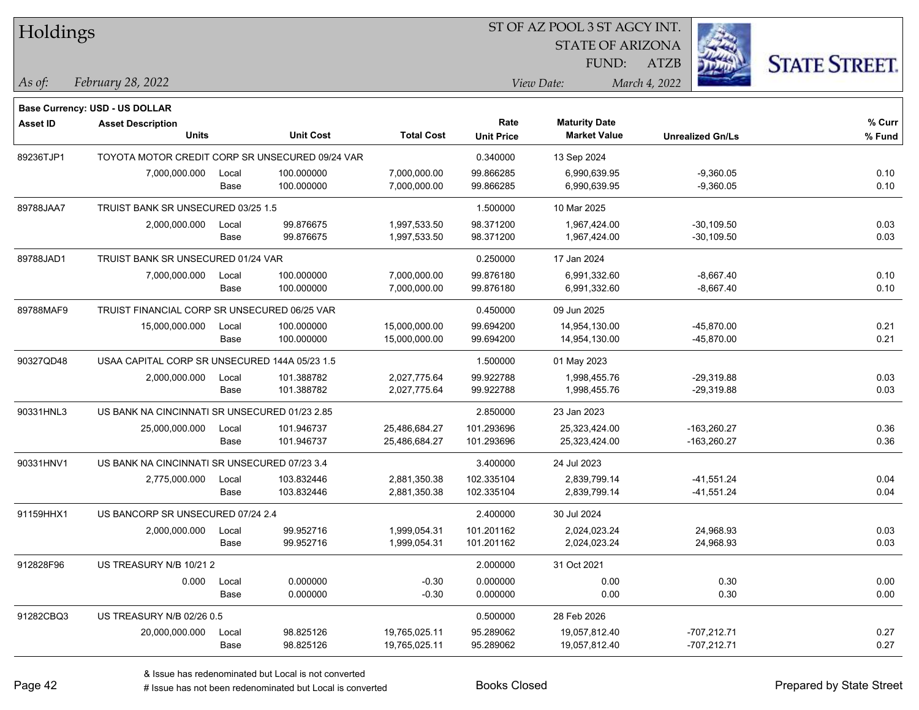# Holdings

ST OF AZ POOL 3 ST AGCY INT.
STATE OF ARIZONA
FUND: ATZB

*As of:* *February 28, 2022*
*View Date:* *March 4, 2022*

**Base Currency: USD - US DOLLAR**

| Asset ID | Asset Description / Units | | Unit Cost | Total Cost | Rate / Unit Price | Maturity Date / Market Value | Unrealized Gn/Ls | % Curr / % Fund |
|---|---|---|---|---|---|---|---|---|
| 89236TJP1 | TOYOTA MOTOR CREDIT CORP SR UNSECURED 09/24 VAR | | | | 0.340000 | 13 Sep 2024 | | |
| | 7,000,000.000 | Local | 100.000000 | 7,000,000.00 | 99.866285 | 6,990,639.95 | -9,360.05 | 0.10 |
| | | Base | 100.000000 | 7,000,000.00 | 99.866285 | 6,990,639.95 | -9,360.05 | 0.10 |
| 89788JAA7 | TRUIST BANK SR UNSECURED 03/25 1.5 | | | | 1.500000 | 10 Mar 2025 | | |
| | 2,000,000.000 | Local | 99.876675 | 1,997,533.50 | 98.371200 | 1,967,424.00 | -30,109.50 | 0.03 |
| | | Base | 99.876675 | 1,997,533.50 | 98.371200 | 1,967,424.00 | -30,109.50 | 0.03 |
| 89788JAD1 | TRUIST BANK SR UNSECURED 01/24 VAR | | | | 0.250000 | 17 Jan 2024 | | |
| | 7,000,000.000 | Local | 100.000000 | 7,000,000.00 | 99.876180 | 6,991,332.60 | -8,667.40 | 0.10 |
| | | Base | 100.000000 | 7,000,000.00 | 99.876180 | 6,991,332.60 | -8,667.40 | 0.10 |
| 89788MAF9 | TRUIST FINANCIAL CORP SR UNSECURED 06/25 VAR | | | | 0.450000 | 09 Jun 2025 | | |
| | 15,000,000.000 | Local | 100.000000 | 15,000,000.00 | 99.694200 | 14,954,130.00 | -45,870.00 | 0.21 |
| | | Base | 100.000000 | 15,000,000.00 | 99.694200 | 14,954,130.00 | -45,870.00 | 0.21 |
| 90327QD48 | USAA CAPITAL CORP SR UNSECURED 144A 05/23 1.5 | | | | 1.500000 | 01 May 2023 | | |
| | 2,000,000.000 | Local | 101.388782 | 2,027,775.64 | 99.922788 | 1,998,455.76 | -29,319.88 | 0.03 |
| | | Base | 101.388782 | 2,027,775.64 | 99.922788 | 1,998,455.76 | -29,319.88 | 0.03 |
| 90331HNL3 | US BANK NA CINCINNATI SR UNSECURED 01/23 2.85 | | | | 2.850000 | 23 Jan 2023 | | |
| | 25,000,000.000 | Local | 101.946737 | 25,486,684.27 | 101.293696 | 25,323,424.00 | -163,260.27 | 0.36 |
| | | Base | 101.946737 | 25,486,684.27 | 101.293696 | 25,323,424.00 | -163,260.27 | 0.36 |
| 90331HNV1 | US BANK NA CINCINNATI SR UNSECURED 07/23 3.4 | | | | 3.400000 | 24 Jul 2023 | | |
| | 2,775,000.000 | Local | 103.832446 | 2,881,350.38 | 102.335104 | 2,839,799.14 | -41,551.24 | 0.04 |
| | | Base | 103.832446 | 2,881,350.38 | 102.335104 | 2,839,799.14 | -41,551.24 | 0.04 |
| 91159HHX1 | US BANCORP SR UNSECURED 07/24 2.4 | | | | 2.400000 | 30 Jul 2024 | | |
| | 2,000,000.000 | Local | 99.952716 | 1,999,054.31 | 101.201162 | 2,024,023.24 | 24,968.93 | 0.03 |
| | | Base | 99.952716 | 1,999,054.31 | 101.201162 | 2,024,023.24 | 24,968.93 | 0.03 |
| 912828F96 | US TREASURY N/B 10/21 2 | | | | 2.000000 | 31 Oct 2021 | | |
| | 0.000 | Local | 0.000000 | -0.30 | 0.000000 | 0.00 | 0.30 | 0.00 |
| | | Base | 0.000000 | -0.30 | 0.000000 | 0.00 | 0.30 | 0.00 |
| 91282CBQ3 | US TREASURY N/B 02/26 0.5 | | | | 0.500000 | 28 Feb 2026 | | |
| | 20,000,000.000 | Local | 98.825126 | 19,765,025.11 | 95.289062 | 19,057,812.40 | -707,212.71 | 0.27 |
| | | Base | 98.825126 | 19,765,025.11 | 95.289062 | 19,057,812.40 | -707,212.71 | 0.27 |

& Issue has redenominated but Local is not converted
# Issue has not been redenominated but Local is converted

Books Closed

Prepared by State Street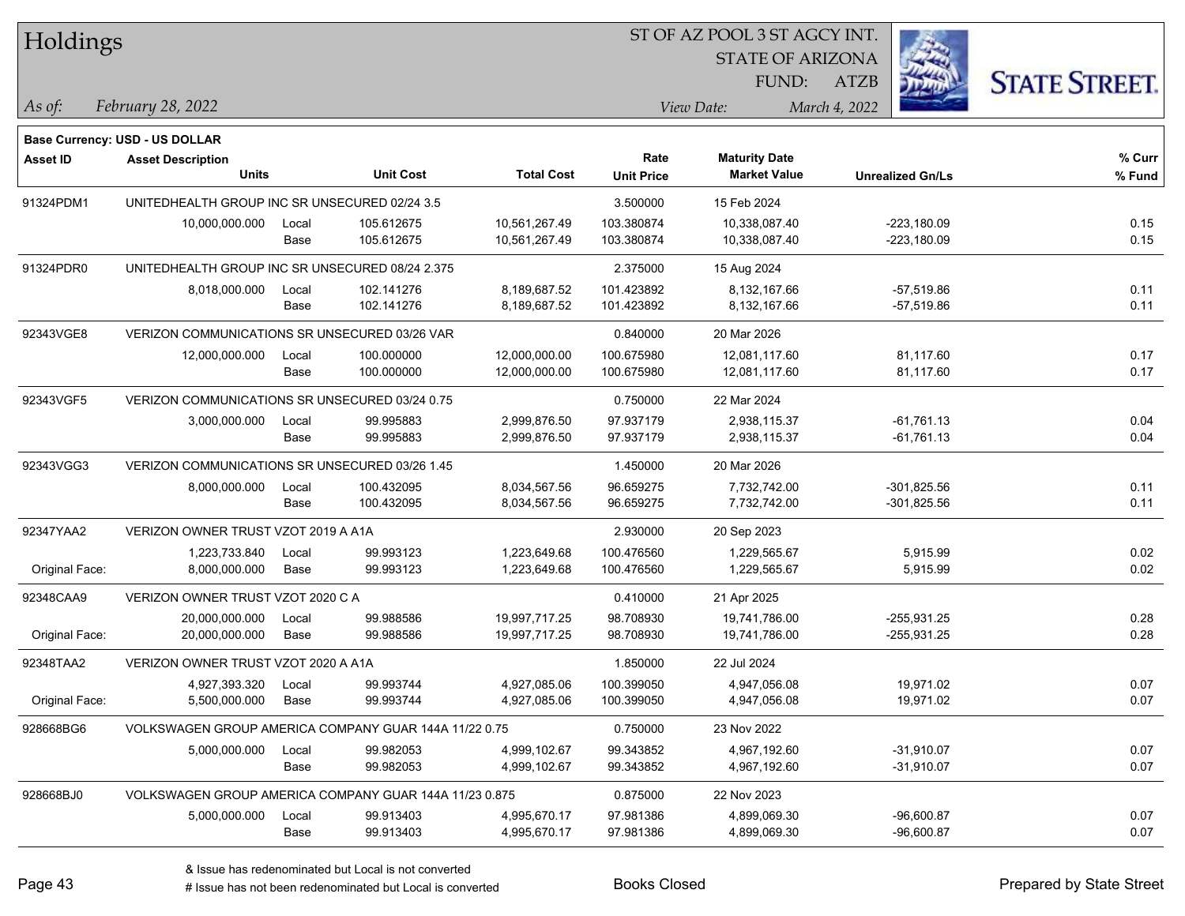# Holdings

ST OF AZ POOL 3 ST AGCY INT.
STATE OF ARIZONA
FUND: ATZB

*As of:* *February 28, 2022*
*View Date:* *March 4, 2022*

**Base Currency: USD - US DOLLAR**

| Asset ID | Asset Description / Units | | Unit Cost | Total Cost | Rate / Unit Price | Maturity Date / Market Value | Unrealized Gn/Ls | % Curr / % Fund |
|---|---|---|---|---|---|---|---|---|
| 91324PDM1 | UNITEDHEALTH GROUP INC SR UNSECURED 02/24 3.5 | | | | 3.500000 | 15 Feb 2024 | | |
| | 10,000,000.000 | Local | 105.612675 | 10,561,267.49 | 103.380874 | 10,338,087.40 | -223,180.09 | 0.15 |
| | | Base | 105.612675 | 10,561,267.49 | 103.380874 | 10,338,087.40 | -223,180.09 | 0.15 |
| 91324PDR0 | UNITEDHEALTH GROUP INC SR UNSECURED 08/24 2.375 | | | | 2.375000 | 15 Aug 2024 | | |
| | 8,018,000.000 | Local | 102.141276 | 8,189,687.52 | 101.423892 | 8,132,167.66 | -57,519.86 | 0.11 |
| | | Base | 102.141276 | 8,189,687.52 | 101.423892 | 8,132,167.66 | -57,519.86 | 0.11 |
| 92343VGE8 | VERIZON COMMUNICATIONS SR UNSECURED 03/26 VAR | | | | 0.840000 | 20 Mar 2026 | | |
| | 12,000,000.000 | Local | 100.000000 | 12,000,000.00 | 100.675980 | 12,081,117.60 | 81,117.60 | 0.17 |
| | | Base | 100.000000 | 12,000,000.00 | 100.675980 | 12,081,117.60 | 81,117.60 | 0.17 |
| 92343VGF5 | VERIZON COMMUNICATIONS SR UNSECURED 03/24 0.75 | | | | 0.750000 | 22 Mar 2024 | | |
| | 3,000,000.000 | Local | 99.995883 | 2,999,876.50 | 97.937179 | 2,938,115.37 | -61,761.13 | 0.04 |
| | | Base | 99.995883 | 2,999,876.50 | 97.937179 | 2,938,115.37 | -61,761.13 | 0.04 |
| 92343VGG3 | VERIZON COMMUNICATIONS SR UNSECURED 03/26 1.45 | | | | 1.450000 | 20 Mar 2026 | | |
| | 8,000,000.000 | Local | 100.432095 | 8,034,567.56 | 96.659275 | 7,732,742.00 | -301,825.56 | 0.11 |
| | | Base | 100.432095 | 8,034,567.56 | 96.659275 | 7,732,742.00 | -301,825.56 | 0.11 |
| 92347YAA2 | VERIZON OWNER TRUST VZOT 2019 A A1A | | | | 2.930000 | 20 Sep 2023 | | |
| | 1,223,733.840 | Local | 99.993123 | 1,223,649.68 | 100.476560 | 1,229,565.67 | 5,915.99 | 0.02 |
| Original Face: | 8,000,000.000 | Base | 99.993123 | 1,223,649.68 | 100.476560 | 1,229,565.67 | 5,915.99 | 0.02 |
| 92348CAA9 | VERIZON OWNER TRUST VZOT 2020 C A | | | | 0.410000 | 21 Apr 2025 | | |
| | 20,000,000.000 | Local | 99.988586 | 19,997,717.25 | 98.708930 | 19,741,786.00 | -255,931.25 | 0.28 |
| Original Face: | 20,000,000.000 | Base | 99.988586 | 19,997,717.25 | 98.708930 | 19,741,786.00 | -255,931.25 | 0.28 |
| 92348TAA2 | VERIZON OWNER TRUST VZOT 2020 A A1A | | | | 1.850000 | 22 Jul 2024 | | |
| | 4,927,393.320 | Local | 99.993744 | 4,927,085.06 | 100.399050 | 4,947,056.08 | 19,971.02 | 0.07 |
| Original Face: | 5,500,000.000 | Base | 99.993744 | 4,927,085.06 | 100.399050 | 4,947,056.08 | 19,971.02 | 0.07 |
| 928668BG6 | VOLKSWAGEN GROUP AMERICA COMPANY GUAR 144A 11/22 0.75 | | | | 0.750000 | 23 Nov 2022 | | |
| | 5,000,000.000 | Local | 99.982053 | 4,999,102.67 | 99.343852 | 4,967,192.60 | -31,910.07 | 0.07 |
| | | Base | 99.982053 | 4,999,102.67 | 99.343852 | 4,967,192.60 | -31,910.07 | 0.07 |
| 928668BJ0 | VOLKSWAGEN GROUP AMERICA COMPANY GUAR 144A 11/23 0.875 | | | | 0.875000 | 22 Nov 2023 | | |
| | 5,000,000.000 | Local | 99.913403 | 4,995,670.17 | 97.981386 | 4,899,069.30 | -96,600.87 | 0.07 |
| | | Base | 99.913403 | 4,995,670.17 | 97.981386 | 4,899,069.30 | -96,600.87 | 0.07 |

& Issue has redenominated but Local is not converted
# Issue has not been redenominated but Local is converted

Books Closed

Prepared by State Street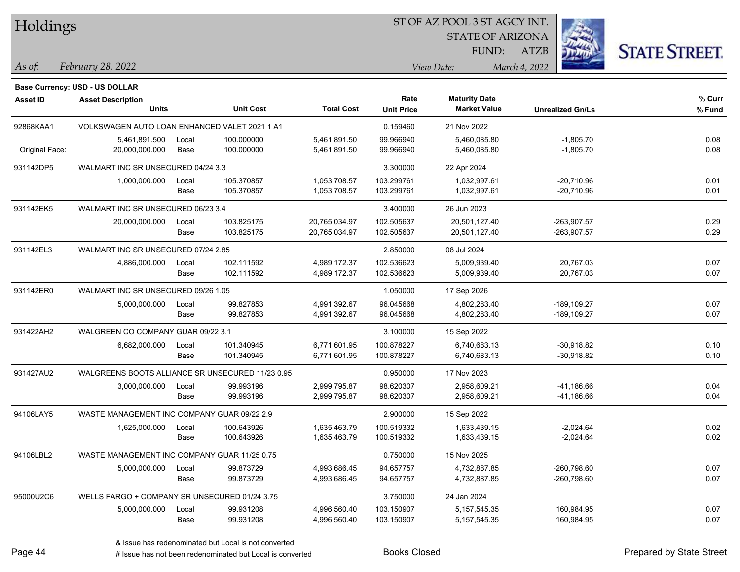# Holdings

ST OF AZ POOL 3 ST AGCY INT.
STATE OF ARIZONA
FUND: ATZB

*As of:* *February 28, 2022*
*View Date:* *March 4, 2022*

**Base Currency: USD - US DOLLAR**

| Asset ID | Asset Description / Units | | Unit Cost | Total Cost | Rate / Unit Price | Maturity Date / Market Value | Unrealized Gn/Ls | % Curr / % Fund |
|---|---|---|---|---|---|---|---|---|
| 92868KAA1 | VOLKSWAGEN AUTO LOAN ENHANCED VALET 2021 1 A1 | | | | 0.159460 | 21 Nov 2022 | | |
| | 5,461,891.500 | Local | 100.000000 | 5,461,891.50 | 99.966940 | 5,460,085.80 | -1,805.70 | 0.08 |
| Original Face: | 20,000,000.000 | Base | 100.000000 | 5,461,891.50 | 99.966940 | 5,460,085.80 | -1,805.70 | 0.08 |
| 931142DP5 | WALMART INC SR UNSECURED 04/24 3.3 | | | | 3.300000 | 22 Apr 2024 | | |
| | 1,000,000.000 | Local | 105.370857 | 1,053,708.57 | 103.299761 | 1,032,997.61 | -20,710.96 | 0.01 |
| | | Base | 105.370857 | 1,053,708.57 | 103.299761 | 1,032,997.61 | -20,710.96 | 0.01 |
| 931142EK5 | WALMART INC SR UNSECURED 06/23 3.4 | | | | 3.400000 | 26 Jun 2023 | | |
| | 20,000,000.000 | Local | 103.825175 | 20,765,034.97 | 102.505637 | 20,501,127.40 | -263,907.57 | 0.29 |
| | | Base | 103.825175 | 20,765,034.97 | 102.505637 | 20,501,127.40 | -263,907.57 | 0.29 |
| 931142EL3 | WALMART INC SR UNSECURED 07/24 2.85 | | | | 2.850000 | 08 Jul 2024 | | |
| | 4,886,000.000 | Local | 102.111592 | 4,989,172.37 | 102.536623 | 5,009,939.40 | 20,767.03 | 0.07 |
| | | Base | 102.111592 | 4,989,172.37 | 102.536623 | 5,009,939.40 | 20,767.03 | 0.07 |
| 931142ER0 | WALMART INC SR UNSECURED 09/26 1.05 | | | | 1.050000 | 17 Sep 2026 | | |
| | 5,000,000.000 | Local | 99.827853 | 4,991,392.67 | 96.045668 | 4,802,283.40 | -189,109.27 | 0.07 |
| | | Base | 99.827853 | 4,991,392.67 | 96.045668 | 4,802,283.40 | -189,109.27 | 0.07 |
| 931422AH2 | WALGREEN CO COMPANY GUAR 09/22 3.1 | | | | 3.100000 | 15 Sep 2022 | | |
| | 6,682,000.000 | Local | 101.340945 | 6,771,601.95 | 100.878227 | 6,740,683.13 | -30,918.82 | 0.10 |
| | | Base | 101.340945 | 6,771,601.95 | 100.878227 | 6,740,683.13 | -30,918.82 | 0.10 |
| 931427AU2 | WALGREENS BOOTS ALLIANCE SR UNSECURED 11/23 0.95 | | | | 0.950000 | 17 Nov 2023 | | |
| | 3,000,000.000 | Local | 99.993196 | 2,999,795.87 | 98.620307 | 2,958,609.21 | -41,186.66 | 0.04 |
| | | Base | 99.993196 | 2,999,795.87 | 98.620307 | 2,958,609.21 | -41,186.66 | 0.04 |
| 94106LAY5 | WASTE MANAGEMENT INC COMPANY GUAR 09/22 2.9 | | | | 2.900000 | 15 Sep 2022 | | |
| | 1,625,000.000 | Local | 100.643926 | 1,635,463.79 | 100.519332 | 1,633,439.15 | -2,024.64 | 0.02 |
| | | Base | 100.643926 | 1,635,463.79 | 100.519332 | 1,633,439.15 | -2,024.64 | 0.02 |
| 94106LBL2 | WASTE MANAGEMENT INC COMPANY GUAR 11/25 0.75 | | | | 0.750000 | 15 Nov 2025 | | |
| | 5,000,000.000 | Local | 99.873729 | 4,993,686.45 | 94.657757 | 4,732,887.85 | -260,798.60 | 0.07 |
| | | Base | 99.873729 | 4,993,686.45 | 94.657757 | 4,732,887.85 | -260,798.60 | 0.07 |
| 95000U2C6 | WELLS FARGO + COMPANY SR UNSECURED 01/24 3.75 | | | | 3.750000 | 24 Jan 2024 | | |
| | 5,000,000.000 | Local | 99.931208 | 4,996,560.40 | 103.150907 | 5,157,545.35 | 160,984.95 | 0.07 |
| | | Base | 99.931208 | 4,996,560.40 | 103.150907 | 5,157,545.35 | 160,984.95 | 0.07 |

& Issue has redenominated but Local is not converted
# Issue has not been redenominated but Local is converted

Books Closed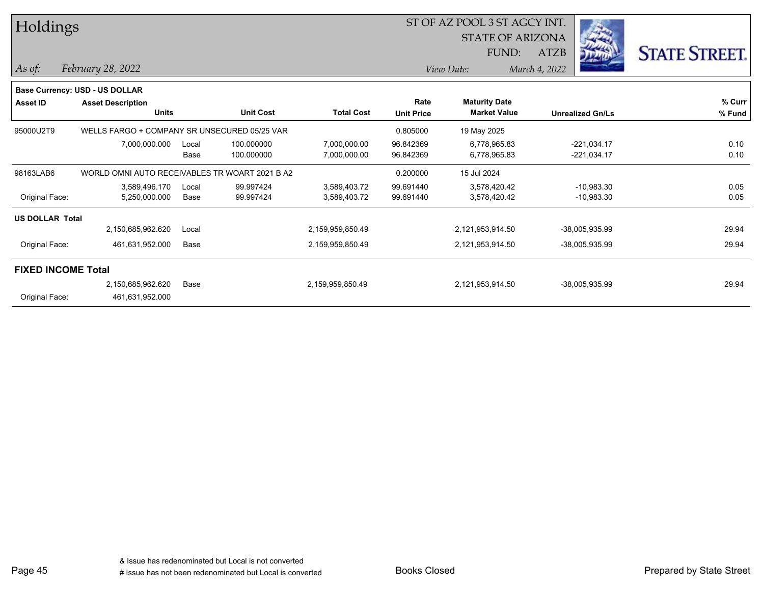# Holdings

ST OF AZ POOL 3 ST AGCY INT.
STATE OF ARIZONA
FUND: ATZB

*As of:* *February 28, 2022*    *View Date:* *March 4, 2022*

**Base Currency: USD - US DOLLAR**

| Asset ID | Asset Description / Units | | Unit Cost | Total Cost | Rate / Unit Price | Maturity Date / Market Value | Unrealized Gn/Ls | % Curr / % Fund |
|---|---|---|---|---|---|---|---|---|
| 95000U2T9 | WELLS FARGO + COMPANY SR UNSECURED 05/25 VAR | | | | 0.805000 | 19 May 2025 | | |
| | 7,000,000.000 | Local | 100.000000 | 7,000,000.00 | 96.842369 | 6,778,965.83 | -221,034.17 | 0.10 |
| | | Base | 100.000000 | 7,000,000.00 | 96.842369 | 6,778,965.83 | -221,034.17 | 0.10 |
| 98163LAB6 | WORLD OMNI AUTO RECEIVABLES TR WOART 2021 B A2 | | | | 0.200000 | 15 Jul 2024 | | |
| | 3,589,496.170 | Local | 99.997424 | 3,589,403.72 | 99.691440 | 3,578,420.42 | -10,983.30 | 0.05 |
| Original Face: | 5,250,000.000 | Base | 99.997424 | 3,589,403.72 | 99.691440 | 3,578,420.42 | -10,983.30 | 0.05 |
| **US DOLLAR Total** | | | | | | | | |
| | 2,150,685,962.620 | Local | | 2,159,959,850.49 | | 2,121,953,914.50 | -38,005,935.99 | 29.94 |
| Original Face: | 461,631,952.000 | Base | | 2,159,959,850.49 | | 2,121,953,914.50 | -38,005,935.99 | 29.94 |
| **FIXED INCOME Total** | | | | | | | | |
| | 2,150,685,962.620 | Base | | 2,159,959,850.49 | | 2,121,953,914.50 | -38,005,935.99 | 29.94 |
| Original Face: | 461,631,952.000 | | | | | | | |

& Issue has redenominated but Local is not converted
# Issue has not been redenominated but Local is converted

Books Closed

Prepared by State Street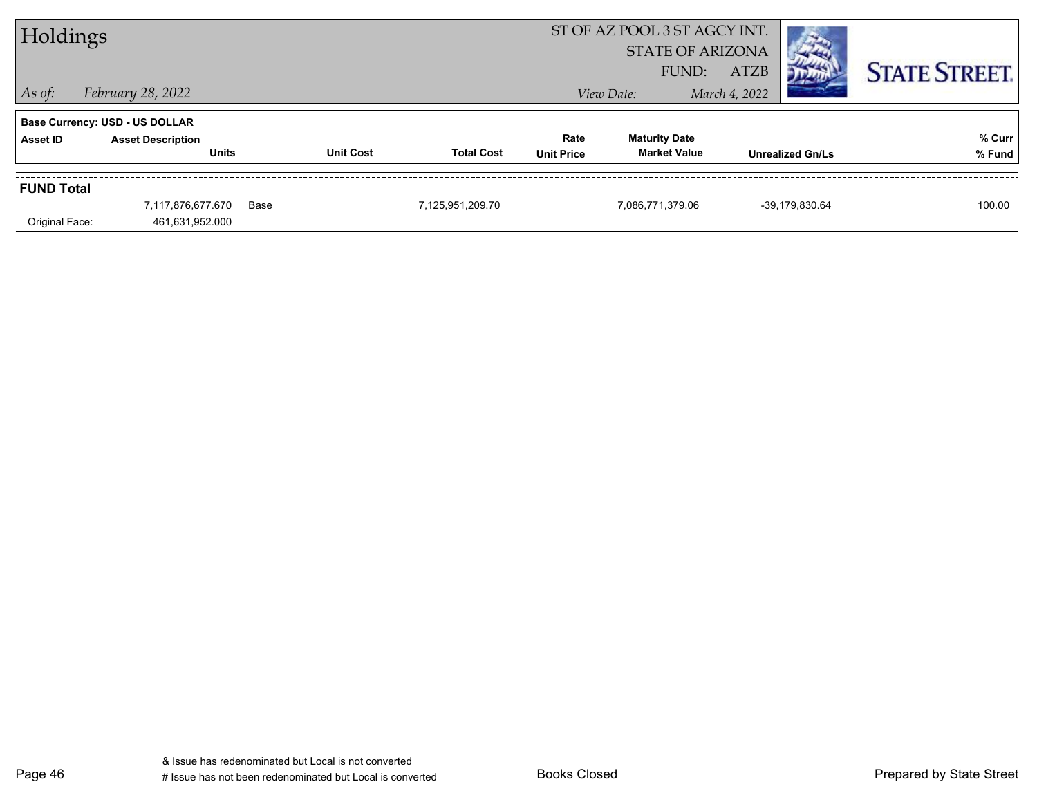# Holdings

ST OF AZ POOL 3 ST AGCY INT.
STATE OF ARIZONA
FUND: ATZB

*As of:* *February 28, 2022*

*View Date:* *March 4, 2022*

**Base Currency: USD - US DOLLAR**

| Asset ID | Asset Description / Units | Unit Cost | Total Cost | Rate / Unit Price | Maturity Date / Market Value | Unrealized Gn/Ls | % Curr / % Fund |
|---|---|---|---|---|---|---|---|
| **FUND Total** | | | | | | | |
| | 7,117,876,677.670 | Base | 7,125,951,209.70 | | 7,086,771,379.06 | -39,179,830.64 | 100.00 |
| Original Face: | 461,631,952.000 | | | | | | |

& Issue has redenominated but Local is not converted
# Issue has not been redenominated but Local is converted

Books Closed

Prepared by State Street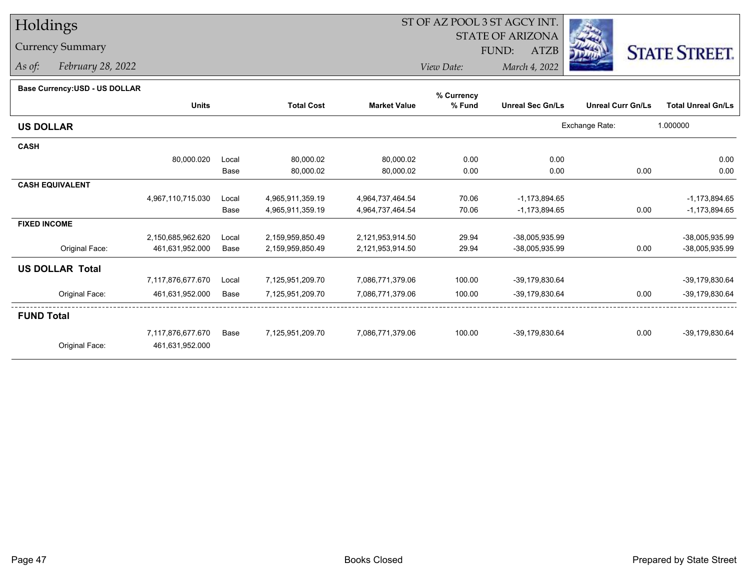# Holdings

Currency Summary

*As of:* *February 28, 2022*

ST OF AZ POOL 3 ST AGCY INT.
STATE OF ARIZONA
FUND: ATZB

*View Date:* *March 4, 2022*

**Base Currency:USD - US DOLLAR**

| | Units | | Total Cost | Market Value | % Currency % Fund | Unreal Sec Gn/Ls | Unreal Curr Gn/Ls | Total Unreal Gn/Ls |
|---|---|---|---|---|---|---|---|---|
| **US DOLLAR** | | | | | | Exchange Rate: | 1.000000 | |
| **CASH** | | | | | | | | |
| | 80,000.020 | Local | 80,000.02 | 80,000.02 | 0.00 | 0.00 | | 0.00 |
| | | Base | 80,000.02 | 80,000.02 | 0.00 | 0.00 | 0.00 | 0.00 |
| **CASH EQUIVALENT** | | | | | | | | |
| | 4,967,110,715.030 | Local | 4,965,911,359.19 | 4,964,737,464.54 | 70.06 | -1,173,894.65 | | -1,173,894.65 |
| | | Base | 4,965,911,359.19 | 4,964,737,464.54 | 70.06 | -1,173,894.65 | 0.00 | -1,173,894.65 |
| **FIXED INCOME** | | | | | | | | |
| | 2,150,685,962.620 | Local | 2,159,959,850.49 | 2,121,953,914.50 | 29.94 | -38,005,935.99 | | -38,005,935.99 |
| Original Face: | 461,631,952.000 | Base | 2,159,959,850.49 | 2,121,953,914.50 | 29.94 | -38,005,935.99 | 0.00 | -38,005,935.99 |
| **US DOLLAR Total** | | | | | | | | |
| | 7,117,876,677.670 | Local | 7,125,951,209.70 | 7,086,771,379.06 | 100.00 | -39,179,830.64 | | -39,179,830.64 |
| Original Face: | 461,631,952.000 | Base | 7,125,951,209.70 | 7,086,771,379.06 | 100.00 | -39,179,830.64 | 0.00 | -39,179,830.64 |
| **FUND Total** | | | | | | | | |
| | 7,117,876,677.670 | Base | 7,125,951,209.70 | 7,086,771,379.06 | 100.00 | -39,179,830.64 | 0.00 | -39,179,830.64 |
| Original Face: | 461,631,952.000 | | | | | | | |

Books Closed

Prepared by State Street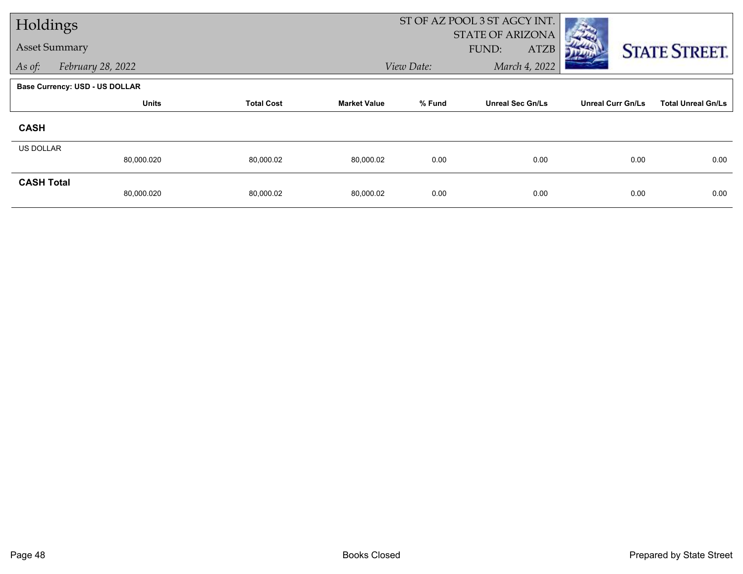# Holdings

## Asset Summary

*As of:* *February 28, 2022*

ST OF AZ POOL 3 ST AGCY INT.
STATE OF ARIZONA
FUND: ATZB
*View Date:* *March 4, 2022*

STATE STREET.

**Base Currency: USD - US DOLLAR**

| | Units | Total Cost | Market Value | % Fund | Unreal Sec Gn/Ls | Unreal Curr Gn/Ls | Total Unreal Gn/Ls |
|---|---|---|---|---|---|---|---|
| **CASH** | | | | | | | |
| US DOLLAR | 80,000.020 | 80,000.02 | 80,000.02 | 0.00 | 0.00 | 0.00 | 0.00 |
| **CASH Total** | 80,000.020 | 80,000.02 | 80,000.02 | 0.00 | 0.00 | 0.00 | 0.00 |

Books Closed

Prepared by State Street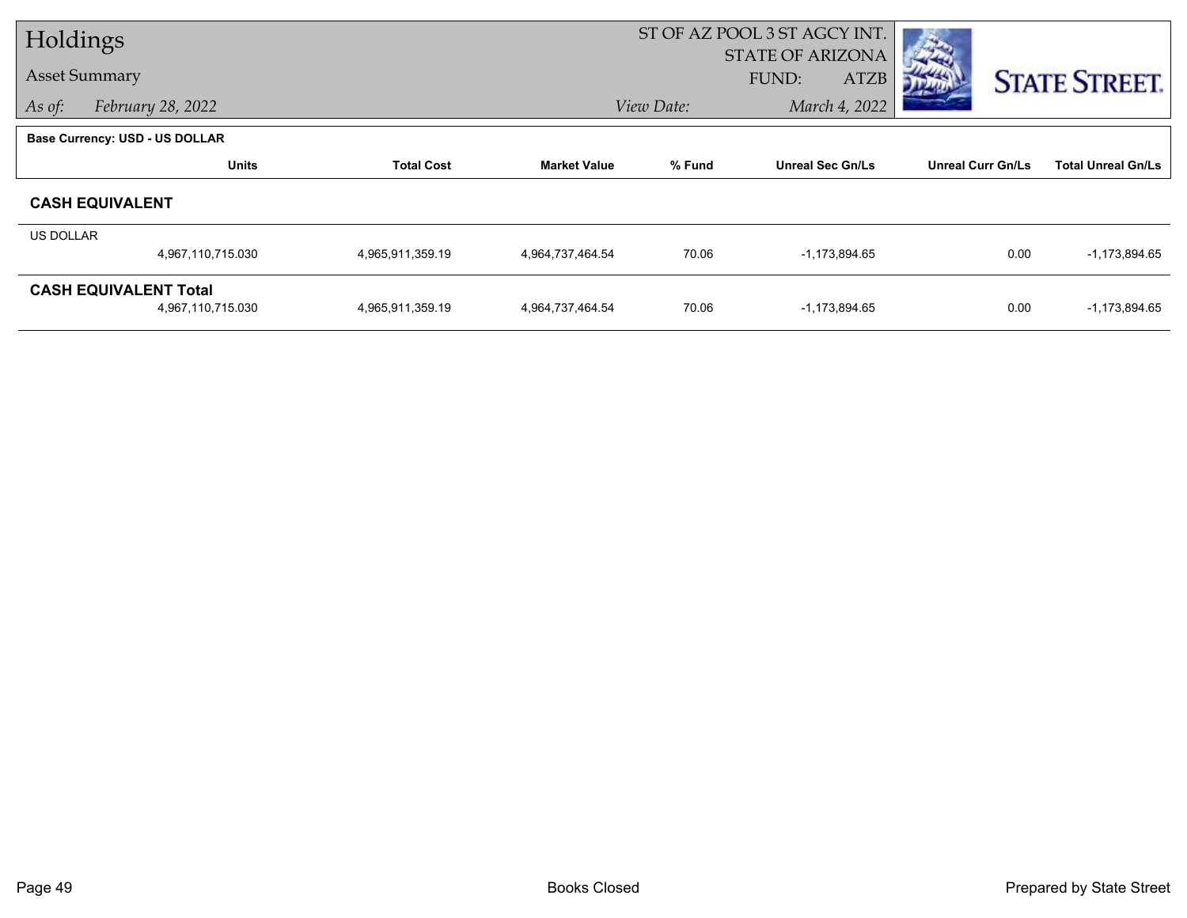# Holdings

## Asset Summary

*As of:* *February 28, 2022*

ST OF AZ POOL 3 ST AGCY INT.
STATE OF ARIZONA
FUND: ATZB
*View Date:* *March 4, 2022*

STATE STREET.

**Base Currency: USD - US DOLLAR**

| | Units | Total Cost | Market Value | % Fund | Unreal Sec Gn/Ls | Unreal Curr Gn/Ls | Total Unreal Gn/Ls |
|---|---|---|---|---|---|---|---|
| **CASH EQUIVALENT** | | | | | | | |
| US DOLLAR | 4,967,110,715.030 | 4,965,911,359.19 | 4,964,737,464.54 | 70.06 | -1,173,894.65 | 0.00 | -1,173,894.65 |
| **CASH EQUIVALENT Total** | 4,967,110,715.030 | 4,965,911,359.19 | 4,964,737,464.54 | 70.06 | -1,173,894.65 | 0.00 | -1,173,894.65 |

Books Closed

Prepared by State Street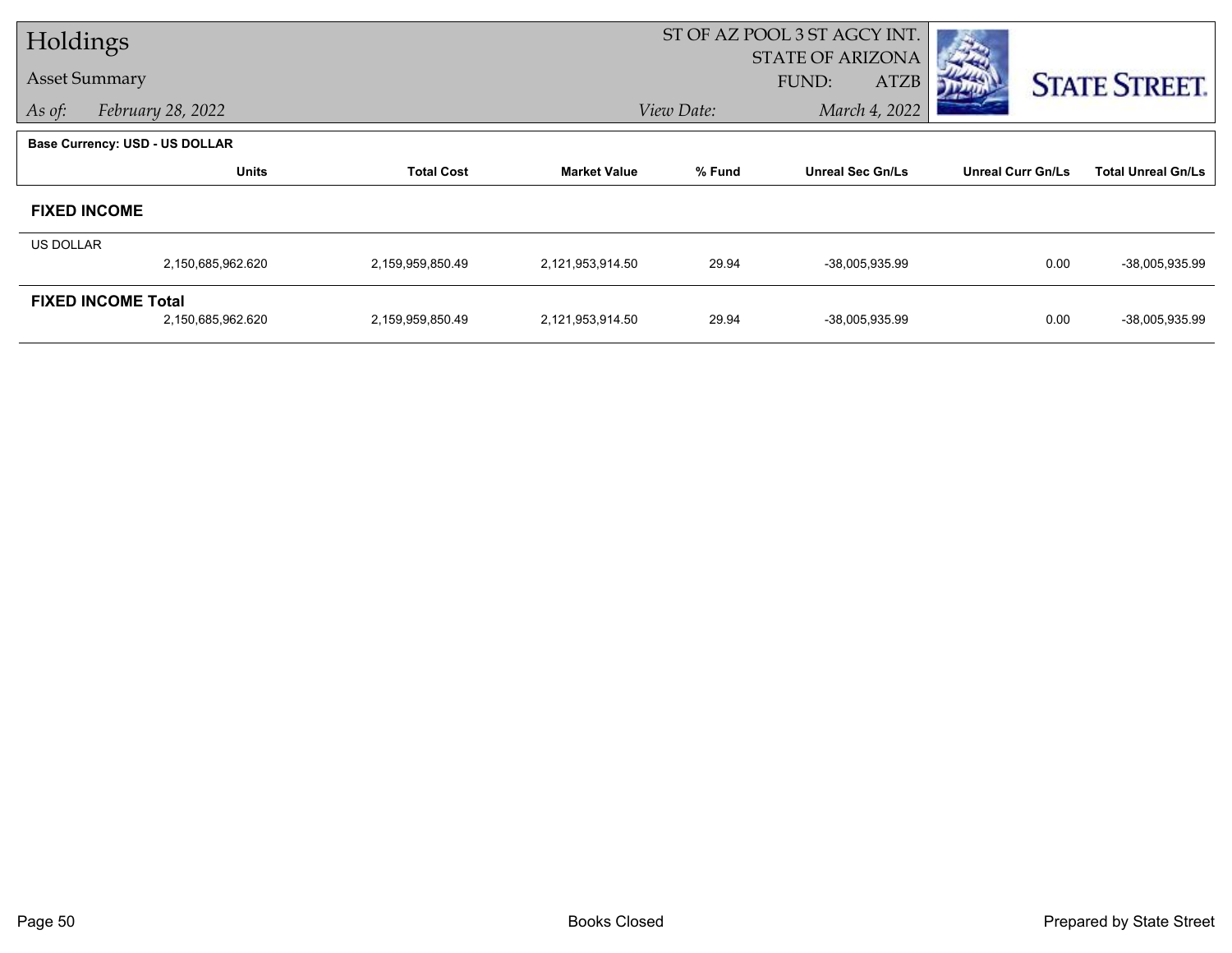# Holdings

## Asset Summary

*As of:* *February 28, 2022*

ST OF AZ POOL 3 ST AGCY INT.
STATE OF ARIZONA
FUND: ATZB
*View Date:* *March 4, 2022*

**Base Currency: USD - US DOLLAR**

| | Units | Total Cost | Market Value | % Fund | Unreal Sec Gn/Ls | Unreal Curr Gn/Ls | Total Unreal Gn/Ls |
|---|---|---|---|---|---|---|---|
| **FIXED INCOME** | | | | | | | |
| US DOLLAR | 2,150,685,962.620 | 2,159,959,850.49 | 2,121,953,914.50 | 29.94 | -38,005,935.99 | 0.00 | -38,005,935.99 |
| **FIXED INCOME Total** | 2,150,685,962.620 | 2,159,959,850.49 | 2,121,953,914.50 | 29.94 | -38,005,935.99 | 0.00 | -38,005,935.99 |

Books Closed

Prepared by State Street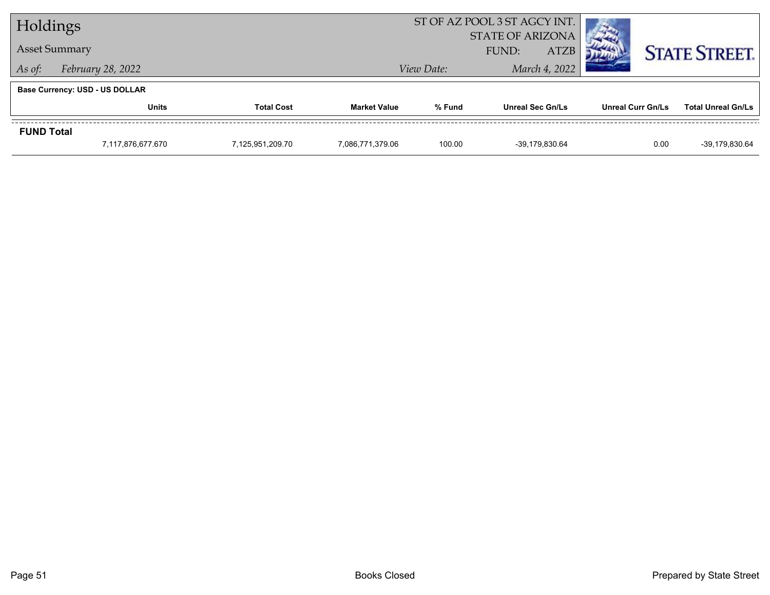# Holdings

## Asset Summary

*As of:* *February 28, 2022*

ST OF AZ POOL 3 ST AGCY INT.
STATE OF ARIZONA
FUND: ATZB
*View Date:* *March 4, 2022*

**Base Currency: USD - US DOLLAR**

| | Units | Total Cost | Market Value | % Fund | Unreal Sec Gn/Ls | Unreal Curr Gn/Ls | Total Unreal Gn/Ls |
|---|---|---|---|---|---|---|---|
| **FUND Total** | | | | | | | |
| | 7,117,876,677.670 | 7,125,951,209.70 | 7,086,771,379.06 | 100.00 | -39,179,830.64 | 0.00 | -39,179,830.64 |

Books Closed

Prepared by State Street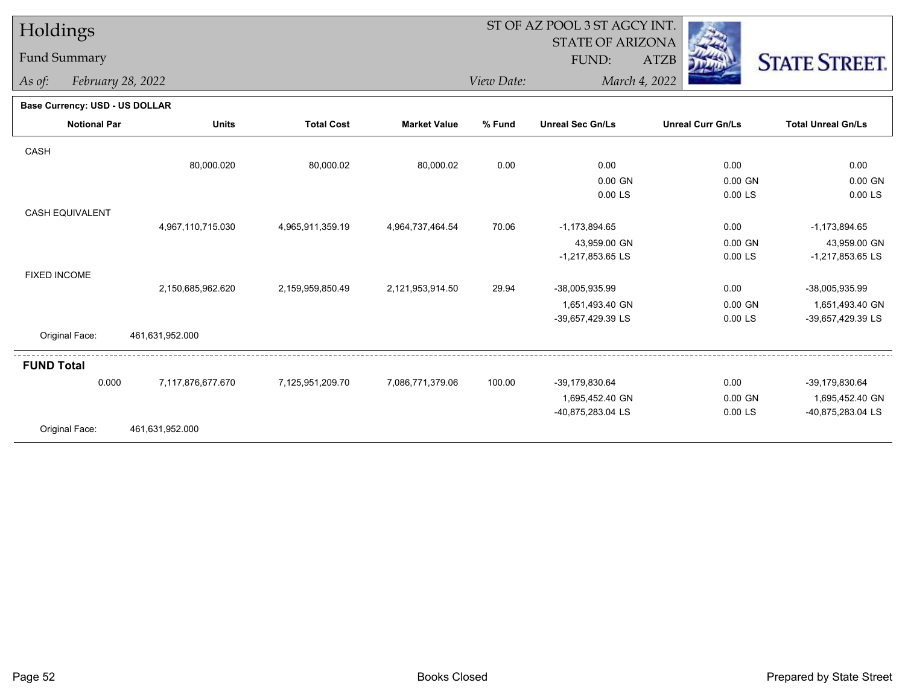# Holdings

Fund Summary

*As of:* *February 28, 2022*

ST OF AZ POOL 3 ST AGCY INT.
STATE OF ARIZONA
FUND: ATZB

*View Date:* *March 4, 2022*

STATE STREET.

**Base Currency: USD - US DOLLAR**

| Notional Par | Units | Total Cost | Market Value | % Fund | Unreal Sec Gn/Ls | Unreal Curr Gn/Ls | Total Unreal Gn/Ls |
|---|---|---|---|---|---|---|---|
| CASH | | | | | | | |
| | 80,000.020 | 80,000.02 | 80,000.02 | 0.00 | 0.00 | 0.00 | 0.00 |
| | | | | | 0.00 GN | 0.00 GN | 0.00 GN |
| | | | | | 0.00 LS | 0.00 LS | 0.00 LS |
| CASH EQUIVALENT | | | | | | | |
| | 4,967,110,715.030 | 4,965,911,359.19 | 4,964,737,464.54 | 70.06 | -1,173,894.65 | 0.00 | -1,173,894.65 |
| | | | | | 43,959.00 GN | 0.00 GN | 43,959.00 GN |
| | | | | | -1,217,853.65 LS | 0.00 LS | -1,217,853.65 LS |
| FIXED INCOME | | | | | | | |
| | 2,150,685,962.620 | 2,159,959,850.49 | 2,121,953,914.50 | 29.94 | -38,005,935.99 | 0.00 | -38,005,935.99 |
| | | | | | 1,651,493.40 GN | 0.00 GN | 1,651,493.40 GN |
| | | | | | -39,657,429.39 LS | 0.00 LS | -39,657,429.39 LS |
| Original Face: | 461,631,952.000 | | | | | | |
| **FUND Total** | | | | | | | |
| 0.000 | 7,117,876,677.670 | 7,125,951,209.70 | 7,086,771,379.06 | 100.00 | -39,179,830.64 | 0.00 | -39,179,830.64 |
| | | | | | 1,695,452.40 GN | 0.00 GN | 1,695,452.40 GN |
| | | | | | -40,875,283.04 LS | 0.00 LS | -40,875,283.04 LS |
| Original Face: | 461,631,952.000 | | | | | | |

Books Closed

Prepared by State Street